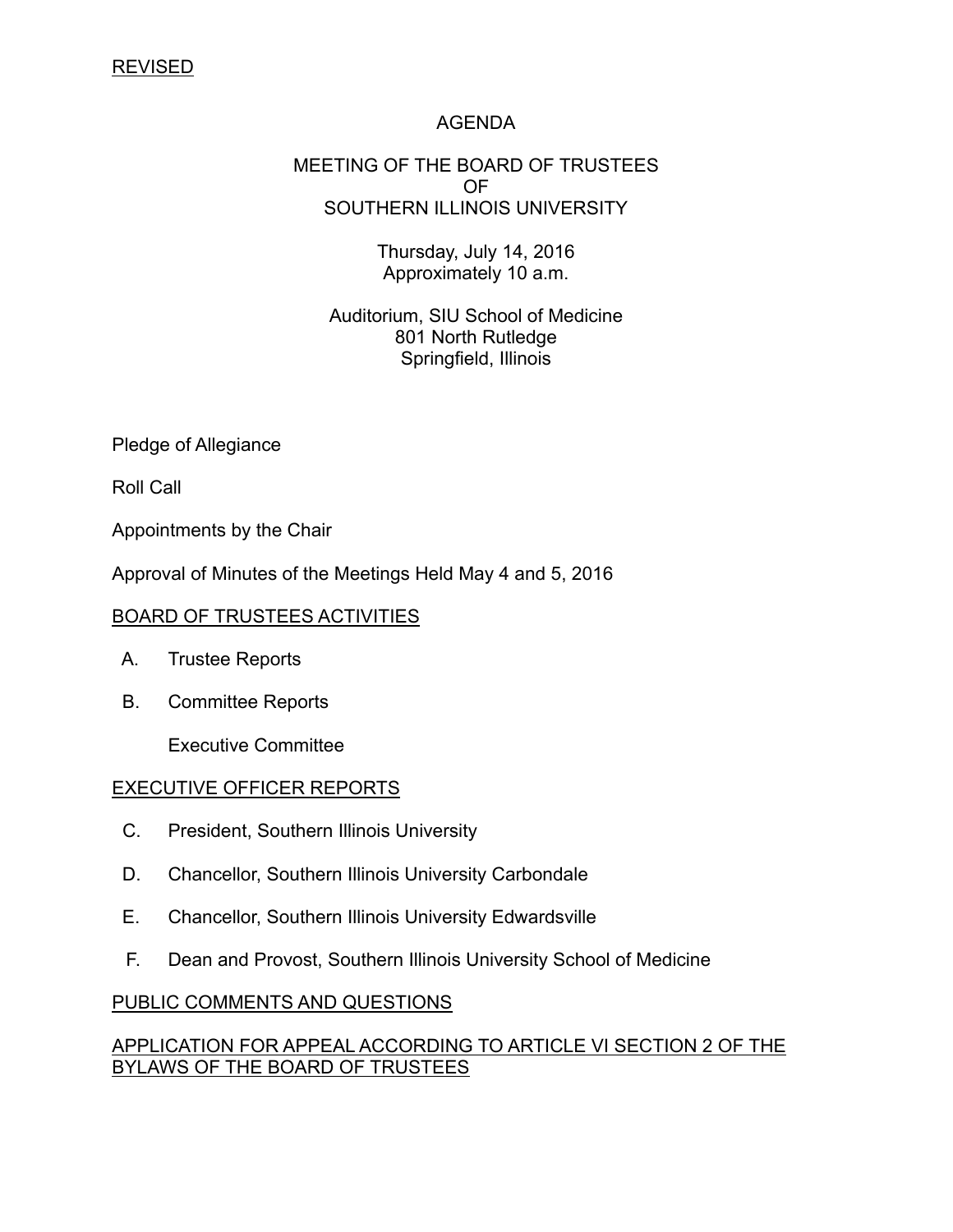<u>REVISED</u>

# AGENDA

## MEETING OF THE BOARD OF TRUSTEES OF SOUTHERN ILLINOIS UNIVERSITY

Thursday, July 14, 2016
Approximately 10 a.m.

Auditorium, SIU School of Medicine
801 North Rutledge
Springfield, Illinois

Pledge of Allegiance

Roll Call

Appointments by the Chair

Approval of Minutes of the Meetings Held May 4 and 5, 2016

<u>BOARD OF TRUSTEES ACTIVITIES</u>

A. Trustee Reports

B. Committee Reports

   Executive Committee

<u>EXECUTIVE OFFICER REPORTS</u>

C. President, Southern Illinois University

D. Chancellor, Southern Illinois University Carbondale

E. Chancellor, Southern Illinois University Edwardsville

F. Dean and Provost, Southern Illinois University School of Medicine

<u>PUBLIC COMMENTS AND QUESTIONS</u>

<u>APPLICATION FOR APPEAL ACCORDING TO ARTICLE VI SECTION 2 OF THE BYLAWS OF THE BOARD OF TRUSTEES</u>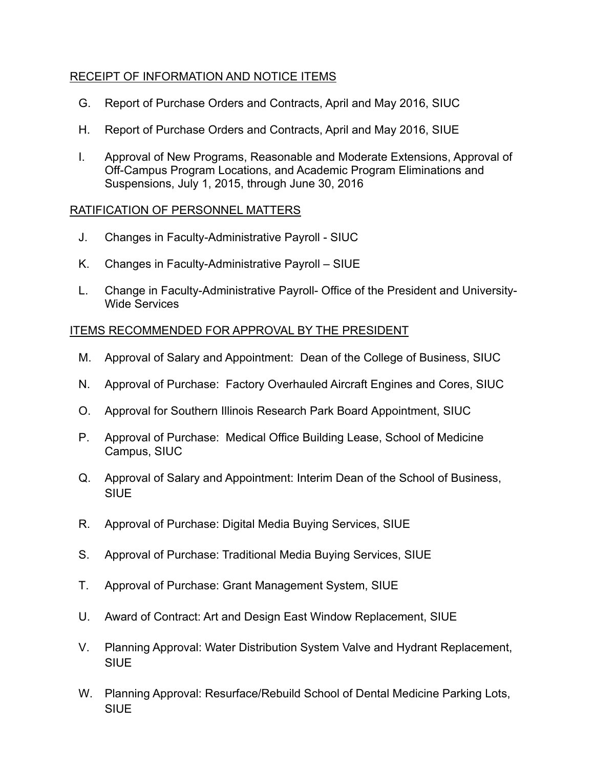RECEIPT OF INFORMATION AND NOTICE ITEMS

G. Report of Purchase Orders and Contracts, April and May 2016, SIUC

H. Report of Purchase Orders and Contracts, April and May 2016, SIUE

I. Approval of New Programs, Reasonable and Moderate Extensions, Approval of Off-Campus Program Locations, and Academic Program Eliminations and Suspensions, July 1, 2015, through June 30, 2016

RATIFICATION OF PERSONNEL MATTERS

J. Changes in Faculty-Administrative Payroll - SIUC

K. Changes in Faculty-Administrative Payroll – SIUE

L. Change in Faculty-Administrative Payroll- Office of the President and University-Wide Services

ITEMS RECOMMENDED FOR APPROVAL BY THE PRESIDENT

M. Approval of Salary and Appointment: Dean of the College of Business, SIUC

N. Approval of Purchase: Factory Overhauled Aircraft Engines and Cores, SIUC

O. Approval for Southern Illinois Research Park Board Appointment, SIUC

P. Approval of Purchase: Medical Office Building Lease, School of Medicine Campus, SIUC

Q. Approval of Salary and Appointment: Interim Dean of the School of Business, SIUE

R. Approval of Purchase: Digital Media Buying Services, SIUE

S. Approval of Purchase: Traditional Media Buying Services, SIUE

T. Approval of Purchase: Grant Management System, SIUE

U. Award of Contract: Art and Design East Window Replacement, SIUE

V. Planning Approval: Water Distribution System Valve and Hydrant Replacement, SIUE

W. Planning Approval: Resurface/Rebuild School of Dental Medicine Parking Lots, SIUE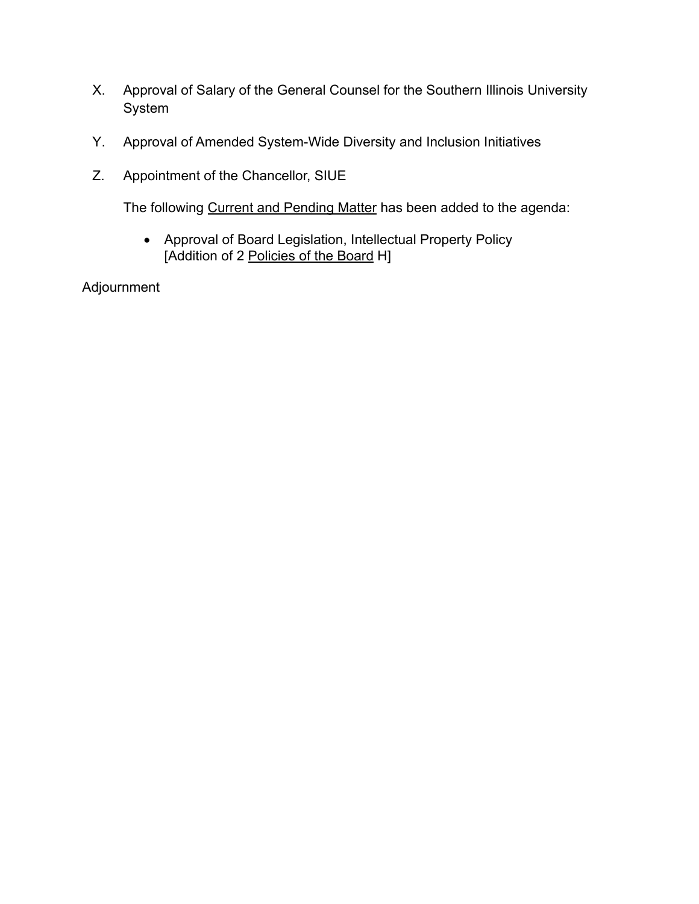X. Approval of Salary of the General Counsel for the Southern Illinois University System

Y. Approval of Amended System-Wide Diversity and Inclusion Initiatives

Z. Appointment of the Chancellor, SIUE

The following Current and Pending Matter has been added to the agenda:

- Approval of Board Legislation, Intellectual Property Policy [Addition of 2 Policies of the Board H]

Adjournment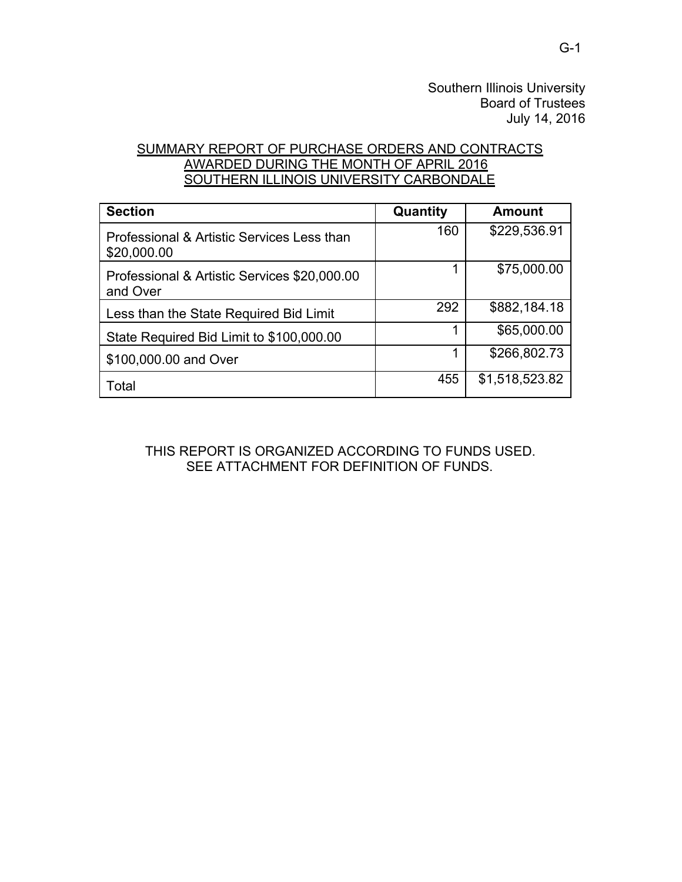Southern Illinois University
Board of Trustees
July 14, 2016

## SUMMARY REPORT OF PURCHASE ORDERS AND CONTRACTS AWARDED DURING THE MONTH OF APRIL 2016 SOUTHERN ILLINOIS UNIVERSITY CARBONDALE

| Section | Quantity | Amount |
|---|---|---|
| Professional & Artistic Services Less than $20,000.00 | 160 | $229,536.91 |
| Professional & Artistic Services $20,000.00 and Over | 1 | $75,000.00 |
| Less than the State Required Bid Limit | 292 | $882,184.18 |
| State Required Bid Limit to $100,000.00 | 1 | $65,000.00 |
| $100,000.00 and Over | 1 | $266,802.73 |
| Total | 455 | $1,518,523.82 |

THIS REPORT IS ORGANIZED ACCORDING TO FUNDS USED.
SEE ATTACHMENT FOR DEFINITION OF FUNDS.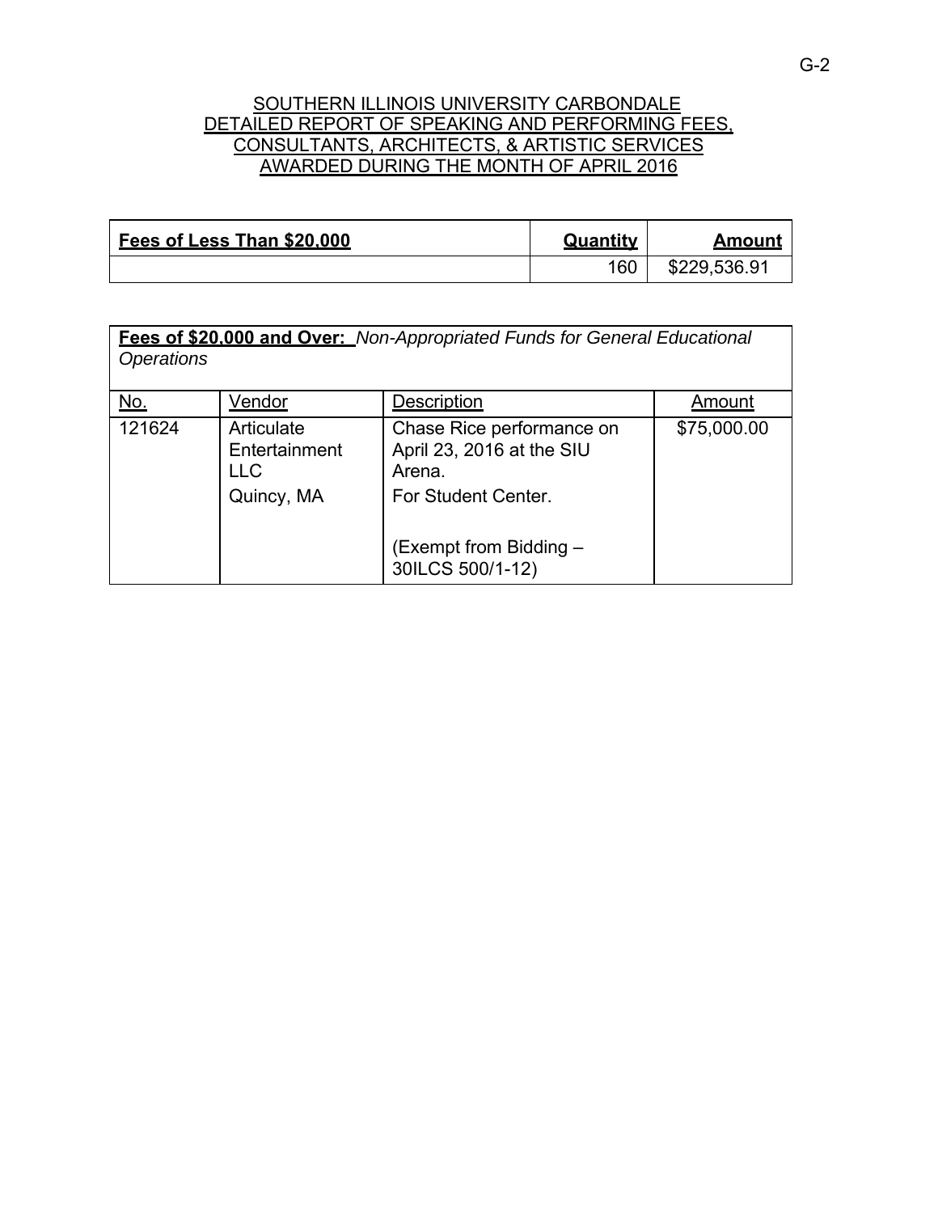SOUTHERN ILLINOIS UNIVERSITY CARBONDALE
DETAILED REPORT OF SPEAKING AND PERFORMING FEES,
CONSULTANTS, ARCHITECTS, & ARTISTIC SERVICES
AWARDED DURING THE MONTH OF APRIL 2016

| **Fees of Less Than $20,000** | **Quantity** | **Amount** |
|---|---|---|
| | 160 | $229,536.91 |

**Fees of $20,000 and Over:** *Non-Appropriated Funds for General Educational Operations*

| No. | Vendor | Description | Amount |
|---|---|---|---|
| 121624 | Articulate Entertainment LLC<br>Quincy, MA | Chase Rice performance on April 23, 2016 at the SIU Arena.<br>For Student Center.<br><br>(Exempt from Bidding – 30ILCS 500/1-12) | $75,000.00 |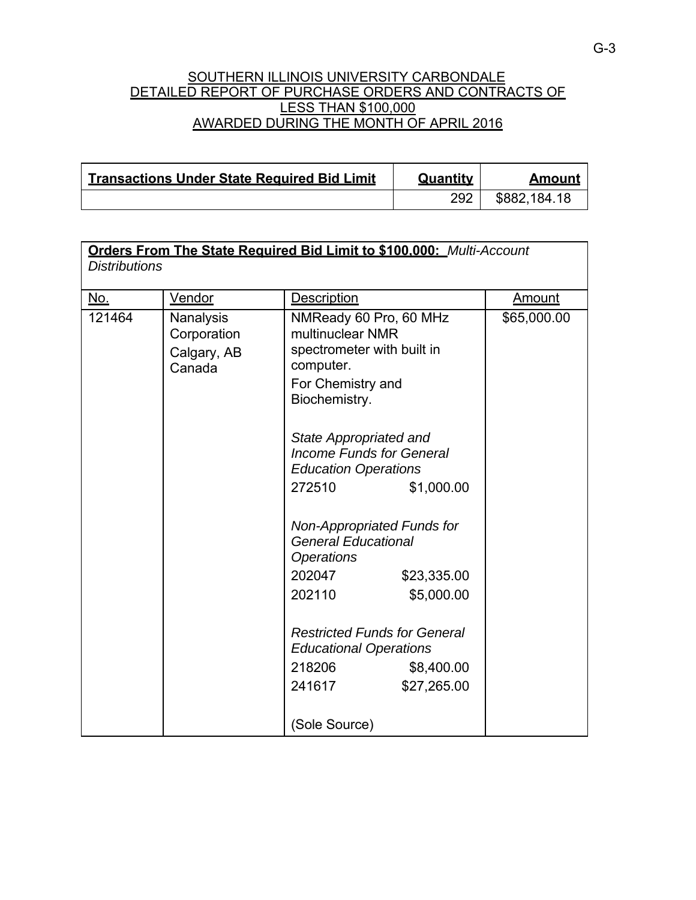SOUTHERN ILLINOIS UNIVERSITY CARBONDALE
DETAILED REPORT OF PURCHASE ORDERS AND CONTRACTS OF LESS THAN $100,000
AWARDED DURING THE MONTH OF APRIL 2016

| **Transactions Under State Required Bid Limit** | **Quantity** | **Amount** |
|---|---|---|
| | 292 | $882,184.18 |

**Orders From The State Required Bid Limit to $100,000:** *Multi-Account Distributions*

| No. | Vendor | Description | Amount |
|---|---|---|---|
| 121464 | Nanalysis Corporation<br>Calgary, AB<br>Canada | NMReady 60 Pro, 60 MHz multinuclear NMR spectrometer with built in computer.<br>For Chemistry and Biochemistry.<br><br>*State Appropriated and Income Funds for General Education Operations*<br>272510 $1,000.00<br><br>*Non-Appropriated Funds for General Educational Operations*<br>202047 $23,335.00<br>202110 $5,000.00<br><br>*Restricted Funds for General Educational Operations*<br>218206 $8,400.00<br>241617 $27,265.00<br><br>(Sole Source) | $65,000.00 |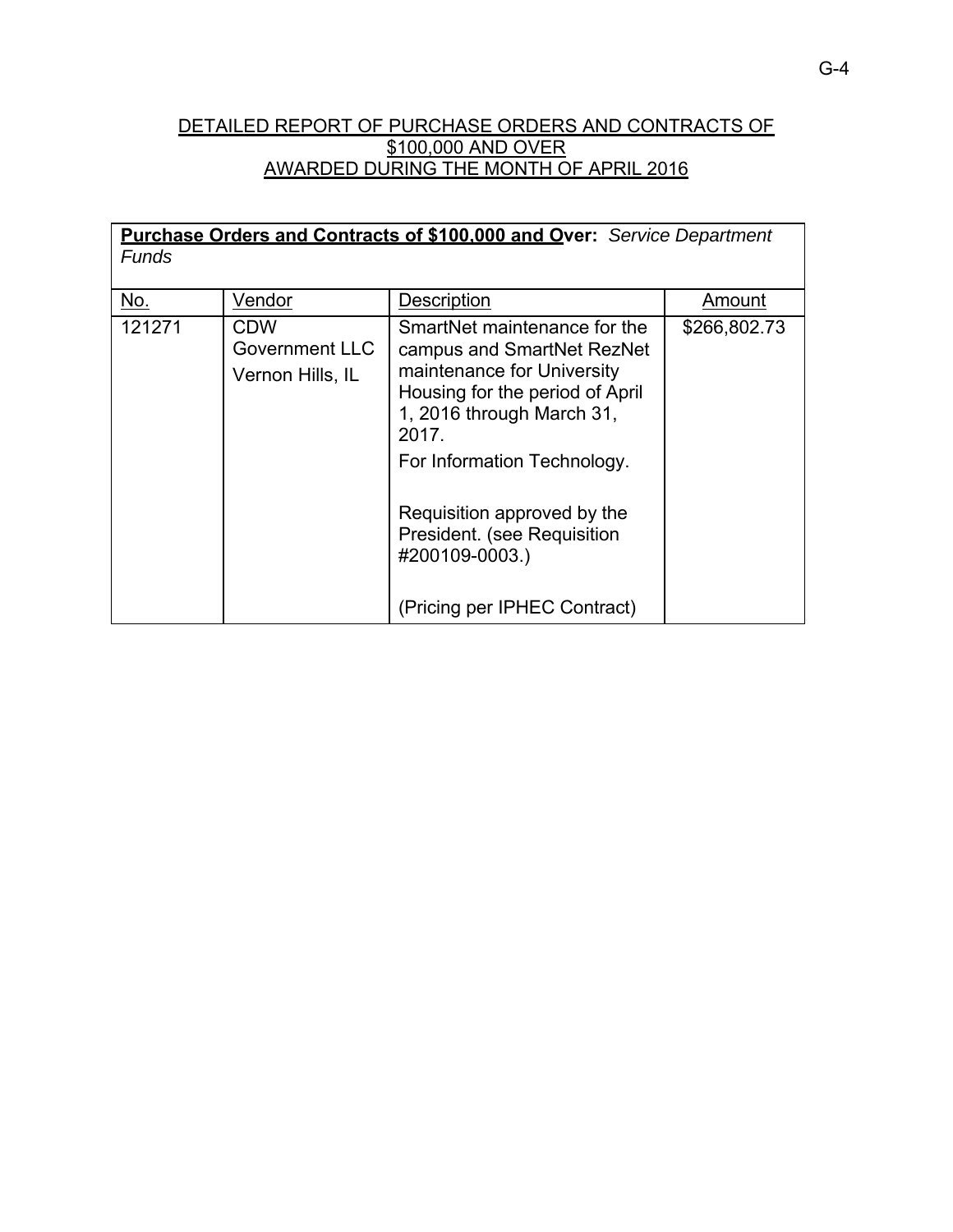DETAILED REPORT OF PURCHASE ORDERS AND CONTRACTS OF $100,000 AND OVER AWARDED DURING THE MONTH OF APRIL 2016

**Purchase Orders and Contracts of $100,000 and Over:** *Service Department Funds*

| No. | Vendor | Description | Amount |
|---|---|---|---|
| 121271 | CDW Government LLC<br>Vernon Hills, IL | SmartNet maintenance for the campus and SmartNet RezNet maintenance for University Housing for the period of April 1, 2016 through March 31, 2017.<br>For Information Technology.<br><br>Requisition approved by the President. (see Requisition #200109-0003.)<br><br>(Pricing per IPHEC Contract) | $266,802.73 |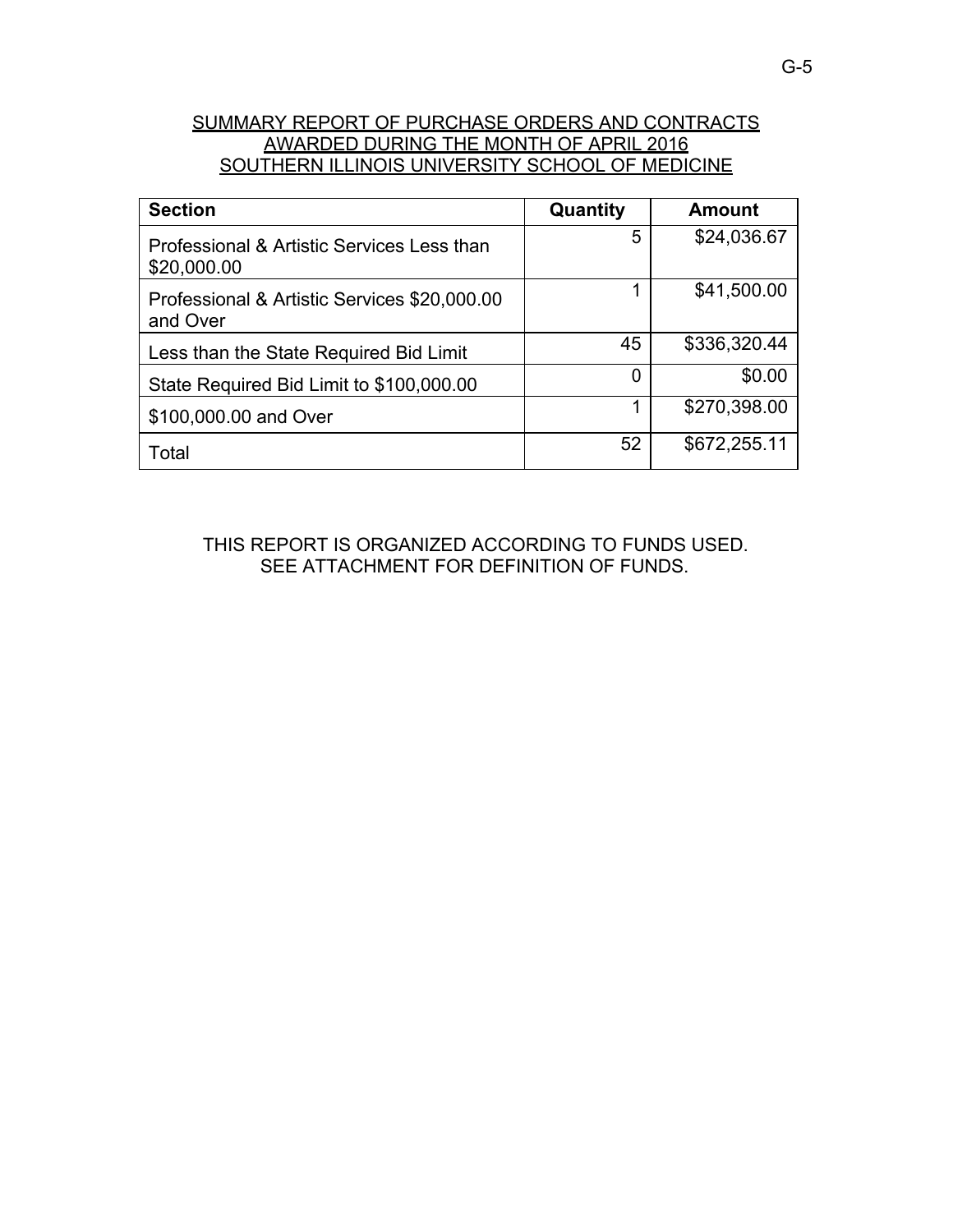## SUMMARY REPORT OF PURCHASE ORDERS AND CONTRACTS AWARDED DURING THE MONTH OF APRIL 2016 SOUTHERN ILLINOIS UNIVERSITY SCHOOL OF MEDICINE

| Section | Quantity | Amount |
|---|---|---|
| Professional & Artistic Services Less than $20,000.00 | 5 | $24,036.67 |
| Professional & Artistic Services $20,000.00 and Over | 1 | $41,500.00 |
| Less than the State Required Bid Limit | 45 | $336,320.44 |
| State Required Bid Limit to $100,000.00 | 0 | $0.00 |
| $100,000.00 and Over | 1 | $270,398.00 |
| Total | 52 | $672,255.11 |

THIS REPORT IS ORGANIZED ACCORDING TO FUNDS USED.
SEE ATTACHMENT FOR DEFINITION OF FUNDS.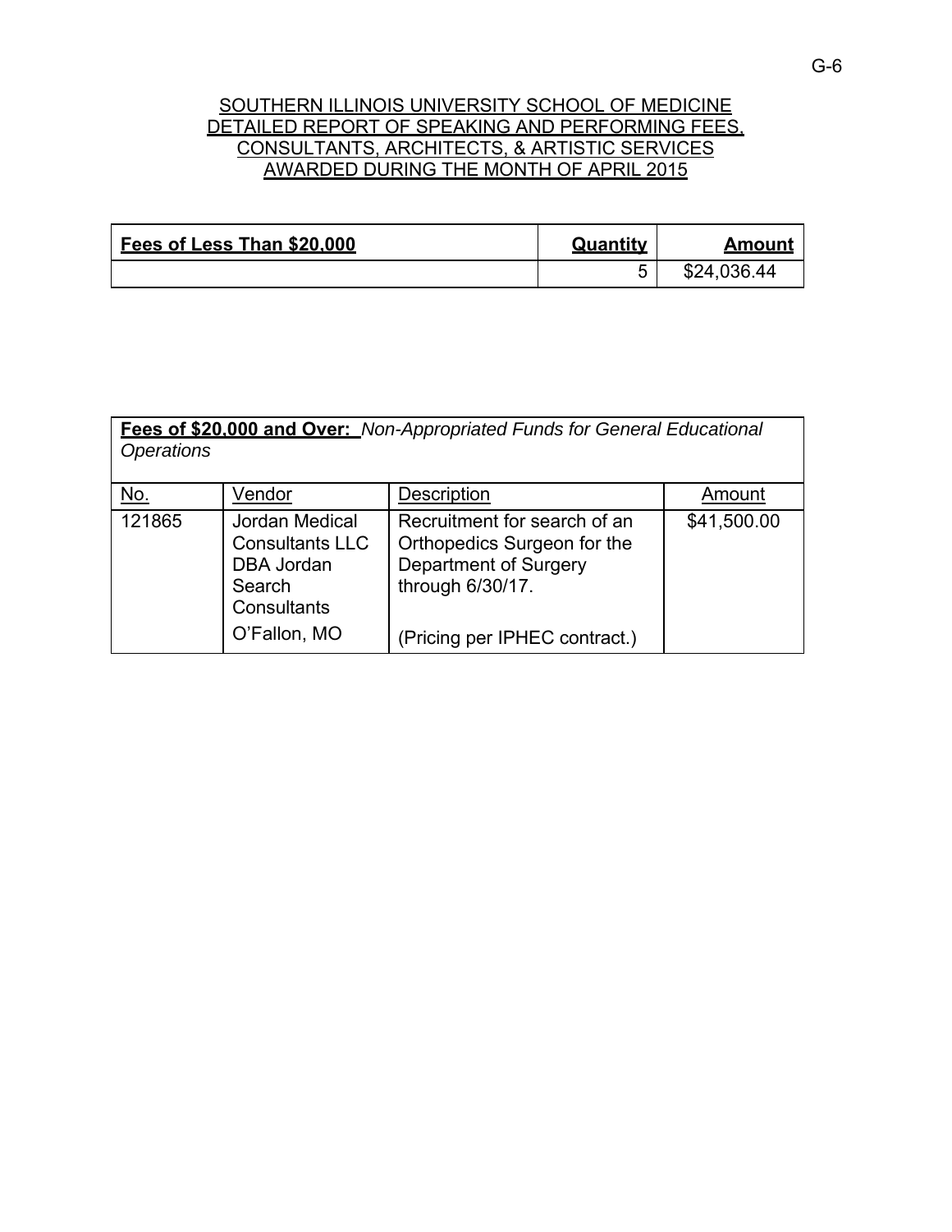SOUTHERN ILLINOIS UNIVERSITY SCHOOL OF MEDICINE
DETAILED REPORT OF SPEAKING AND PERFORMING FEES,
CONSULTANTS, ARCHITECTS, & ARTISTIC SERVICES
AWARDED DURING THE MONTH OF APRIL 2015

| **Fees of Less Than $20,000** | **Quantity** | **Amount** |
|---|---|---|
| | 5 | $24,036.44 |

**Fees of $20,000 and Over:** *Non-Appropriated Funds for General Educational Operations*

| No. | Vendor | Description | Amount |
|---|---|---|---|
| 121865 | Jordan Medical Consultants LLC DBA Jordan Search Consultants<br>O'Fallon, MO | Recruitment for search of an Orthopedics Surgeon for the Department of Surgery through 6/30/17.<br><br>(Pricing per IPHEC contract.) | $41,500.00 |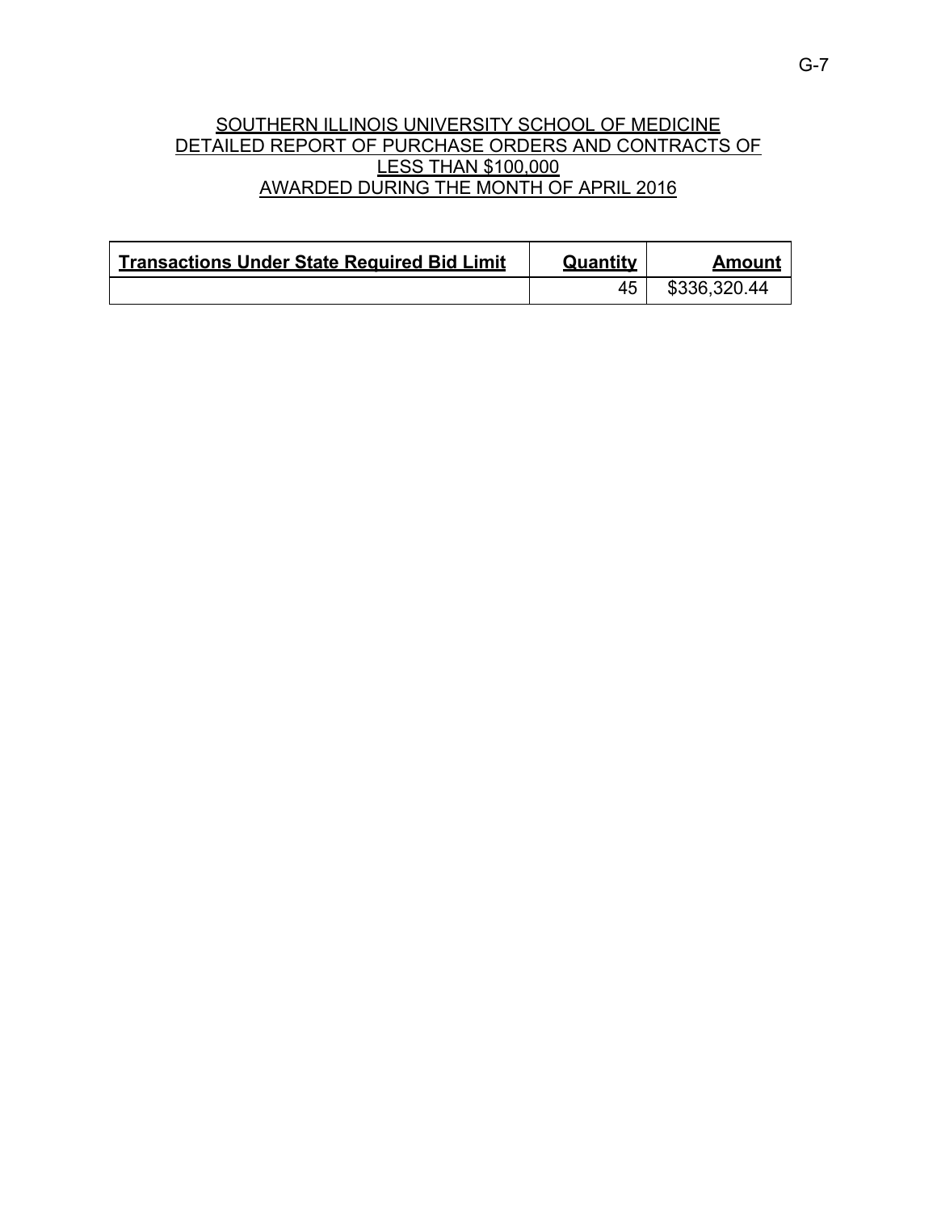SOUTHERN ILLINOIS UNIVERSITY SCHOOL OF MEDICINE
DETAILED REPORT OF PURCHASE ORDERS AND CONTRACTS OF
LESS THAN $100,000
AWARDED DURING THE MONTH OF APRIL 2016

| **Transactions Under State Required Bid Limit** | **Quantity** | **Amount** |
| --- | --- | --- |
| | 45 | $336,320.44 |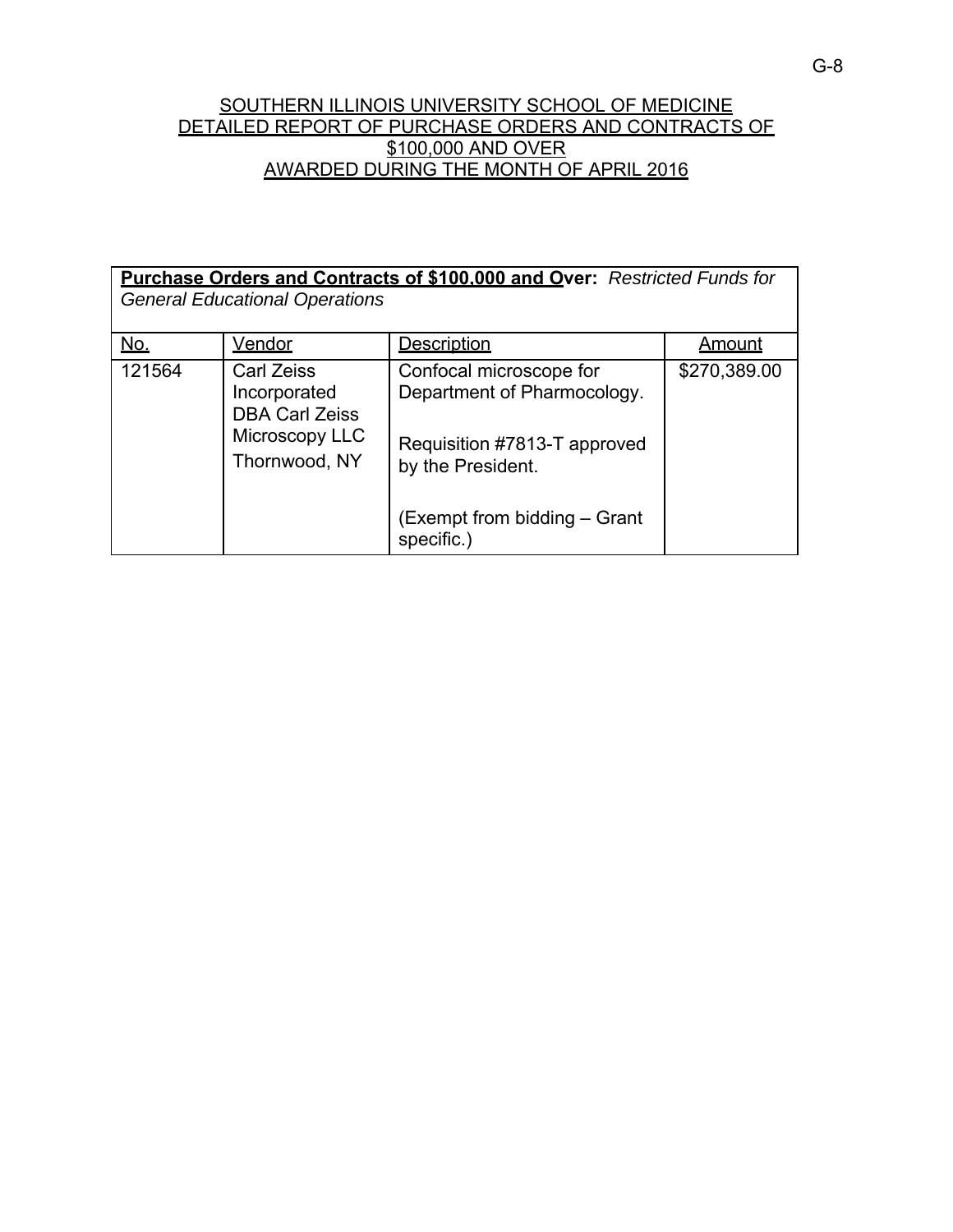# SOUTHERN ILLINOIS UNIVERSITY SCHOOL OF MEDICINE
## DETAILED REPORT OF PURCHASE ORDERS AND CONTRACTS OF $100,000 AND OVER
## AWARDED DURING THE MONTH OF APRIL 2016

**Purchase Orders and Contracts of $100,000 and Over:** *Restricted Funds for General Educational Operations*

| No. | Vendor | Description | Amount |
|---|---|---|---|
| 121564 | Carl Zeiss Incorporated DBA Carl Zeiss Microscopy LLC Thornwood, NY | Confocal microscope for Department of Pharmocology.<br><br>Requisition #7813-T approved by the President.<br><br>(Exempt from bidding – Grant specific.) | $270,389.00 |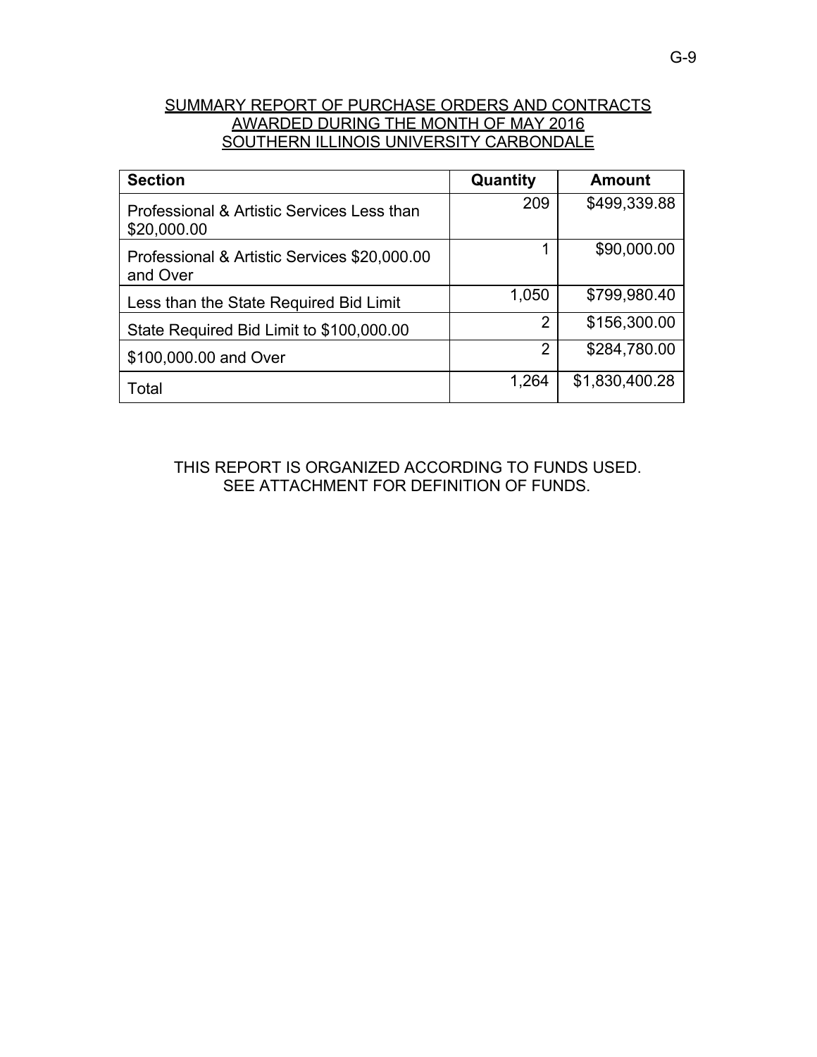SUMMARY REPORT OF PURCHASE ORDERS AND CONTRACTS
AWARDED DURING THE MONTH OF MAY 2016
SOUTHERN ILLINOIS UNIVERSITY CARBONDALE

| Section | Quantity | Amount |
|---|---|---|
| Professional & Artistic Services Less than $20,000.00 | 209 | $499,339.88 |
| Professional & Artistic Services $20,000.00 and Over | 1 | $90,000.00 |
| Less than the State Required Bid Limit | 1,050 | $799,980.40 |
| State Required Bid Limit to $100,000.00 | 2 | $156,300.00 |
| $100,000.00 and Over | 2 | $284,780.00 |
| Total | 1,264 | $1,830,400.28 |

THIS REPORT IS ORGANIZED ACCORDING TO FUNDS USED.
SEE ATTACHMENT FOR DEFINITION OF FUNDS.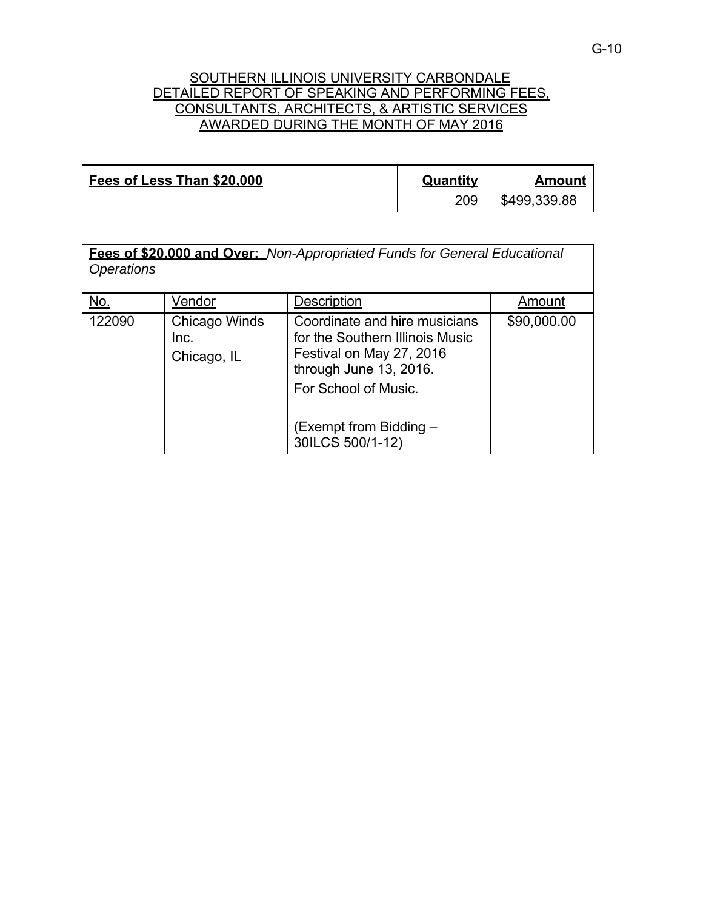# SOUTHERN ILLINOIS UNIVERSITY CARBONDALE
## DETAILED REPORT OF SPEAKING AND PERFORMING FEES, CONSULTANTS, ARCHITECTS, & ARTISTIC SERVICES AWARDED DURING THE MONTH OF MAY 2016

| **Fees of Less Than $20,000** | **Quantity** | **Amount** |
|---|---|---|
| | 209 | $499,339.88 |

| **Fees of $20,000 and Over:** *Non-Appropriated Funds for General Educational Operations* | | | |
|---|---|---|---|
| No. | Vendor | Description | Amount |
| 122090 | Chicago Winds Inc.<br>Chicago, IL | Coordinate and hire musicians for the Southern Illinois Music Festival on May 27, 2016 through June 13, 2016.<br>For School of Music.<br><br>(Exempt from Bidding – 30ILCS 500/1-12) | $90,000.00 |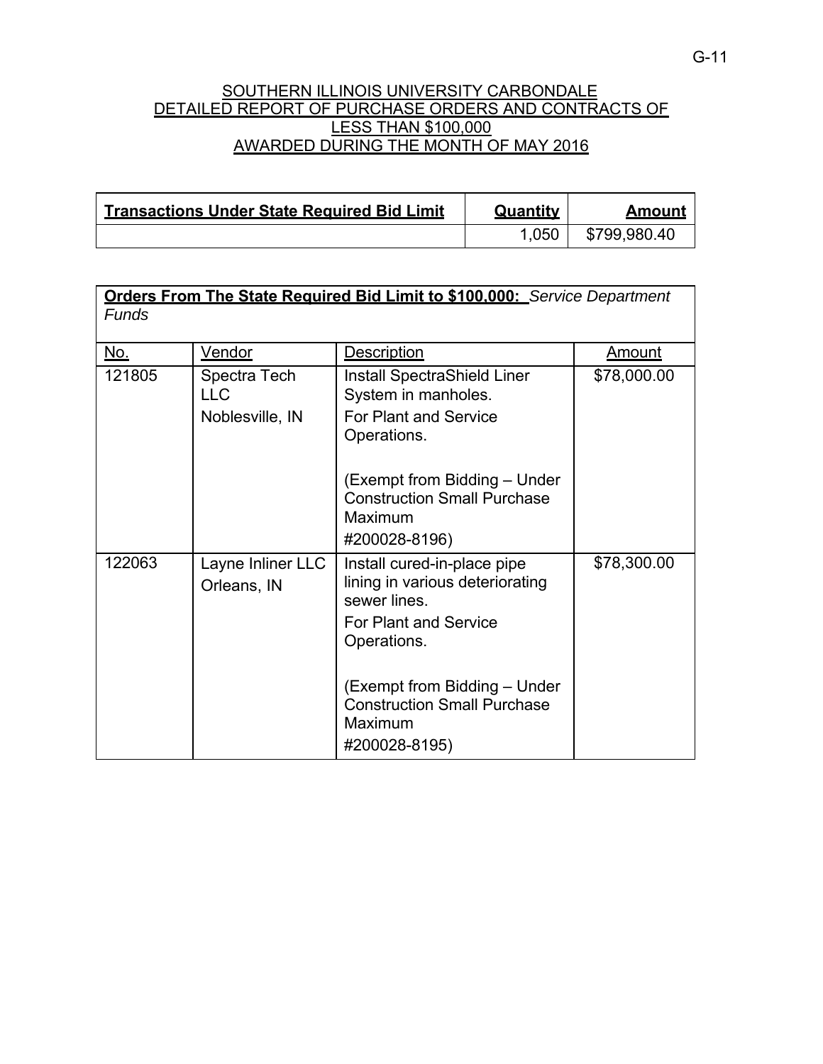# SOUTHERN ILLINOIS UNIVERSITY CARBONDALE
## DETAILED REPORT OF PURCHASE ORDERS AND CONTRACTS OF LESS THAN $100,000 AWARDED DURING THE MONTH OF MAY 2016

| **Transactions Under State Required Bid Limit** | **Quantity** | **Amount** |
|---|---|---|
| | 1,050 | $799,980.40 |

**Orders From The State Required Bid Limit to $100,000:** *Service Department Funds*

| No. | Vendor | Description | Amount |
|---|---|---|---|
| 121805 | Spectra Tech LLC<br>Noblesville, IN | Install SpectraShield Liner System in manholes.<br>For Plant and Service Operations.<br><br>(Exempt from Bidding – Under Construction Small Purchase Maximum<br>#200028-8196) | $78,000.00 |
| 122063 | Layne Inliner LLC<br>Orleans, IN | Install cured-in-place pipe lining in various deteriorating sewer lines.<br>For Plant and Service Operations.<br><br>(Exempt from Bidding – Under Construction Small Purchase Maximum<br>#200028-8195) | $78,300.00 |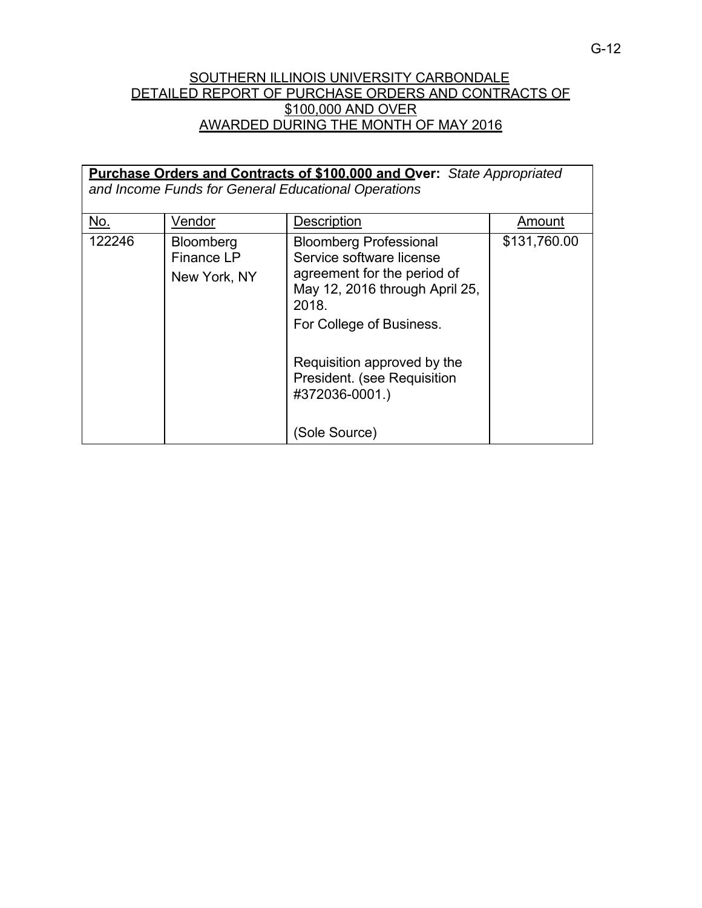SOUTHERN ILLINOIS UNIVERSITY CARBONDALE
DETAILED REPORT OF PURCHASE ORDERS AND CONTRACTS OF
$100,000 AND OVER
AWARDED DURING THE MONTH OF MAY 2016

**Purchase Orders and Contracts of $100,000 and Over:** *State Appropriated and Income Funds for General Educational Operations*

| No. | Vendor | Description | Amount |
|---|---|---|---|
| 122246 | Bloomberg Finance LP<br>New York, NY | Bloomberg Professional Service software license agreement for the period of May 12, 2016 through April 25, 2018.<br>For College of Business.<br><br>Requisition approved by the President. (see Requisition #372036-0001.)<br><br>(Sole Source) | $131,760.00 |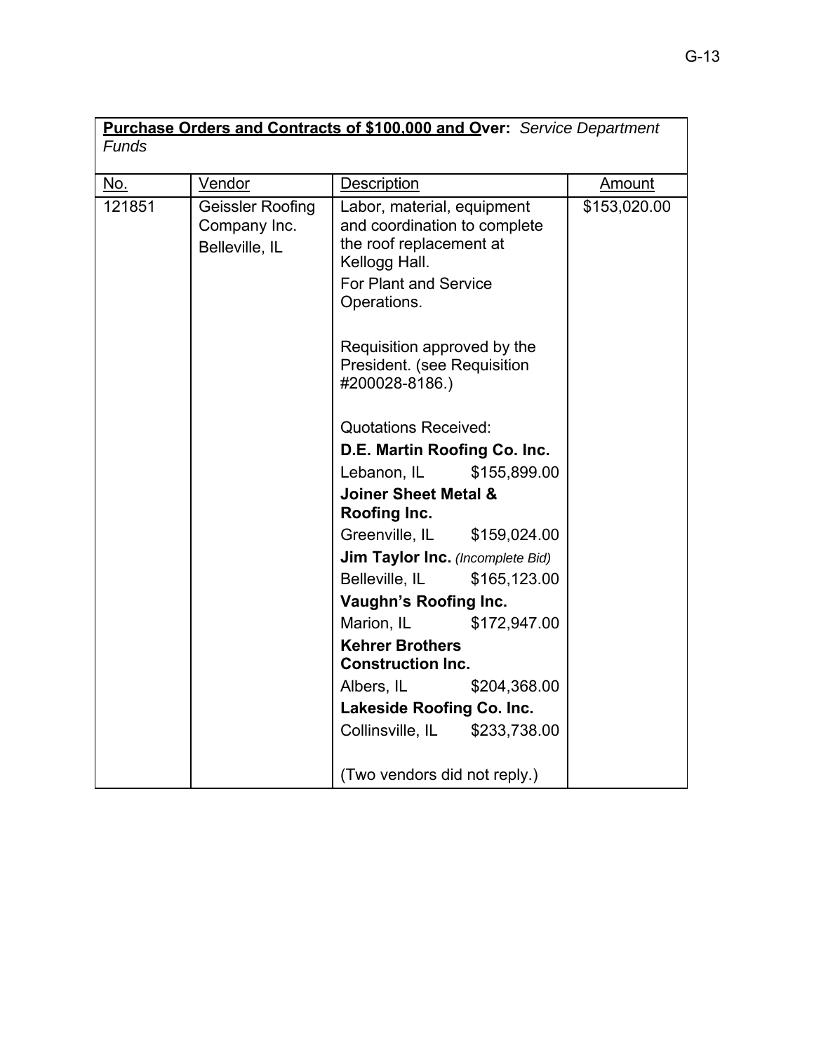**Purchase Orders and Contracts of $100,000 and Over:** *Service Department Funds*

| No. | Vendor | Description | Amount |
|---|---|---|---|
| 121851 | Geissler Roofing Company Inc. Belleville, IL | Labor, material, equipment and coordination to complete the roof replacement at Kellogg Hall.<br>For Plant and Service Operations.<br><br>Requisition approved by the President. (see Requisition #200028-8186.)<br><br>Quotations Received:<br>**D.E. Martin Roofing Co. Inc.**<br>Lebanon, IL $155,899.00<br>**Joiner Sheet Metal & Roofing Inc.**<br>Greenville, IL $159,024.00<br>**Jim Taylor Inc.** *(Incomplete Bid)*<br>Belleville, IL $165,123.00<br>**Vaughn's Roofing Inc.**<br>Marion, IL $172,947.00<br>**Kehrer Brothers Construction Inc.**<br>Albers, IL $204,368.00<br>**Lakeside Roofing Co. Inc.**<br>Collinsville, IL $233,738.00<br><br>(Two vendors did not reply.) | $153,020.00 |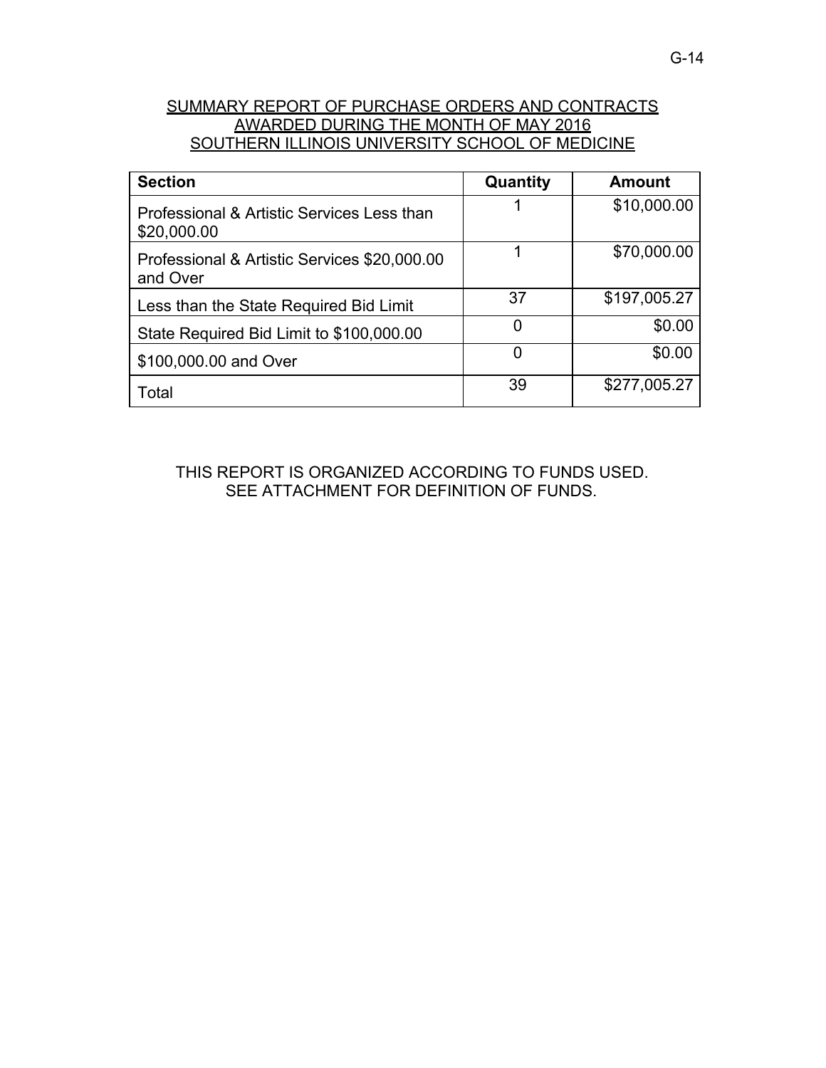## SUMMARY REPORT OF PURCHASE ORDERS AND CONTRACTS AWARDED DURING THE MONTH OF MAY 2016 SOUTHERN ILLINOIS UNIVERSITY SCHOOL OF MEDICINE

| Section | Quantity | Amount |
|---|---|---|
| Professional & Artistic Services Less than $20,000.00 | 1 | $10,000.00 |
| Professional & Artistic Services $20,000.00 and Over | 1 | $70,000.00 |
| Less than the State Required Bid Limit | 37 | $197,005.27 |
| State Required Bid Limit to $100,000.00 | 0 | $0.00 |
| $100,000.00 and Over | 0 | $0.00 |
| Total | 39 | $277,005.27 |

THIS REPORT IS ORGANIZED ACCORDING TO FUNDS USED.
SEE ATTACHMENT FOR DEFINITION OF FUNDS.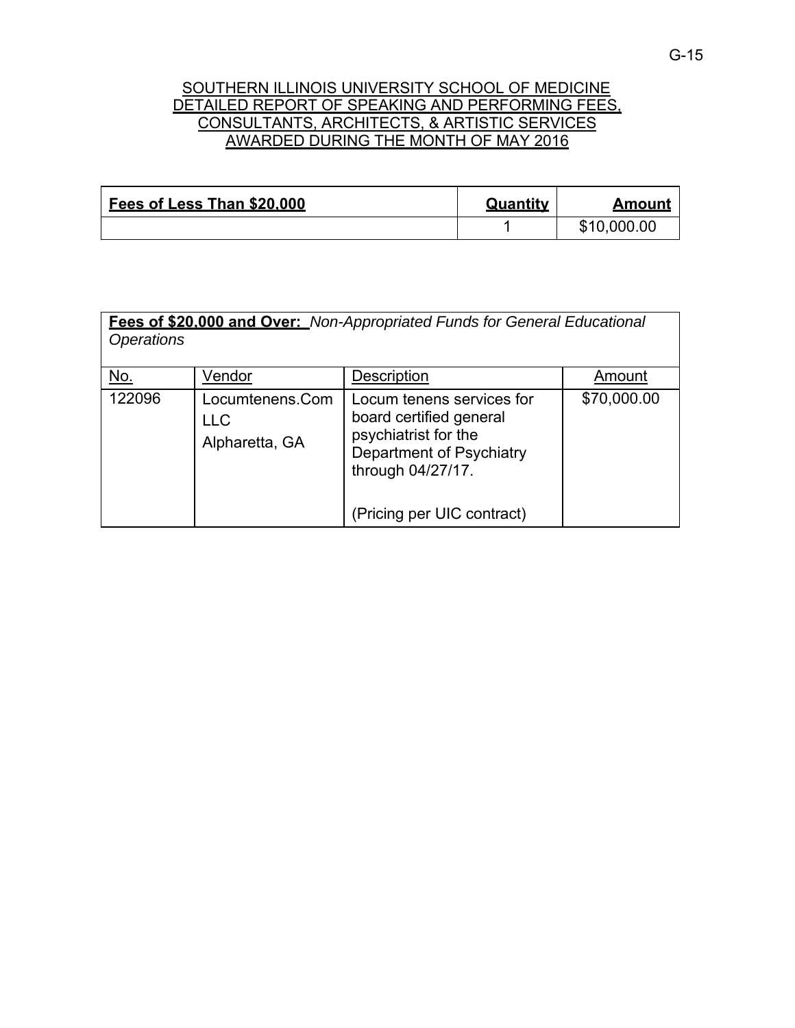SOUTHERN ILLINOIS UNIVERSITY SCHOOL OF MEDICINE
DETAILED REPORT OF SPEAKING AND PERFORMING FEES,
CONSULTANTS, ARCHITECTS, & ARTISTIC SERVICES
AWARDED DURING THE MONTH OF MAY 2016

| **Fees of Less Than $20,000** | **Quantity** | **Amount** |
|---|---|---|
| | 1 | $10,000.00 |

**Fees of $20,000 and Over:** *Non-Appropriated Funds for General Educational Operations*

| No. | Vendor | Description | Amount |
|---|---|---|---|
| 122096 | Locumtenens.Com LLC<br>Alpharetta, GA | Locum tenens services for board certified general psychiatrist for the Department of Psychiatry through 04/27/17.<br><br>(Pricing per UIC contract) | $70,000.00 |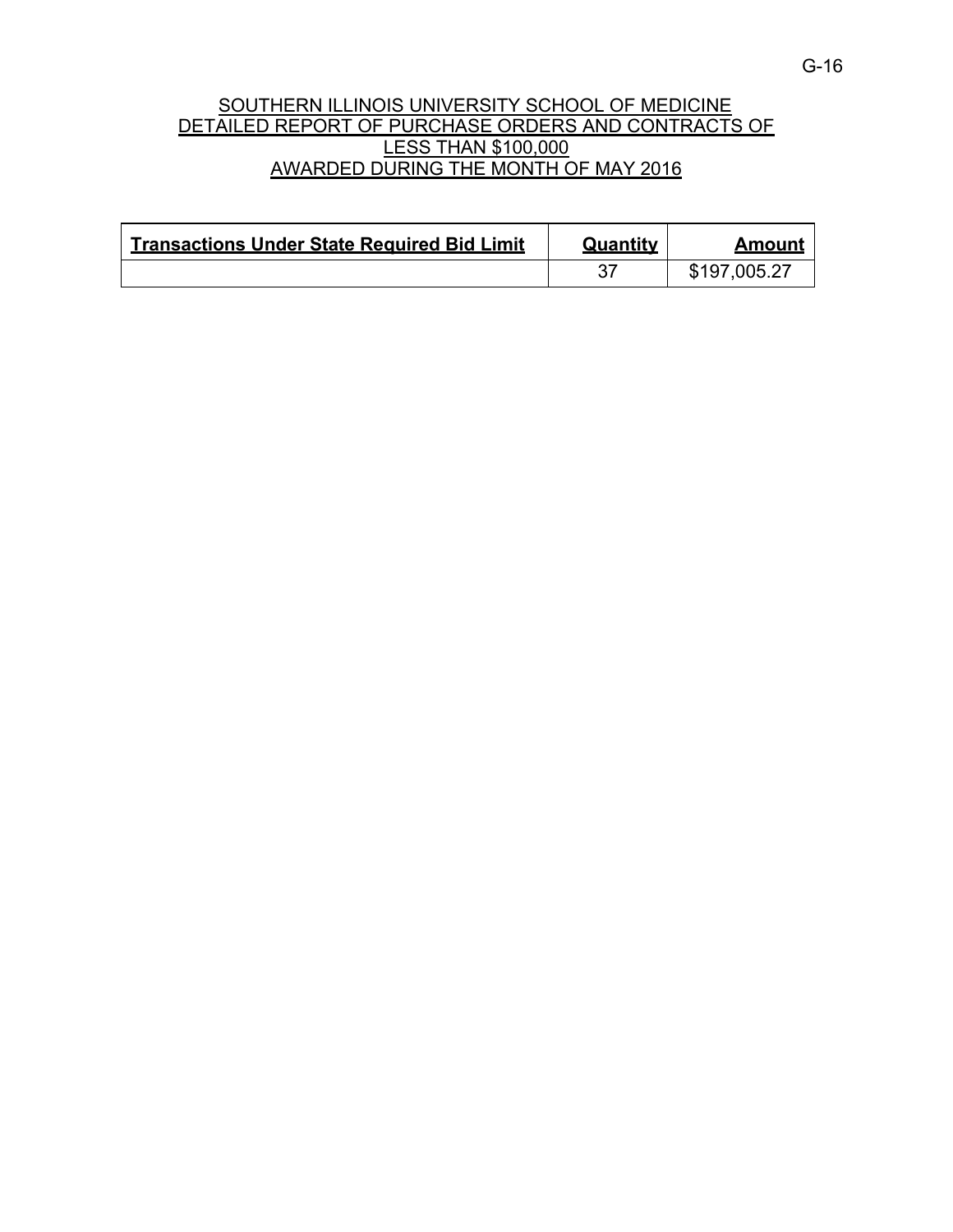# SOUTHERN ILLINOIS UNIVERSITY SCHOOL OF MEDICINE
## DETAILED REPORT OF PURCHASE ORDERS AND CONTRACTS OF LESS THAN $100,000
## AWARDED DURING THE MONTH OF MAY 2016

| Transactions Under State Required Bid Limit | Quantity | Amount |
|---|---|---|
| | 37 | $197,005.27 |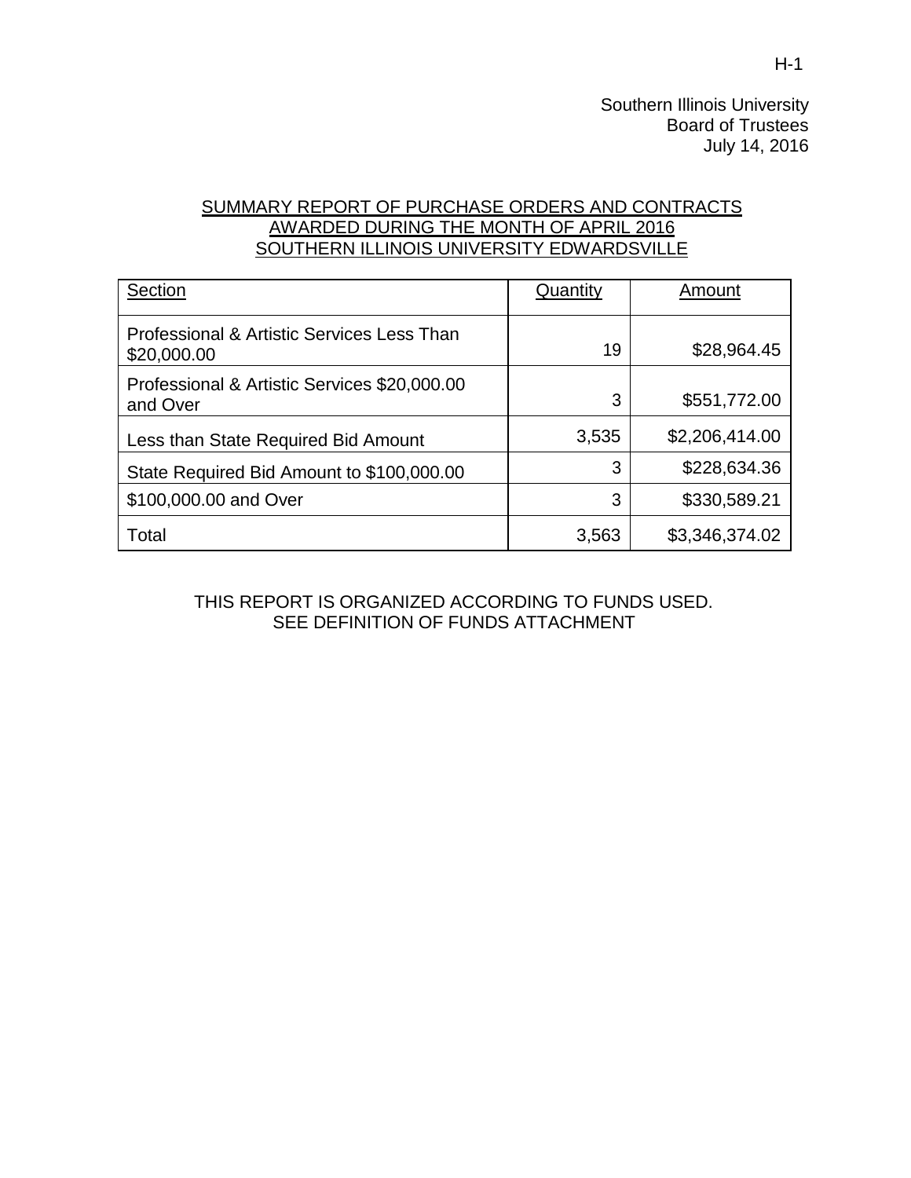Southern Illinois University
Board of Trustees
July 14, 2016

## SUMMARY REPORT OF PURCHASE ORDERS AND CONTRACTS AWARDED DURING THE MONTH OF APRIL 2016 SOUTHERN ILLINOIS UNIVERSITY EDWARDSVILLE

| Section | Quantity | Amount |
|---|---|---|
| Professional & Artistic Services Less Than $20,000.00 | 19 | $28,964.45 |
| Professional & Artistic Services $20,000.00 and Over | 3 | $551,772.00 |
| Less than State Required Bid Amount | 3,535 | $2,206,414.00 |
| State Required Bid Amount to $100,000.00 | 3 | $228,634.36 |
| $100,000.00 and Over | 3 | $330,589.21 |
| Total | 3,563 | $3,346,374.02 |

THIS REPORT IS ORGANIZED ACCORDING TO FUNDS USED.
SEE DEFINITION OF FUNDS ATTACHMENT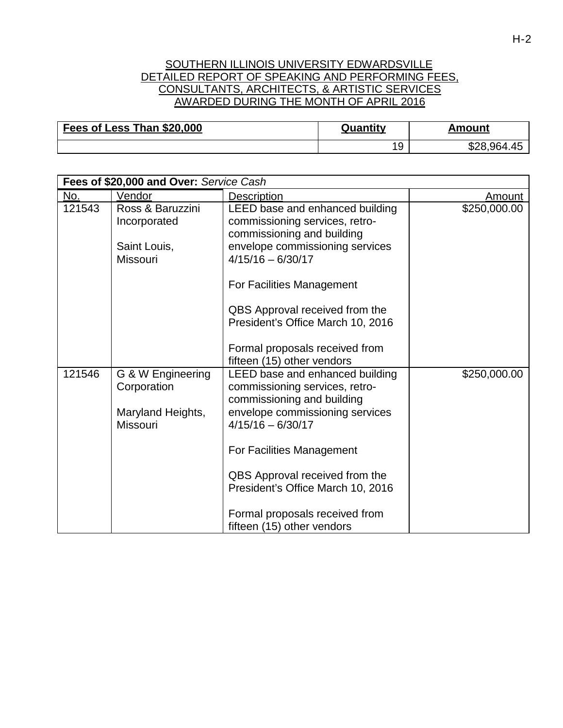SOUTHERN ILLINOIS UNIVERSITY EDWARDSVILLE
DETAILED REPORT OF SPEAKING AND PERFORMING FEES,
CONSULTANTS, ARCHITECTS, & ARTISTIC SERVICES
AWARDED DURING THE MONTH OF APRIL 2016

| Fees of Less Than $20,000 | Quantity | Amount |
|---|---|---|
| | 19 | $28,964.45 |

| **Fees of $20,000 and Over:** *Service Cash* | | | |
|---|---|---|---|
| No. | Vendor | Description | Amount |
| 121543 | Ross & Baruzzini Incorporated<br><br>Saint Louis, Missouri | LEED base and enhanced building commissioning services, retro-commissioning and building envelope commissioning services 4/15/16 – 6/30/17<br><br>For Facilities Management<br><br>QBS Approval received from the President's Office March 10, 2016<br><br>Formal proposals received from fifteen (15) other vendors | $250,000.00 |
| 121546 | G & W Engineering Corporation<br><br>Maryland Heights, Missouri | LEED base and enhanced building commissioning services, retro-commissioning and building envelope commissioning services 4/15/16 – 6/30/17<br><br>For Facilities Management<br><br>QBS Approval received from the President's Office March 10, 2016<br><br>Formal proposals received from fifteen (15) other vendors | $250,000.00 |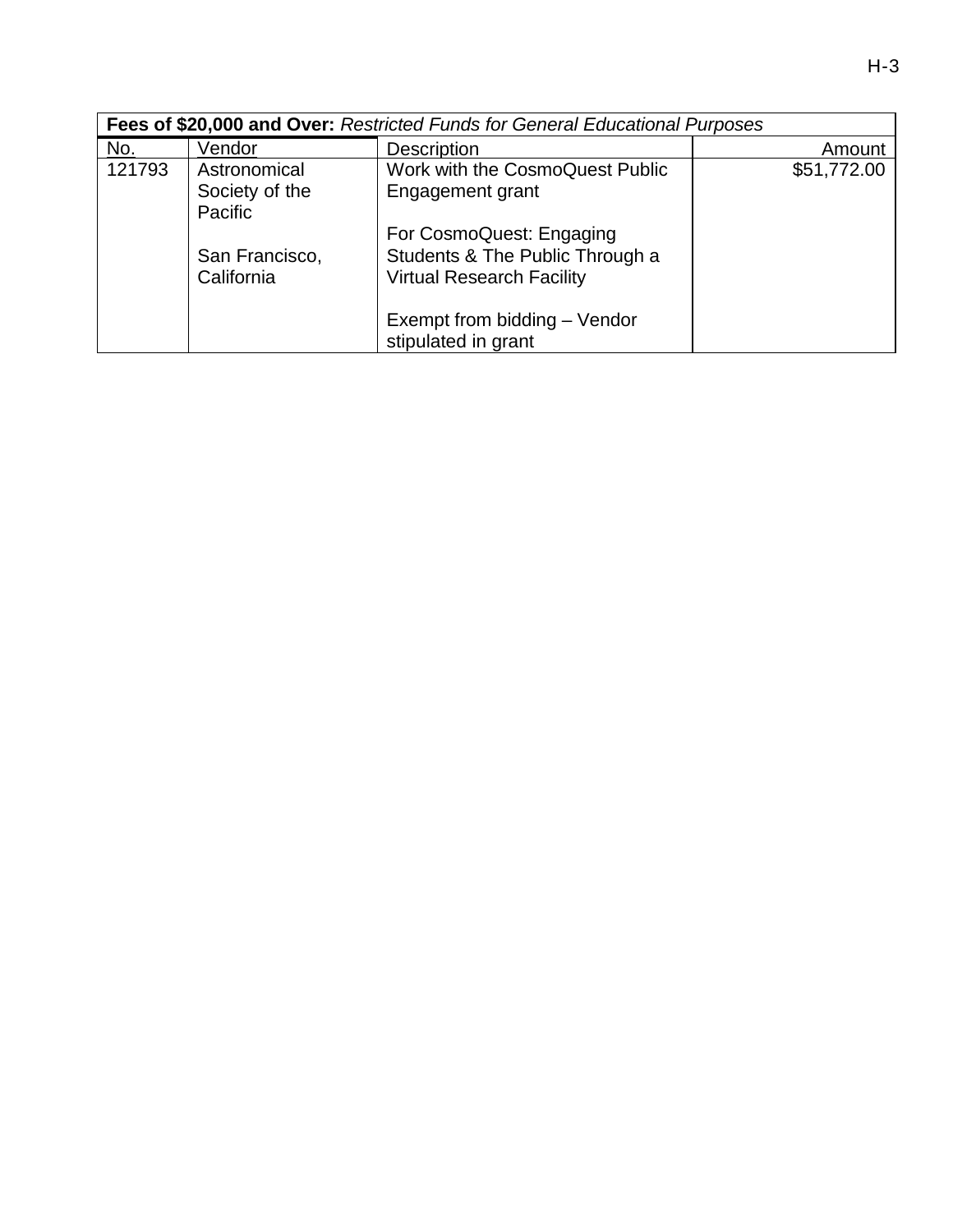| **Fees of \$20,000 and Over:** *Restricted Funds for General Educational Purposes* | | | |
|---|---|---|---|
| No. | Vendor | Description | Amount |
| 121793 | Astronomical Society of the Pacific<br><br>San Francisco, California | Work with the CosmoQuest Public Engagement grant<br><br>For CosmoQuest: Engaging Students & The Public Through a Virtual Research Facility<br><br>Exempt from bidding – Vendor stipulated in grant | $51,772.00 |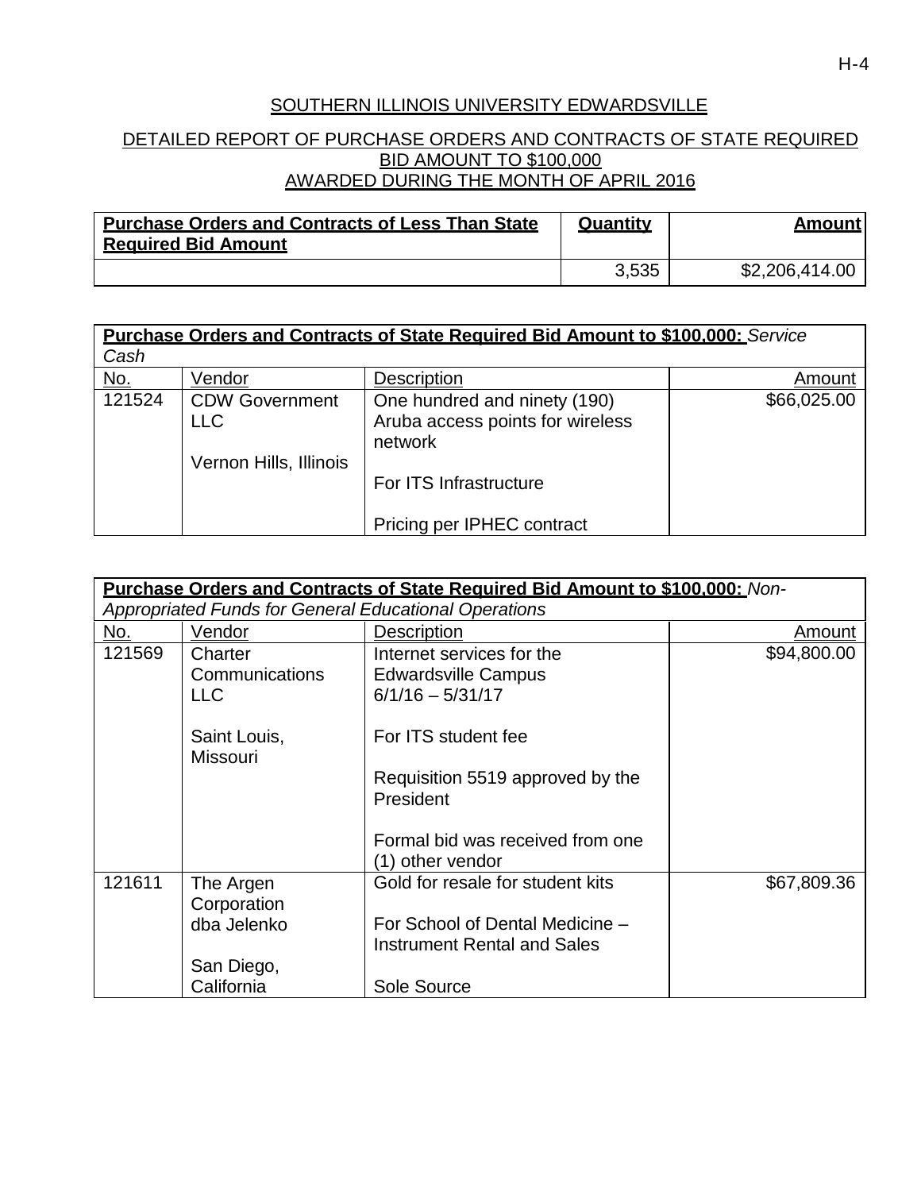## SOUTHERN ILLINOIS UNIVERSITY EDWARDSVILLE

## DETAILED REPORT OF PURCHASE ORDERS AND CONTRACTS OF STATE REQUIRED BID AMOUNT TO $100,000 AWARDED DURING THE MONTH OF APRIL 2016

| **Purchase Orders and Contracts of Less Than State Required Bid Amount** | **Quantity** | **Amount** |
|---|---|---|
| | 3,535 | $2,206,414.00 |

| **Purchase Orders and Contracts of State Required Bid Amount to $100,000:** *Service Cash* | | | |
|---|---|---|---|
| No. | Vendor | Description | Amount |
| 121524 | CDW Government LLC<br><br>Vernon Hills, Illinois | One hundred and ninety (190) Aruba access points for wireless network<br><br>For ITS Infrastructure<br><br>Pricing per IPHEC contract | $66,025.00 |

| **Purchase Orders and Contracts of State Required Bid Amount to $100,000:** *Non-Appropriated Funds for General Educational Operations* | | | |
|---|---|---|---|
| No. | Vendor | Description | Amount |
| 121569 | Charter Communications LLC<br><br>Saint Louis, Missouri | Internet services for the Edwardsville Campus 6/1/16 – 5/31/17<br><br>For ITS student fee<br><br>Requisition 5519 approved by the President<br><br>Formal bid was received from one (1) other vendor | $94,800.00 |
| 121611 | The Argen Corporation dba Jelenko<br><br>San Diego, California | Gold for resale for student kits<br><br>For School of Dental Medicine – Instrument Rental and Sales<br><br>Sole Source | $67,809.36 |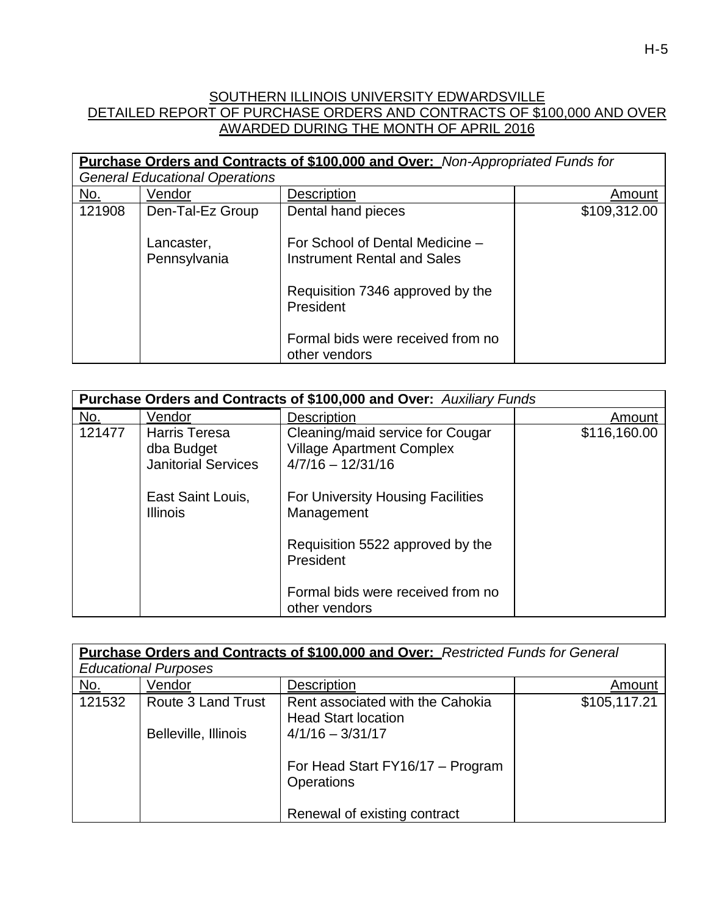## SOUTHERN ILLINOIS UNIVERSITY EDWARDSVILLE
## DETAILED REPORT OF PURCHASE ORDERS AND CONTRACTS OF $100,000 AND OVER
## AWARDED DURING THE MONTH OF APRIL 2016

| **Purchase Orders and Contracts of $100,000 and Over:** *Non-Appropriated Funds for General Educational Operations* | | | |
|---|---|---|---|
| No. | Vendor | Description | Amount |
| 121908 | Den-Tal-Ez Group<br><br>Lancaster, Pennsylvania | Dental hand pieces<br><br>For School of Dental Medicine – Instrument Rental and Sales<br><br>Requisition 7346 approved by the President<br><br>Formal bids were received from no other vendors | $109,312.00 |

| **Purchase Orders and Contracts of $100,000 and Over:** *Auxiliary Funds* | | | |
|---|---|---|---|
| No. | Vendor | Description | Amount |
| 121477 | Harris Teresa dba Budget Janitorial Services<br><br>East Saint Louis, Illinois | Cleaning/maid service for Cougar Village Apartment Complex 4/7/16 – 12/31/16<br><br>For University Housing Facilities Management<br><br>Requisition 5522 approved by the President<br><br>Formal bids were received from no other vendors | $116,160.00 |

| **Purchase Orders and Contracts of $100,000 and Over:** *Restricted Funds for General Educational Purposes* | | | |
|---|---|---|---|
| No. | Vendor | Description | Amount |
| 121532 | Route 3 Land Trust<br><br>Belleville, Illinois | Rent associated with the Cahokia Head Start location 4/1/16 – 3/31/17<br><br>For Head Start FY16/17 – Program Operations<br><br>Renewal of existing contract | $105,117.21 |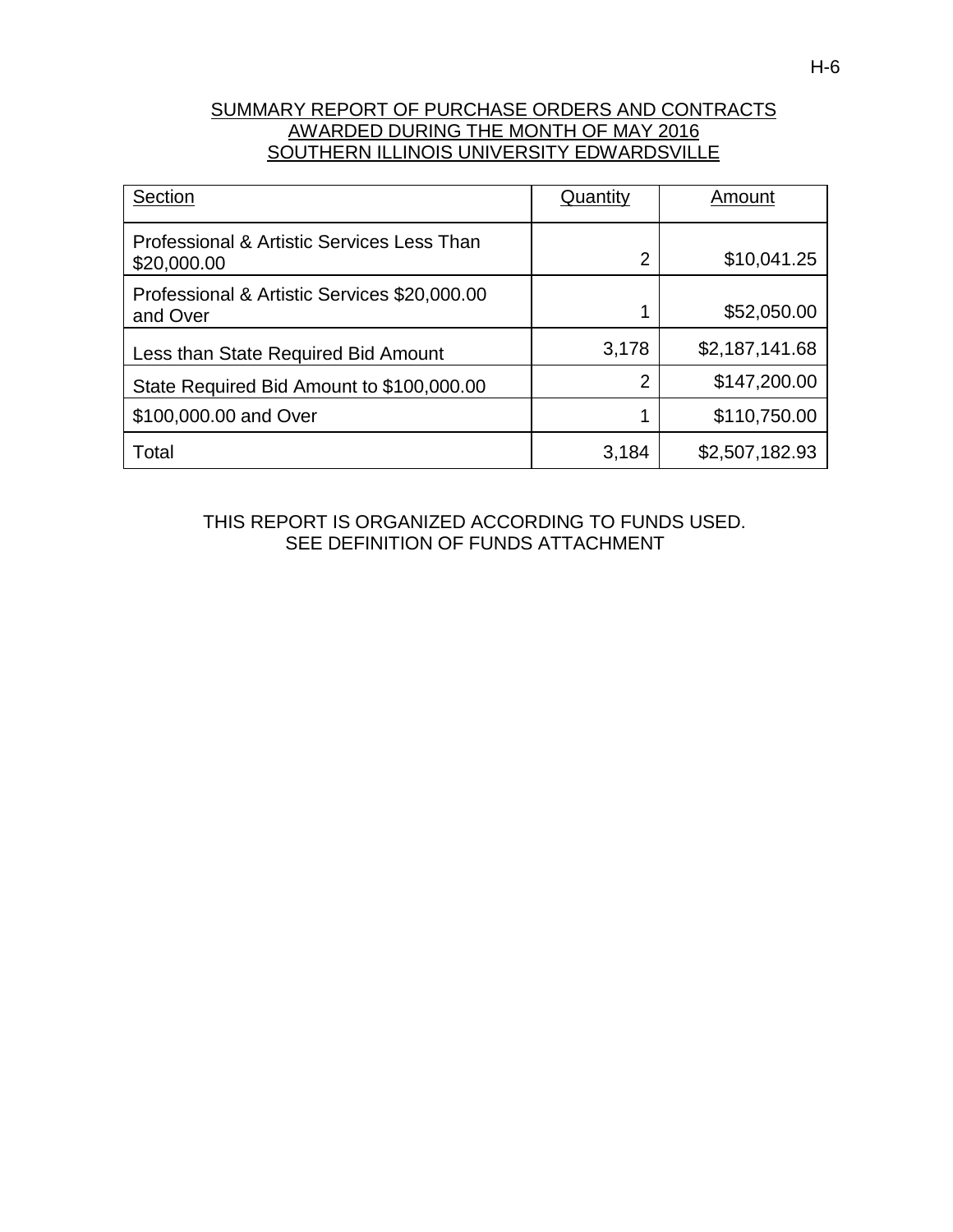# SUMMARY REPORT OF PURCHASE ORDERS AND CONTRACTS AWARDED DURING THE MONTH OF MAY 2016 SOUTHERN ILLINOIS UNIVERSITY EDWARDSVILLE

| Section | Quantity | Amount |
|---|---|---|
| Professional & Artistic Services Less Than $20,000.00 | 2 | $10,041.25 |
| Professional & Artistic Services $20,000.00 and Over | 1 | $52,050.00 |
| Less than State Required Bid Amount | 3,178 | $2,187,141.68 |
| State Required Bid Amount to $100,000.00 | 2 | $147,200.00 |
| $100,000.00 and Over | 1 | $110,750.00 |
| Total | 3,184 | $2,507,182.93 |

THIS REPORT IS ORGANIZED ACCORDING TO FUNDS USED.
SEE DEFINITION OF FUNDS ATTACHMENT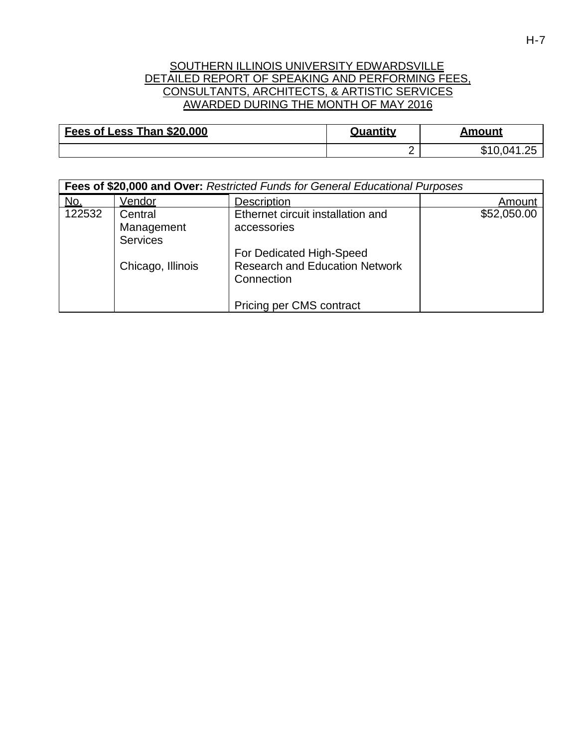SOUTHERN ILLINOIS UNIVERSITY EDWARDSVILLE
DETAILED REPORT OF SPEAKING AND PERFORMING FEES,
CONSULTANTS, ARCHITECTS, & ARTISTIC SERVICES
AWARDED DURING THE MONTH OF MAY 2016

| **Fees of Less Than $20,000** | **Quantity** | **Amount** |
|---|---|---|
| | 2 | $10,041.25 |

| **Fees of $20,000 and Over:** *Restricted Funds for General Educational Purposes* | | | |
|---|---|---|---|
| No. | Vendor | Description | Amount |
| 122532 | Central Management Services<br><br>Chicago, Illinois | Ethernet circuit installation and accessories<br><br>For Dedicated High-Speed Research and Education Network Connection<br><br>Pricing per CMS contract | $52,050.00 |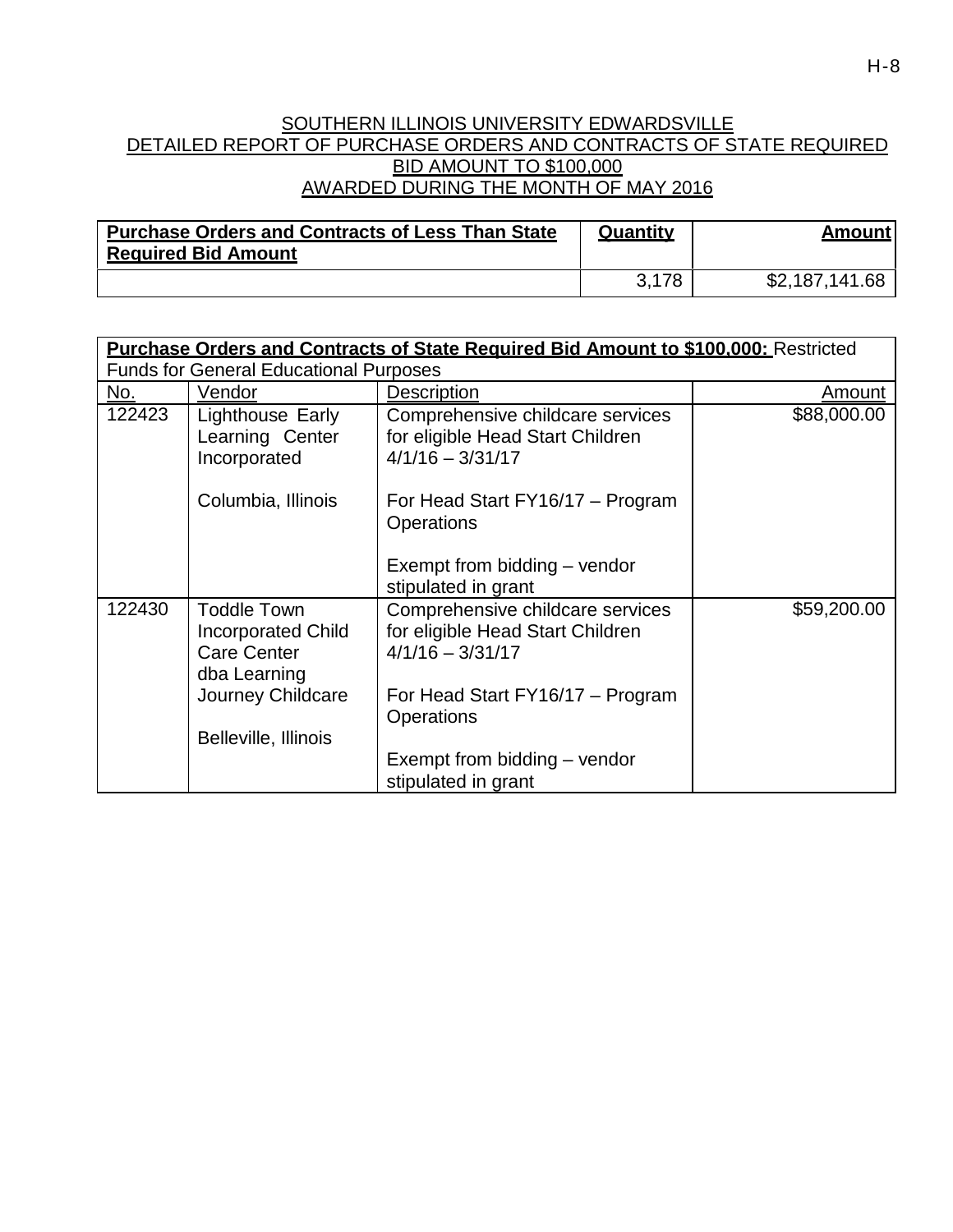# SOUTHERN ILLINOIS UNIVERSITY EDWARDSVILLE
## DETAILED REPORT OF PURCHASE ORDERS AND CONTRACTS OF STATE REQUIRED BID AMOUNT TO $100,000
## AWARDED DURING THE MONTH OF MAY 2016

| **Purchase Orders and Contracts of Less Than State Required Bid Amount** | **Quantity** | **Amount** |
|---|---|---|
| | 3,178 | $2,187,141.68 |

| **Purchase Orders and Contracts of State Required Bid Amount to $100,000:** Restricted Funds for General Educational Purposes | | | |
|---|---|---|---|
| No. | Vendor | Description | Amount |
| 122423 | Lighthouse Early Learning Center Incorporated<br><br>Columbia, Illinois | Comprehensive childcare services for eligible Head Start Children 4/1/16 – 3/31/17<br><br>For Head Start FY16/17 – Program Operations<br><br>Exempt from bidding – vendor stipulated in grant | $88,000.00 |
| 122430 | Toddle Town Incorporated Child Care Center dba Learning Journey Childcare<br><br>Belleville, Illinois | Comprehensive childcare services for eligible Head Start Children 4/1/16 – 3/31/17<br><br>For Head Start FY16/17 – Program Operations<br><br>Exempt from bidding – vendor stipulated in grant | $59,200.00 |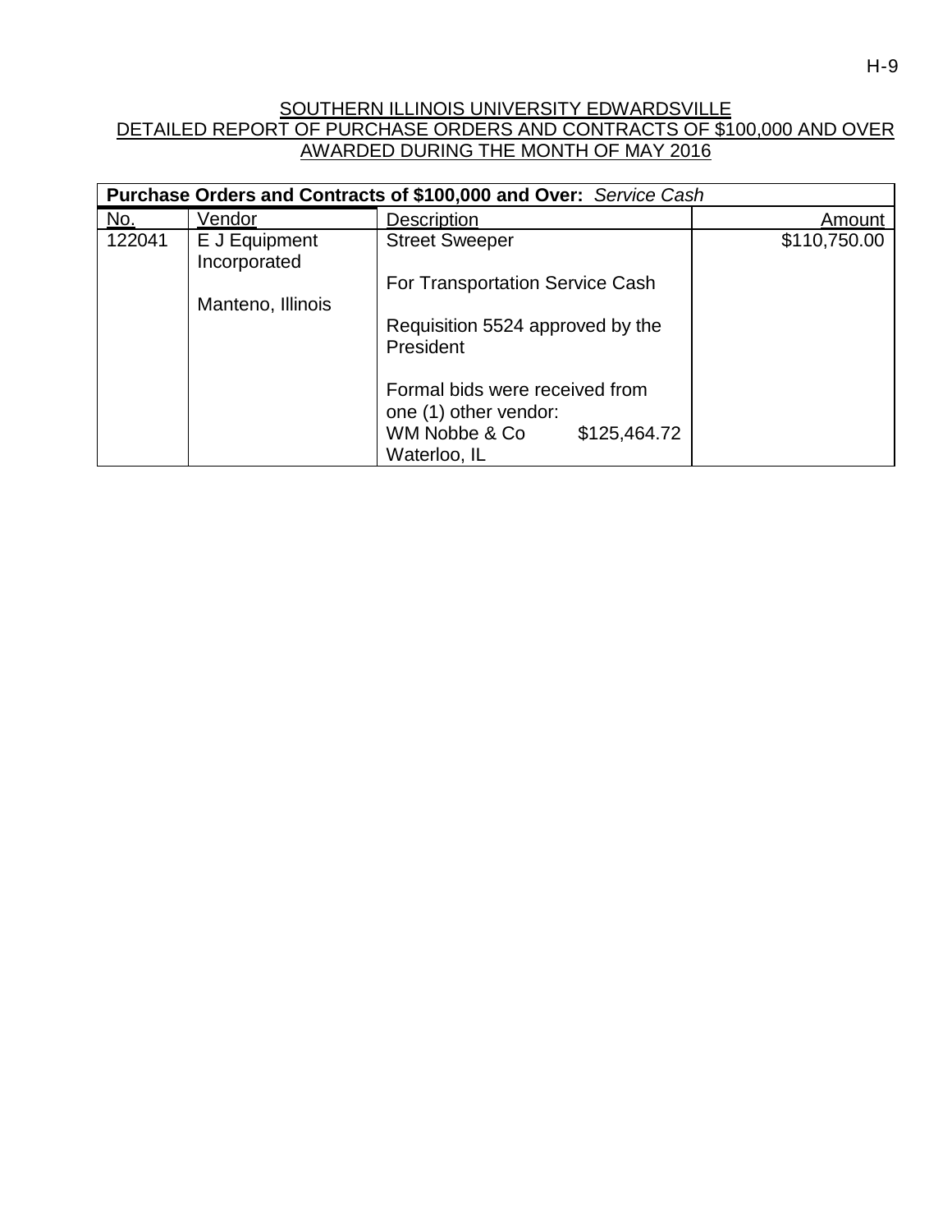SOUTHERN ILLINOIS UNIVERSITY EDWARDSVILLE
DETAILED REPORT OF PURCHASE ORDERS AND CONTRACTS OF $100,000 AND OVER
AWARDED DURING THE MONTH OF MAY 2016

| **Purchase Orders and Contracts of $100,000 and Over:** *Service Cash* | | | |
|---|---|---|---|
| No. | Vendor | Description | Amount |
| 122041 | E J Equipment Incorporated<br><br>Manteno, Illinois | Street Sweeper<br><br>For Transportation Service Cash<br><br>Requisition 5524 approved by the President<br><br>Formal bids were received from one (1) other vendor:<br>WM Nobbe & Co $125,464.72<br>Waterloo, IL | $110,750.00 |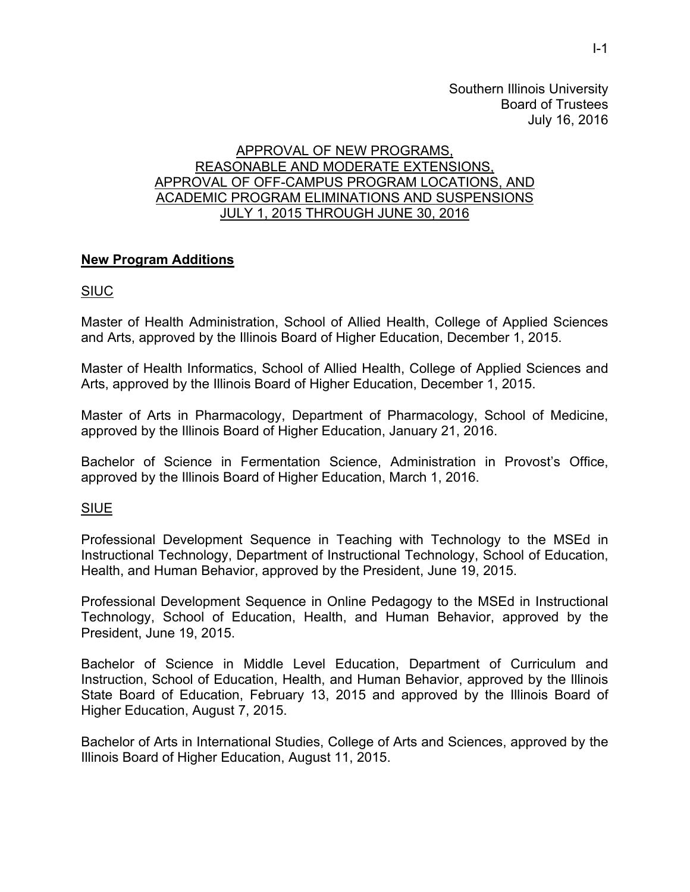Southern Illinois University
Board of Trustees
July 16, 2016

## APPROVAL OF NEW PROGRAMS, REASONABLE AND MODERATE EXTENSIONS, APPROVAL OF OFF-CAMPUS PROGRAM LOCATIONS, AND ACADEMIC PROGRAM ELIMINATIONS AND SUSPENSIONS JULY 1, 2015 THROUGH JUNE 30, 2016

### New Program Additions

#### SIUC

Master of Health Administration, School of Allied Health, College of Applied Sciences and Arts, approved by the Illinois Board of Higher Education, December 1, 2015.

Master of Health Informatics, School of Allied Health, College of Applied Sciences and Arts, approved by the Illinois Board of Higher Education, December 1, 2015.

Master of Arts in Pharmacology, Department of Pharmacology, School of Medicine, approved by the Illinois Board of Higher Education, January 21, 2016.

Bachelor of Science in Fermentation Science, Administration in Provost's Office, approved by the Illinois Board of Higher Education, March 1, 2016.

#### SIUE

Professional Development Sequence in Teaching with Technology to the MSEd in Instructional Technology, Department of Instructional Technology, School of Education, Health, and Human Behavior, approved by the President, June 19, 2015.

Professional Development Sequence in Online Pedagogy to the MSEd in Instructional Technology, School of Education, Health, and Human Behavior, approved by the President, June 19, 2015.

Bachelor of Science in Middle Level Education, Department of Curriculum and Instruction, School of Education, Health, and Human Behavior, approved by the Illinois State Board of Education, February 13, 2015 and approved by the Illinois Board of Higher Education, August 7, 2015.

Bachelor of Arts in International Studies, College of Arts and Sciences, approved by the Illinois Board of Higher Education, August 11, 2015.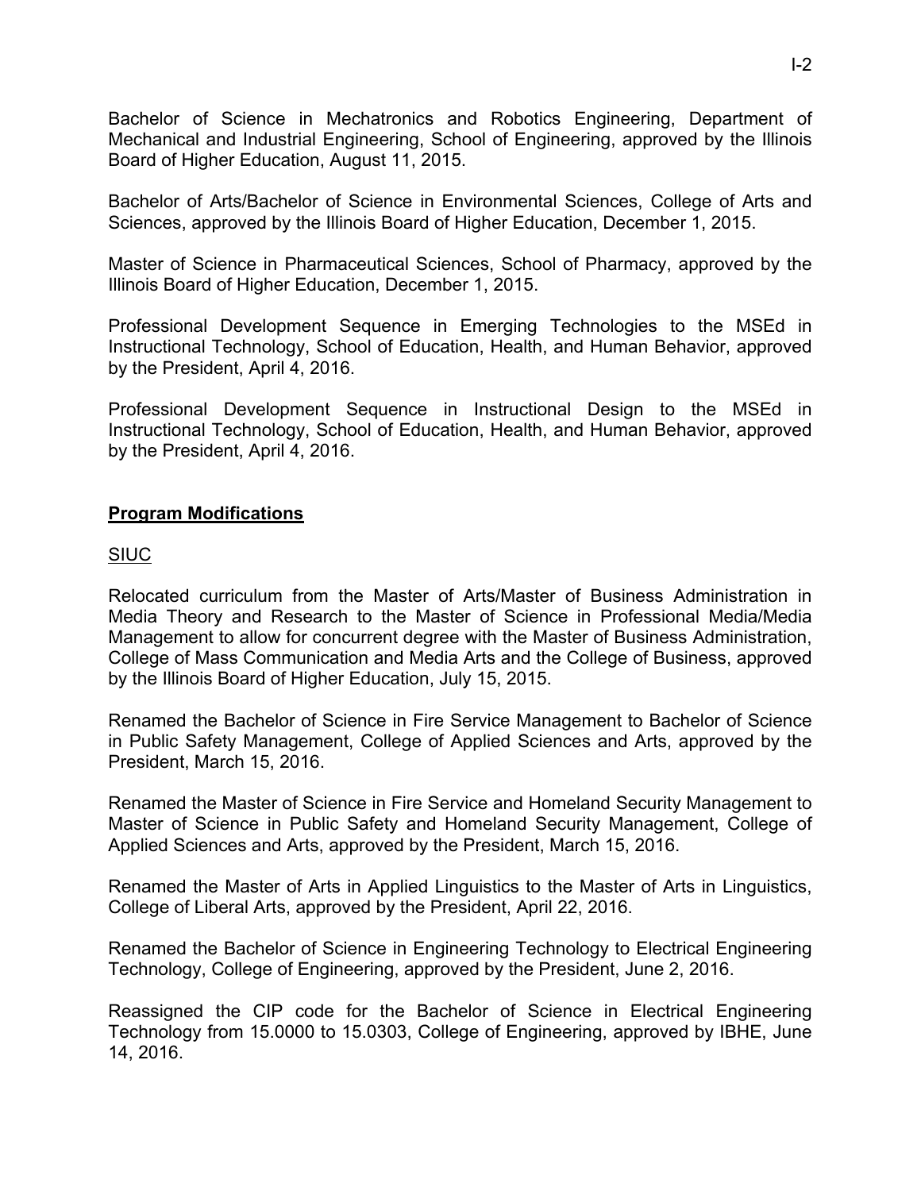Bachelor of Science in Mechatronics and Robotics Engineering, Department of Mechanical and Industrial Engineering, School of Engineering, approved by the Illinois Board of Higher Education, August 11, 2015.

Bachelor of Arts/Bachelor of Science in Environmental Sciences, College of Arts and Sciences, approved by the Illinois Board of Higher Education, December 1, 2015.

Master of Science in Pharmaceutical Sciences, School of Pharmacy, approved by the Illinois Board of Higher Education, December 1, 2015.

Professional Development Sequence in Emerging Technologies to the MSEd in Instructional Technology, School of Education, Health, and Human Behavior, approved by the President, April 4, 2016.

Professional Development Sequence in Instructional Design to the MSEd in Instructional Technology, School of Education, Health, and Human Behavior, approved by the President, April 4, 2016.

## Program Modifications

SIUC

Relocated curriculum from the Master of Arts/Master of Business Administration in Media Theory and Research to the Master of Science in Professional Media/Media Management to allow for concurrent degree with the Master of Business Administration, College of Mass Communication and Media Arts and the College of Business, approved by the Illinois Board of Higher Education, July 15, 2015.

Renamed the Bachelor of Science in Fire Service Management to Bachelor of Science in Public Safety Management, College of Applied Sciences and Arts, approved by the President, March 15, 2016.

Renamed the Master of Science in Fire Service and Homeland Security Management to Master of Science in Public Safety and Homeland Security Management, College of Applied Sciences and Arts, approved by the President, March 15, 2016.

Renamed the Master of Arts in Applied Linguistics to the Master of Arts in Linguistics, College of Liberal Arts, approved by the President, April 22, 2016.

Renamed the Bachelor of Science in Engineering Technology to Electrical Engineering Technology, College of Engineering, approved by the President, June 2, 2016.

Reassigned the CIP code for the Bachelor of Science in Electrical Engineering Technology from 15.0000 to 15.0303, College of Engineering, approved by IBHE, June 14, 2016.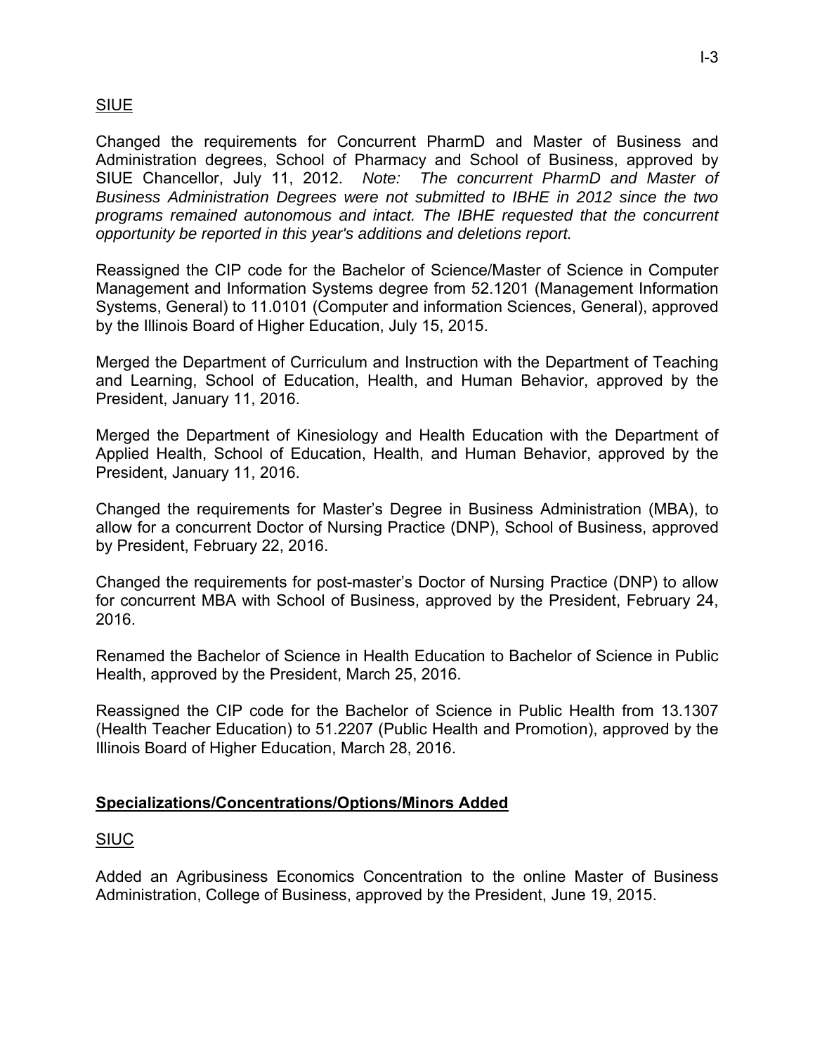SIUE

Changed the requirements for Concurrent PharmD and Master of Business and Administration degrees, School of Pharmacy and School of Business, approved by SIUE Chancellor, July 11, 2012. *Note: The concurrent PharmD and Master of Business Administration Degrees were not submitted to IBHE in 2012 since the two programs remained autonomous and intact. The IBHE requested that the concurrent opportunity be reported in this year's additions and deletions report.*

Reassigned the CIP code for the Bachelor of Science/Master of Science in Computer Management and Information Systems degree from 52.1201 (Management Information Systems, General) to 11.0101 (Computer and information Sciences, General), approved by the Illinois Board of Higher Education, July 15, 2015.

Merged the Department of Curriculum and Instruction with the Department of Teaching and Learning, School of Education, Health, and Human Behavior, approved by the President, January 11, 2016.

Merged the Department of Kinesiology and Health Education with the Department of Applied Health, School of Education, Health, and Human Behavior, approved by the President, January 11, 2016.

Changed the requirements for Master's Degree in Business Administration (MBA), to allow for a concurrent Doctor of Nursing Practice (DNP), School of Business, approved by President, February 22, 2016.

Changed the requirements for post-master's Doctor of Nursing Practice (DNP) to allow for concurrent MBA with School of Business, approved by the President, February 24, 2016.

Renamed the Bachelor of Science in Health Education to Bachelor of Science in Public Health, approved by the President, March 25, 2016.

Reassigned the CIP code for the Bachelor of Science in Public Health from 13.1307 (Health Teacher Education) to 51.2207 (Public Health and Promotion), approved by the Illinois Board of Higher Education, March 28, 2016.

**Specializations/Concentrations/Options/Minors Added**

SIUC

Added an Agribusiness Economics Concentration to the online Master of Business Administration, College of Business, approved by the President, June 19, 2015.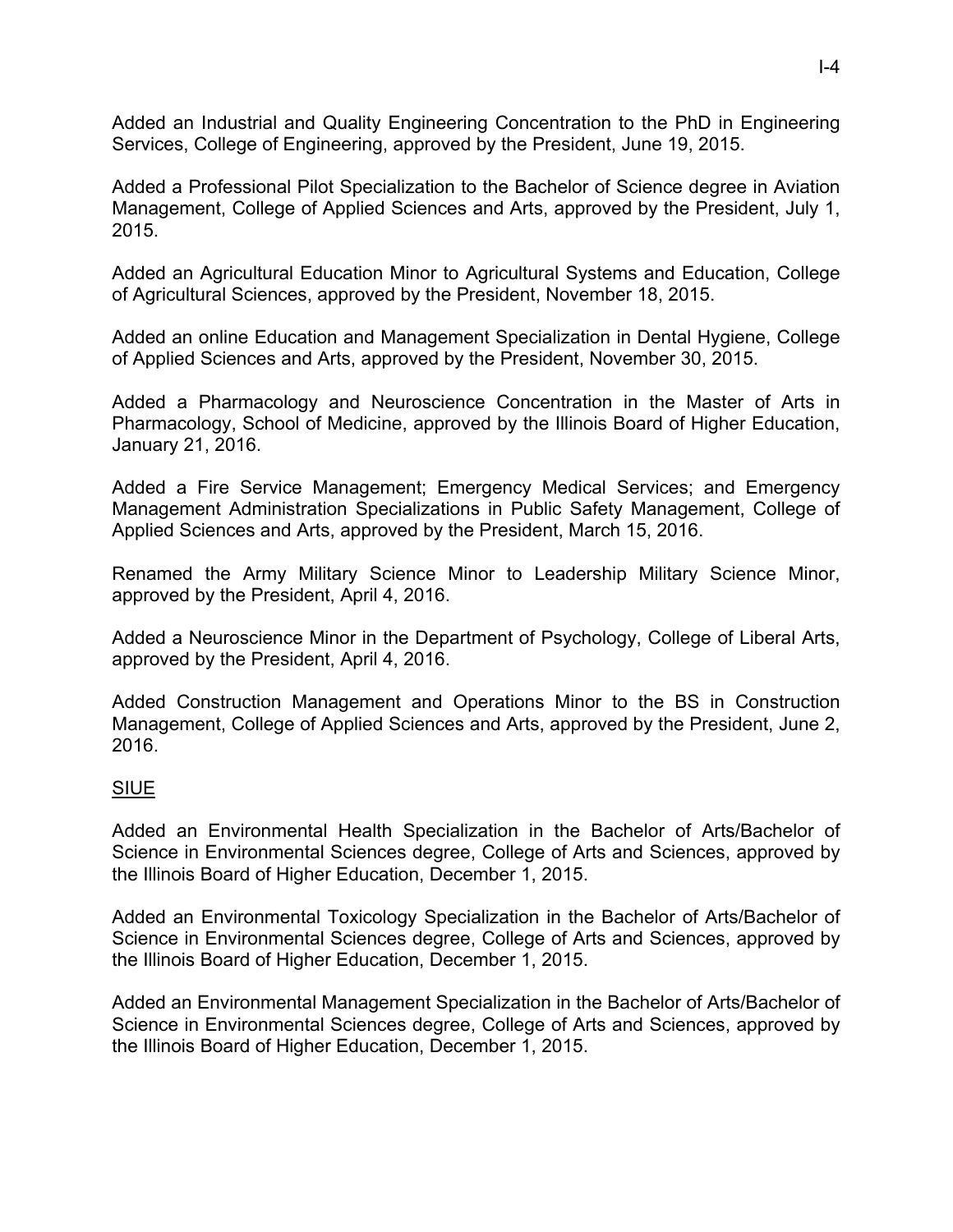Added an Industrial and Quality Engineering Concentration to the PhD in Engineering Services, College of Engineering, approved by the President, June 19, 2015.

Added a Professional Pilot Specialization to the Bachelor of Science degree in Aviation Management, College of Applied Sciences and Arts, approved by the President, July 1, 2015.

Added an Agricultural Education Minor to Agricultural Systems and Education, College of Agricultural Sciences, approved by the President, November 18, 2015.

Added an online Education and Management Specialization in Dental Hygiene, College of Applied Sciences and Arts, approved by the President, November 30, 2015.

Added a Pharmacology and Neuroscience Concentration in the Master of Arts in Pharmacology, School of Medicine, approved by the Illinois Board of Higher Education, January 21, 2016.

Added a Fire Service Management; Emergency Medical Services; and Emergency Management Administration Specializations in Public Safety Management, College of Applied Sciences and Arts, approved by the President, March 15, 2016.

Renamed the Army Military Science Minor to Leadership Military Science Minor, approved by the President, April 4, 2016.

Added a Neuroscience Minor in the Department of Psychology, College of Liberal Arts, approved by the President, April 4, 2016.

Added Construction Management and Operations Minor to the BS in Construction Management, College of Applied Sciences and Arts, approved by the President, June 2, 2016.

SIUE

Added an Environmental Health Specialization in the Bachelor of Arts/Bachelor of Science in Environmental Sciences degree, College of Arts and Sciences, approved by the Illinois Board of Higher Education, December 1, 2015.

Added an Environmental Toxicology Specialization in the Bachelor of Arts/Bachelor of Science in Environmental Sciences degree, College of Arts and Sciences, approved by the Illinois Board of Higher Education, December 1, 2015.

Added an Environmental Management Specialization in the Bachelor of Arts/Bachelor of Science in Environmental Sciences degree, College of Arts and Sciences, approved by the Illinois Board of Higher Education, December 1, 2015.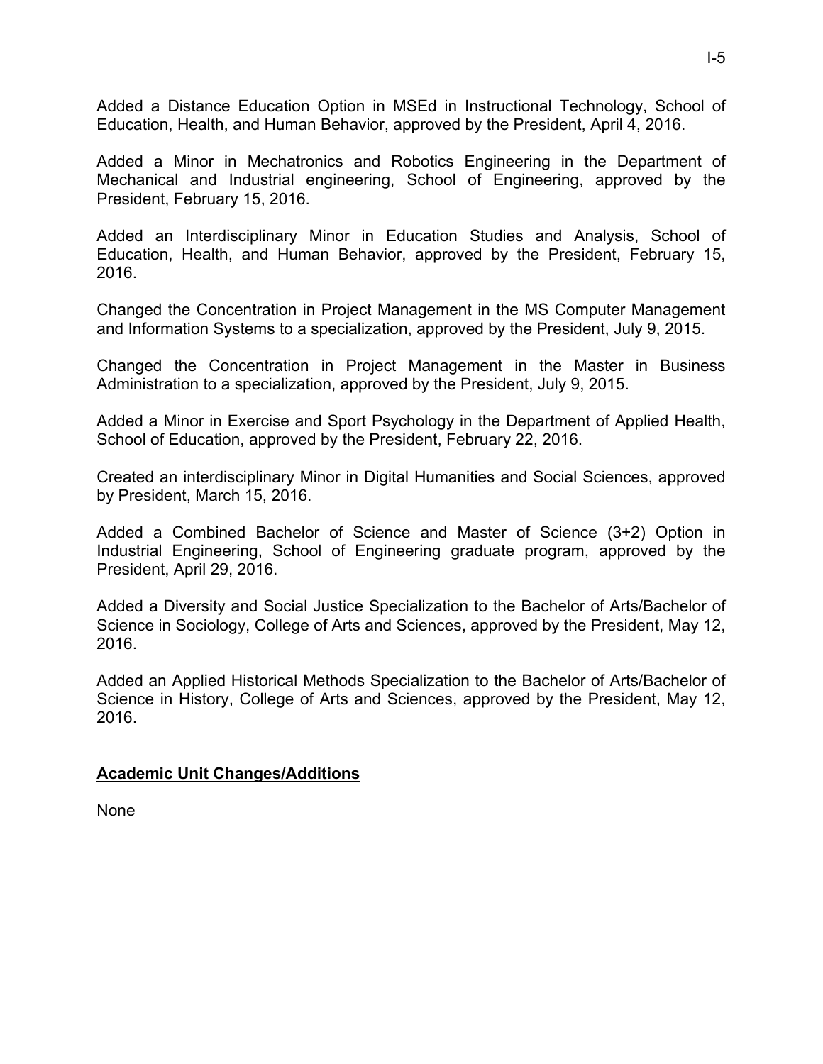Added a Distance Education Option in MSEd in Instructional Technology, School of Education, Health, and Human Behavior, approved by the President, April 4, 2016.

Added a Minor in Mechatronics and Robotics Engineering in the Department of Mechanical and Industrial engineering, School of Engineering, approved by the President, February 15, 2016.

Added an Interdisciplinary Minor in Education Studies and Analysis, School of Education, Health, and Human Behavior, approved by the President, February 15, 2016.

Changed the Concentration in Project Management in the MS Computer Management and Information Systems to a specialization, approved by the President, July 9, 2015.

Changed the Concentration in Project Management in the Master in Business Administration to a specialization, approved by the President, July 9, 2015.

Added a Minor in Exercise and Sport Psychology in the Department of Applied Health, School of Education, approved by the President, February 22, 2016.

Created an interdisciplinary Minor in Digital Humanities and Social Sciences, approved by President, March 15, 2016.

Added a Combined Bachelor of Science and Master of Science (3+2) Option in Industrial Engineering, School of Engineering graduate program, approved by the President, April 29, 2016.

Added a Diversity and Social Justice Specialization to the Bachelor of Arts/Bachelor of Science in Sociology, College of Arts and Sciences, approved by the President, May 12, 2016.

Added an Applied Historical Methods Specialization to the Bachelor of Arts/Bachelor of Science in History, College of Arts and Sciences, approved by the President, May 12, 2016.

**Academic Unit Changes/Additions**

None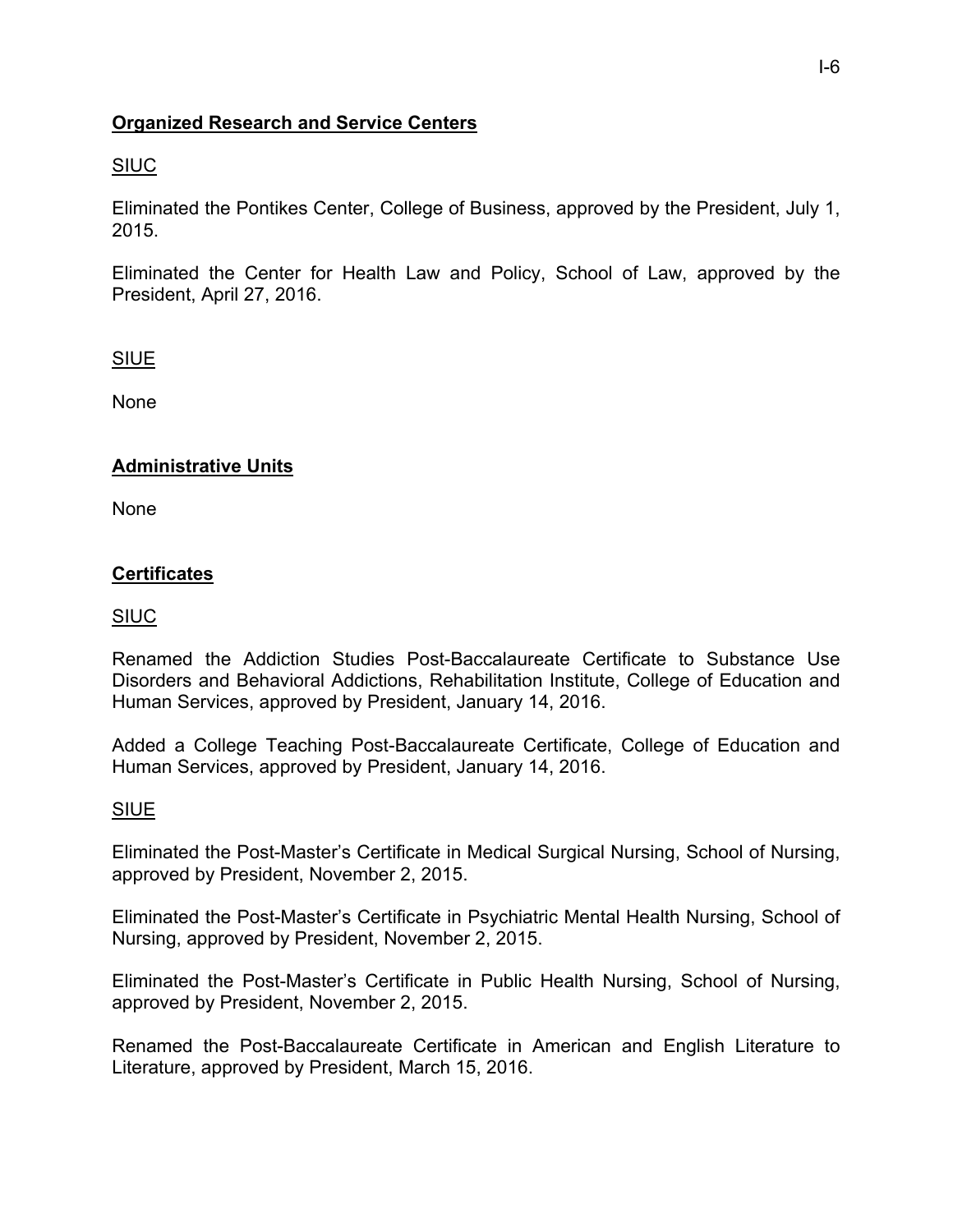## **Organized Research and Service Centers**

SIUC

Eliminated the Pontikes Center, College of Business, approved by the President, July 1, 2015.

Eliminated the Center for Health Law and Policy, School of Law, approved by the President, April 27, 2016.

SIUE

None

## **Administrative Units**

None

## **Certificates**

SIUC

Renamed the Addiction Studies Post-Baccalaureate Certificate to Substance Use Disorders and Behavioral Addictions, Rehabilitation Institute, College of Education and Human Services, approved by President, January 14, 2016.

Added a College Teaching Post-Baccalaureate Certificate, College of Education and Human Services, approved by President, January 14, 2016.

SIUE

Eliminated the Post-Master's Certificate in Medical Surgical Nursing, School of Nursing, approved by President, November 2, 2015.

Eliminated the Post-Master's Certificate in Psychiatric Mental Health Nursing, School of Nursing, approved by President, November 2, 2015.

Eliminated the Post-Master's Certificate in Public Health Nursing, School of Nursing, approved by President, November 2, 2015.

Renamed the Post-Baccalaureate Certificate in American and English Literature to Literature, approved by President, March 15, 2016.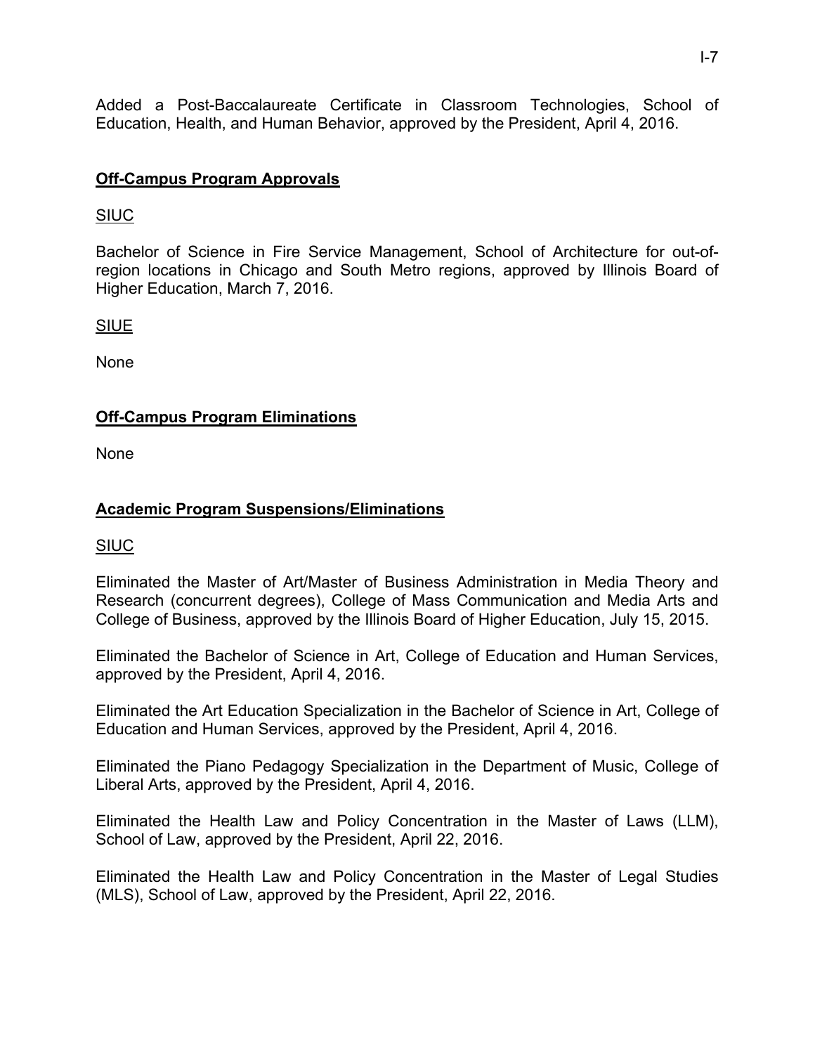Added a Post-Baccalaureate Certificate in Classroom Technologies, School of Education, Health, and Human Behavior, approved by the President, April 4, 2016.

## Off-Campus Program Approvals

SIUC

Bachelor of Science in Fire Service Management, School of Architecture for out-of-region locations in Chicago and South Metro regions, approved by Illinois Board of Higher Education, March 7, 2016.

SIUE

None

## Off-Campus Program Eliminations

None

## Academic Program Suspensions/Eliminations

SIUC

Eliminated the Master of Art/Master of Business Administration in Media Theory and Research (concurrent degrees), College of Mass Communication and Media Arts and College of Business, approved by the Illinois Board of Higher Education, July 15, 2015.

Eliminated the Bachelor of Science in Art, College of Education and Human Services, approved by the President, April 4, 2016.

Eliminated the Art Education Specialization in the Bachelor of Science in Art, College of Education and Human Services, approved by the President, April 4, 2016.

Eliminated the Piano Pedagogy Specialization in the Department of Music, College of Liberal Arts, approved by the President, April 4, 2016.

Eliminated the Health Law and Policy Concentration in the Master of Laws (LLM), School of Law, approved by the President, April 22, 2016.

Eliminated the Health Law and Policy Concentration in the Master of Legal Studies (MLS), School of Law, approved by the President, April 22, 2016.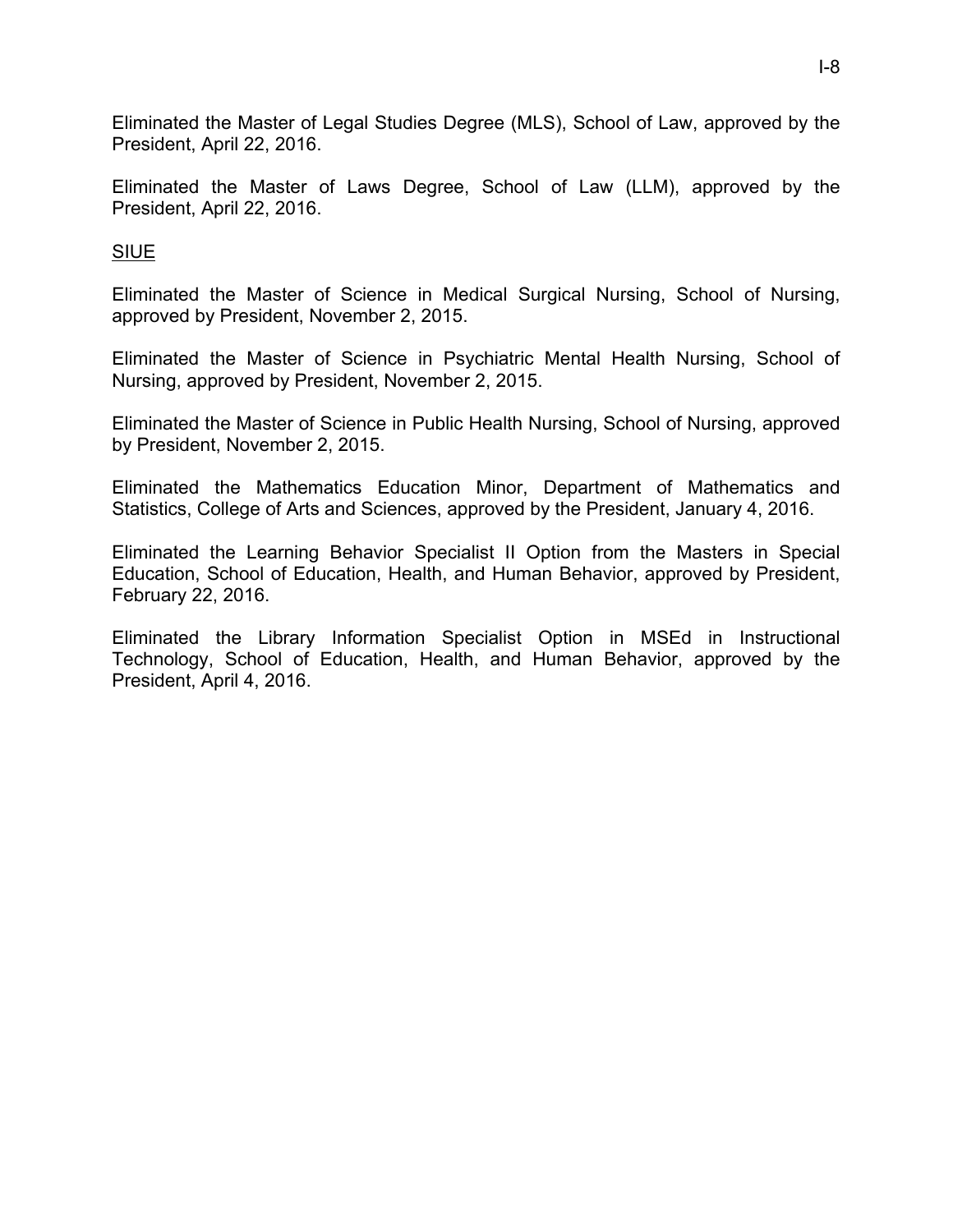Eliminated the Master of Legal Studies Degree (MLS), School of Law, approved by the President, April 22, 2016.

Eliminated the Master of Laws Degree, School of Law (LLM), approved by the President, April 22, 2016.

<u>SIUE</u>

Eliminated the Master of Science in Medical Surgical Nursing, School of Nursing, approved by President, November 2, 2015.

Eliminated the Master of Science in Psychiatric Mental Health Nursing, School of Nursing, approved by President, November 2, 2015.

Eliminated the Master of Science in Public Health Nursing, School of Nursing, approved by President, November 2, 2015.

Eliminated the Mathematics Education Minor, Department of Mathematics and Statistics, College of Arts and Sciences, approved by the President, January 4, 2016.

Eliminated the Learning Behavior Specialist II Option from the Masters in Special Education, School of Education, Health, and Human Behavior, approved by President, February 22, 2016.

Eliminated the Library Information Specialist Option in MSEd in Instructional Technology, School of Education, Health, and Human Behavior, approved by the President, April 4, 2016.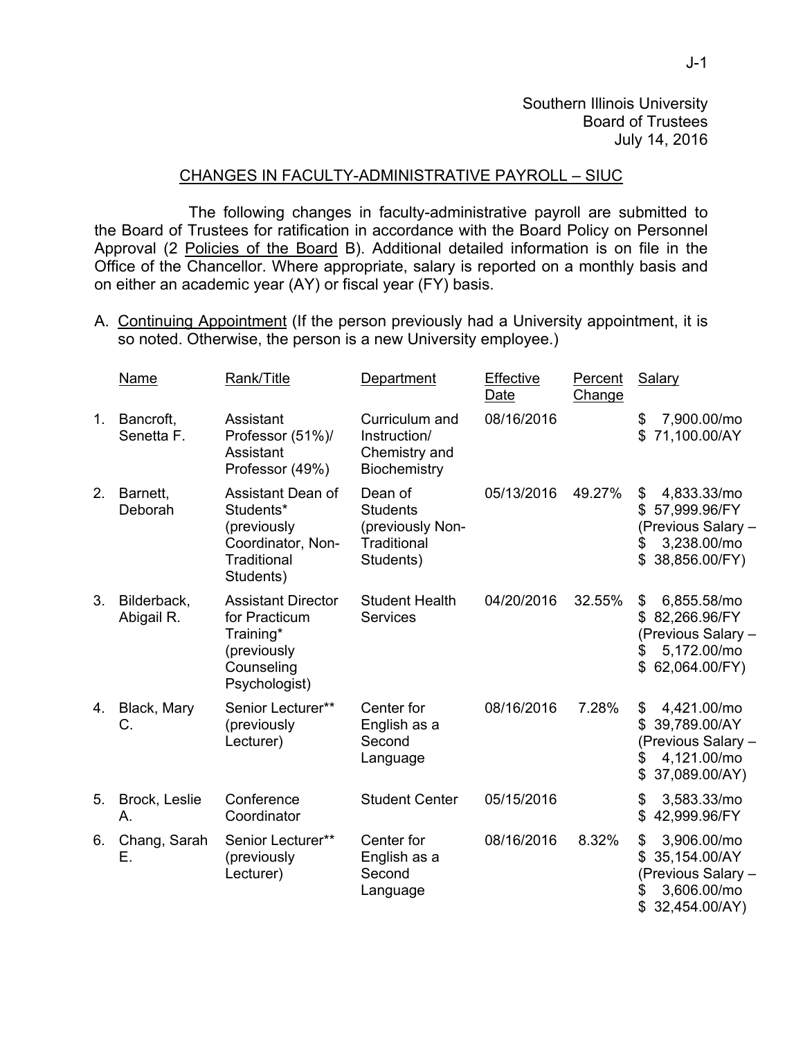Southern Illinois University
Board of Trustees
July 14, 2016

## CHANGES IN FACULTY-ADMINISTRATIVE PAYROLL – SIUC

The following changes in faculty-administrative payroll are submitted to the Board of Trustees for ratification in accordance with the Board Policy on Personnel Approval (2 Policies of the Board B). Additional detailed information is on file in the Office of the Chancellor. Where appropriate, salary is reported on a monthly basis and on either an academic year (AY) or fiscal year (FY) basis.

A. Continuing Appointment (If the person previously had a University appointment, it is so noted. Otherwise, the person is a new University employee.)

| | Name | Rank/Title | Department | Effective Date | Percent Change | Salary |
|---|---|---|---|---|---|---|
| 1. | Bancroft, Senetta F. | Assistant Professor (51%)/ Assistant Professor (49%) | Curriculum and Instruction/ Chemistry and Biochemistry | 08/16/2016 | | $ 7,900.00/mo<br>$ 71,100.00/AY |
| 2. | Barnett, Deborah | Assistant Dean of Students* (previously Coordinator, Non-Traditional Students) | Dean of Students (previously Non-Traditional Students) | 05/13/2016 | 49.27% | $ 4,833.33/mo<br>$ 57,999.96/FY<br>(Previous Salary – $ 3,238.00/mo<br>$ 38,856.00/FY) |
| 3. | Bilderback, Abigail R. | Assistant Director for Practicum Training* (previously Counseling Psychologist) | Student Health Services | 04/20/2016 | 32.55% | $ 6,855.58/mo<br>$ 82,266.96/FY<br>(Previous Salary – $ 5,172.00/mo<br>$ 62,064.00/FY) |
| 4. | Black, Mary C. | Senior Lecturer** (previously Lecturer) | Center for English as a Second Language | 08/16/2016 | 7.28% | $ 4,421.00/mo<br>$ 39,789.00/AY<br>(Previous Salary – $ 4,121.00/mo<br>$ 37,089.00/AY) |
| 5. | Brock, Leslie A. | Conference Coordinator | Student Center | 05/15/2016 | | $ 3,583.33/mo<br>$ 42,999.96/FY |
| 6. | Chang, Sarah E. | Senior Lecturer** (previously Lecturer) | Center for English as a Second Language | 08/16/2016 | 8.32% | $ 3,906.00/mo<br>$ 35,154.00/AY<br>(Previous Salary – $ 3,606.00/mo<br>$ 32,454.00/AY) |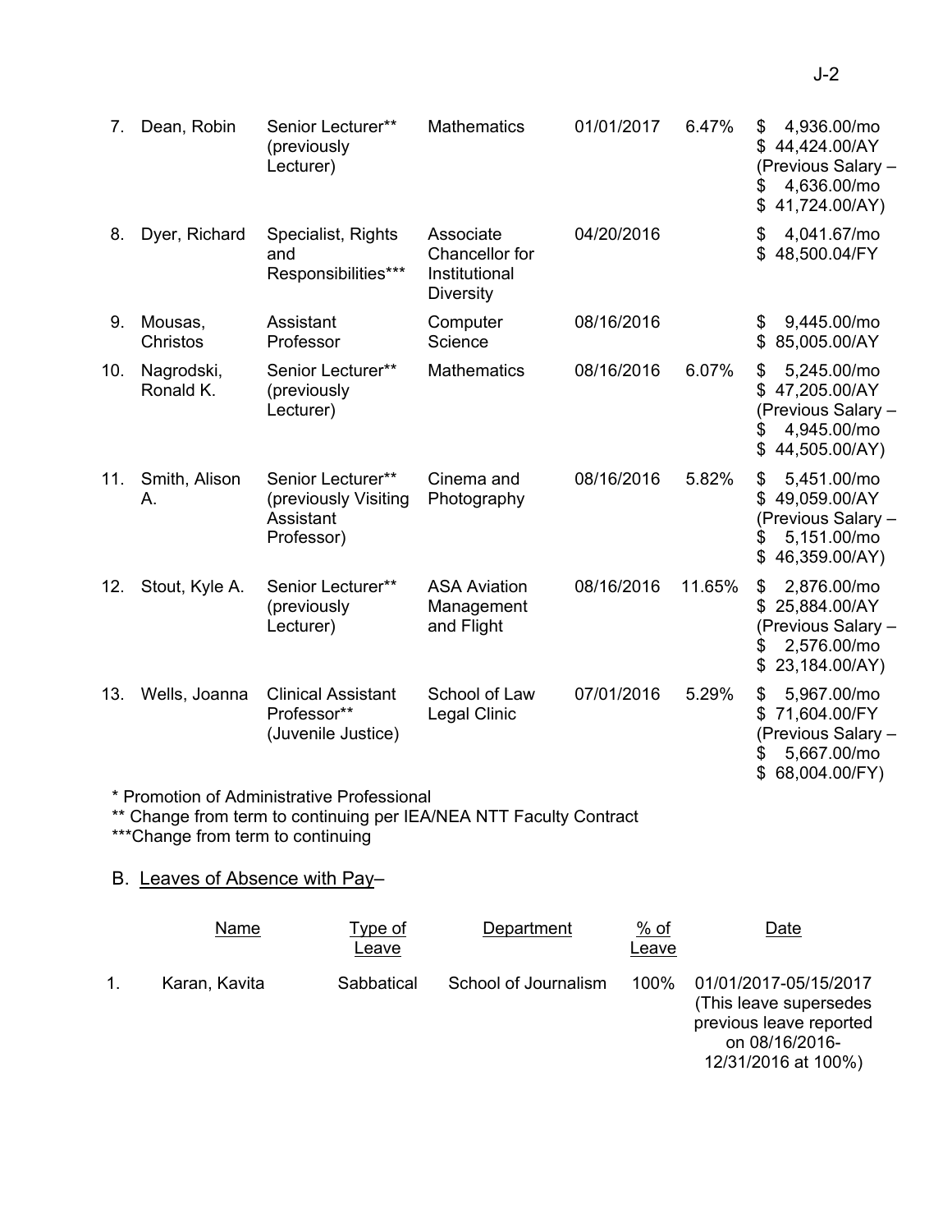| | | | | | | |
|---|---|---|---|---|---|---|
| 7. | Dean, Robin | Senior Lecturer** (previously Lecturer) | Mathematics | 01/01/2017 | 6.47% | $ 4,936.00/mo<br>$ 44,424.00/AY<br>(Previous Salary –<br>$ 4,636.00/mo<br>$ 41,724.00/AY) |
| 8. | Dyer, Richard | Specialist, Rights and Responsibilities*** | Associate Chancellor for Institutional Diversity | 04/20/2016 | | $ 4,041.67/mo<br>$ 48,500.04/FY |
| 9. | Mousas, Christos | Assistant Professor | Computer Science | 08/16/2016 | | $ 9,445.00/mo<br>$ 85,005.00/AY |
| 10. | Nagrodski, Ronald K. | Senior Lecturer** (previously Lecturer) | Mathematics | 08/16/2016 | 6.07% | $ 5,245.00/mo<br>$ 47,205.00/AY<br>(Previous Salary –<br>$ 4,945.00/mo<br>$ 44,505.00/AY) |
| 11. | Smith, Alison A. | Senior Lecturer** (previously Visiting Assistant Professor) | Cinema and Photography | 08/16/2016 | 5.82% | $ 5,451.00/mo<br>$ 49,059.00/AY<br>(Previous Salary –<br>$ 5,151.00/mo<br>$ 46,359.00/AY) |
| 12. | Stout, Kyle A. | Senior Lecturer** (previously Lecturer) | ASA Aviation Management and Flight | 08/16/2016 | 11.65% | $ 2,876.00/mo<br>$ 25,884.00/AY<br>(Previous Salary –<br>$ 2,576.00/mo<br>$ 23,184.00/AY) |
| 13. | Wells, Joanna | Clinical Assistant Professor** (Juvenile Justice) | School of Law Legal Clinic | 07/01/2016 | 5.29% | $ 5,967.00/mo<br>$ 71,604.00/FY<br>(Previous Salary –<br>$ 5,667.00/mo<br>$ 68,004.00/FY) |

* Promotion of Administrative Professional
** Change from term to continuing per IEA/NEA NTT Faculty Contract
***Change from term to continuing

B. Leaves of Absence with Pay–

| | Name | Type of Leave | Department | % of Leave | Date |
|---|---|---|---|---|---|
| 1. | Karan, Kavita | Sabbatical | School of Journalism | 100% | 01/01/2017-05/15/2017 (This leave supersedes previous leave reported on 08/16/2016-12/31/2016 at 100%) |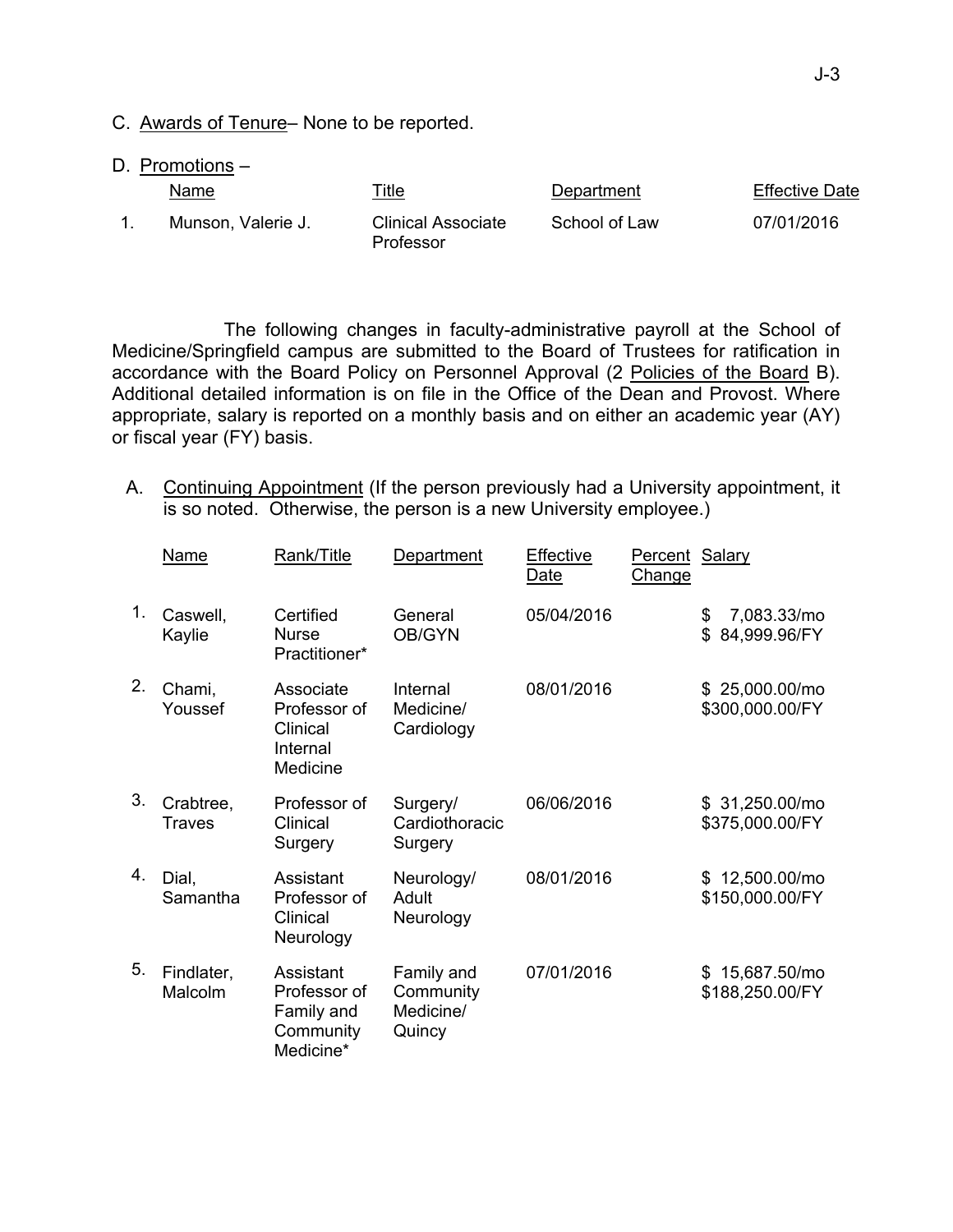C. Awards of Tenure– None to be reported.

D. Promotions –

| | Name | Title | Department | Effective Date |
|---|---|---|---|---|
| 1. | Munson, Valerie J. | Clinical Associate Professor | School of Law | 07/01/2016 |

The following changes in faculty-administrative payroll at the School of Medicine/Springfield campus are submitted to the Board of Trustees for ratification in accordance with the Board Policy on Personnel Approval (2 Policies of the Board B). Additional detailed information is on file in the Office of the Dean and Provost. Where appropriate, salary is reported on a monthly basis and on either an academic year (AY) or fiscal year (FY) basis.

A. Continuing Appointment (If the person previously had a University appointment, it is so noted. Otherwise, the person is a new University employee.)

| | Name | Rank/Title | Department | Effective Date | Percent Change | Salary |
|---|---|---|---|---|---|---|
| 1. | Caswell, Kaylie | Certified Nurse Practitioner* | General OB/GYN | 05/04/2016 | | $ 7,083.33/mo<br>$ 84,999.96/FY |
| 2. | Chami, Youssef | Associate Professor of Clinical Internal Medicine | Internal Medicine/ Cardiology | 08/01/2016 | | $ 25,000.00/mo<br>$300,000.00/FY |
| 3. | Crabtree, Traves | Professor of Clinical Surgery | Surgery/ Cardiothoracic Surgery | 06/06/2016 | | $ 31,250.00/mo<br>$375,000.00/FY |
| 4. | Dial, Samantha | Assistant Professor of Clinical Neurology | Neurology/ Adult Neurology | 08/01/2016 | | $ 12,500.00/mo<br>$150,000.00/FY |
| 5. | Findlater, Malcolm | Assistant Professor of Family and Community Medicine* | Family and Community Medicine/ Quincy | 07/01/2016 | | $ 15,687.50/mo<br>$188,250.00/FY |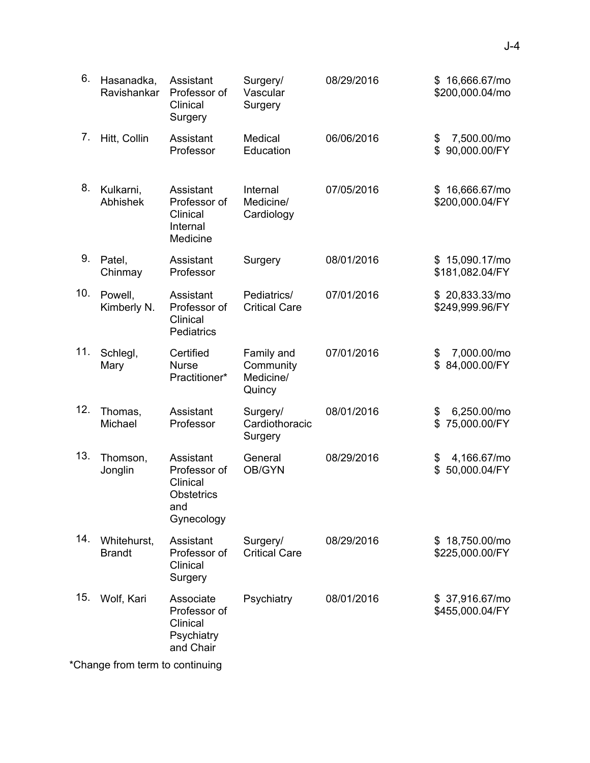| | | | | | |
|---|---|---|---|---|---|
| 6. | Hasanadka, Ravishankar | Assistant Professor of Clinical Surgery | Surgery/ Vascular Surgery | 08/29/2016 | $ 16,666.67/mo<br>$200,000.04/mo |
| 7. | Hitt, Collin | Assistant Professor | Medical Education | 06/06/2016 | $ 7,500.00/mo<br>$ 90,000.00/FY |
| 8. | Kulkarni, Abhishek | Assistant Professor of Clinical Internal Medicine | Internal Medicine/ Cardiology | 07/05/2016 | $ 16,666.67/mo<br>$200,000.04/FY |
| 9. | Patel, Chinmay | Assistant Professor | Surgery | 08/01/2016 | $ 15,090.17/mo<br>$181,082.04/FY |
| 10. | Powell, Kimberly N. | Assistant Professor of Clinical Pediatrics | Pediatrics/ Critical Care | 07/01/2016 | $ 20,833.33/mo<br>$249,999.96/FY |
| 11. | Schlegl, Mary | Certified Nurse Practitioner* | Family and Community Medicine/ Quincy | 07/01/2016 | $ 7,000.00/mo<br>$ 84,000.00/FY |
| 12. | Thomas, Michael | Assistant Professor | Surgery/ Cardiothoracic Surgery | 08/01/2016 | $ 6,250.00/mo<br>$ 75,000.00/FY |
| 13. | Thomson, Jonglin | Assistant Professor of Clinical Obstetrics and Gynecology | General OB/GYN | 08/29/2016 | $ 4,166.67/mo<br>$ 50,000.04/FY |
| 14. | Whitehurst, Brandt | Assistant Professor of Clinical Surgery | Surgery/ Critical Care | 08/29/2016 | $ 18,750.00/mo<br>$225,000.00/FY |
| 15. | Wolf, Kari | Associate Professor of Clinical Psychiatry and Chair | Psychiatry | 08/01/2016 | $ 37,916.67/mo<br>$455,000.04/FY |

*Change from term to continuing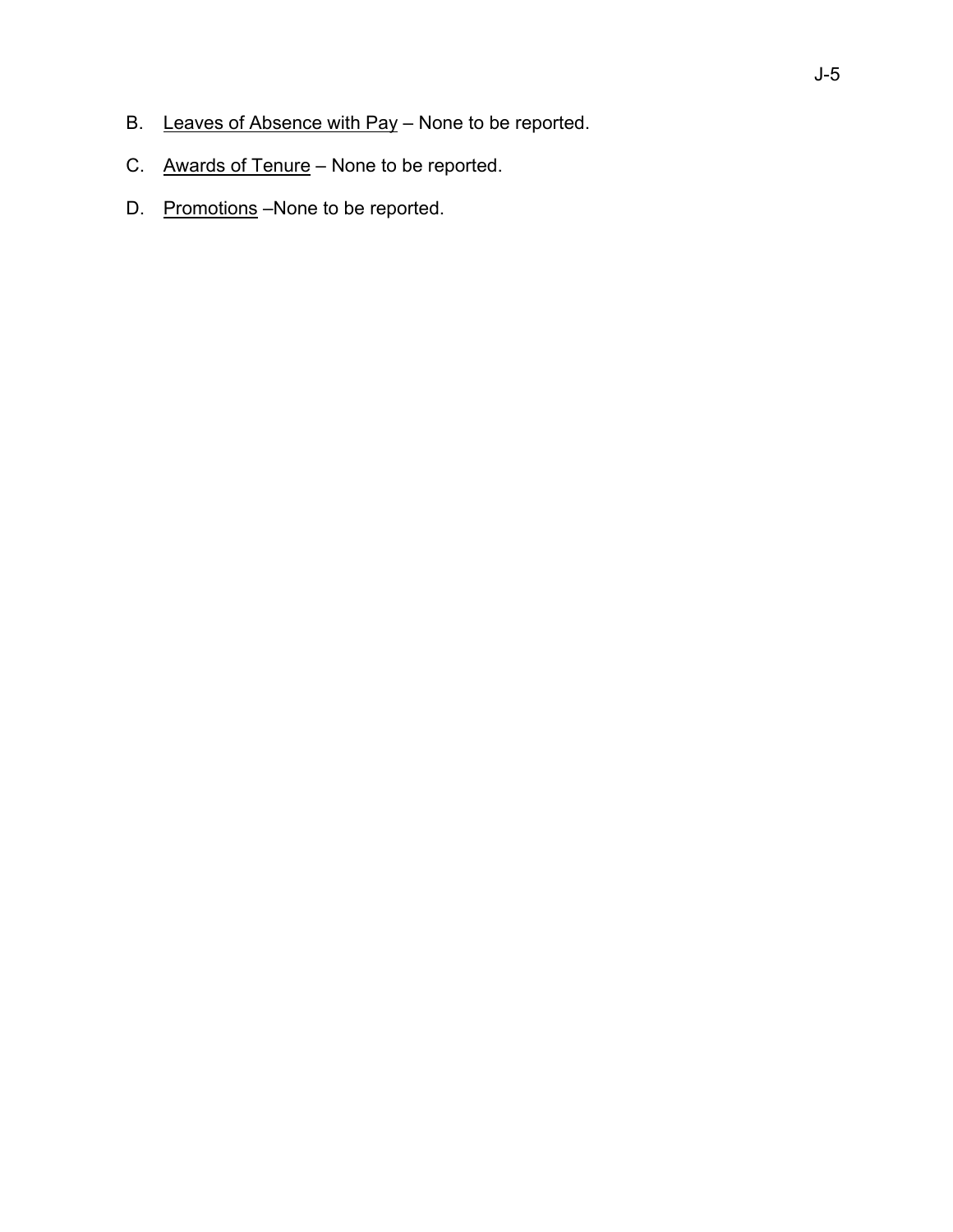B. <u>Leaves of Absence with Pay</u> – None to be reported.

C. <u>Awards of Tenure</u> – None to be reported.

D. <u>Promotions</u> –None to be reported.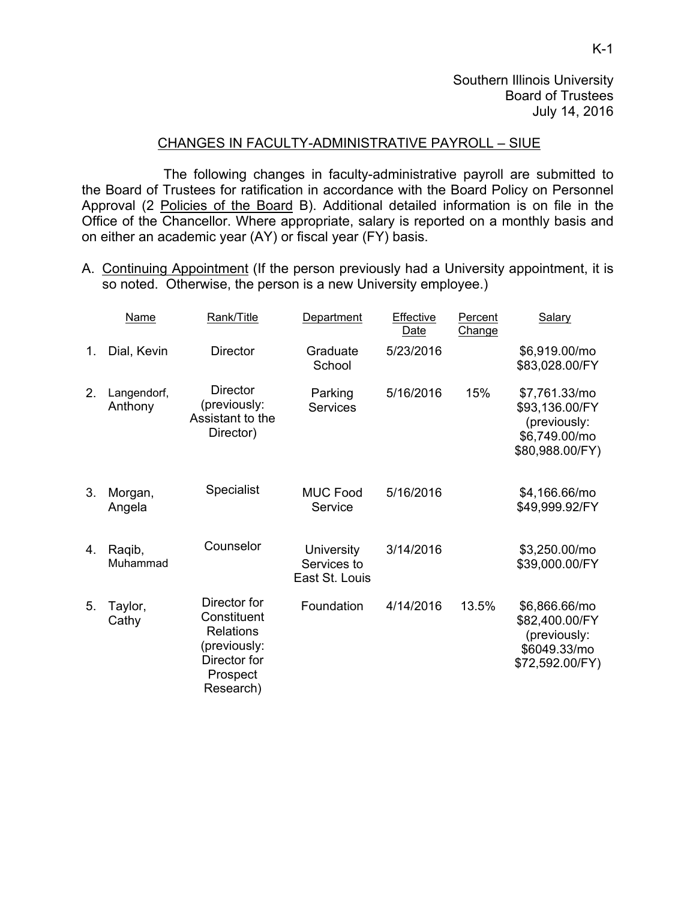Southern Illinois University
Board of Trustees
July 14, 2016

## CHANGES IN FACULTY-ADMINISTRATIVE PAYROLL – SIUE

The following changes in faculty-administrative payroll are submitted to the Board of Trustees for ratification in accordance with the Board Policy on Personnel Approval (2 Policies of the Board B). Additional detailed information is on file in the Office of the Chancellor. Where appropriate, salary is reported on a monthly basis and on either an academic year (AY) or fiscal year (FY) basis.

A. Continuing Appointment (If the person previously had a University appointment, it is so noted. Otherwise, the person is a new University employee.)

| | Name | Rank/Title | Department | Effective Date | Percent Change | Salary |
|---|---|---|---|---|---|---|
| 1. | Dial, Kevin | Director | Graduate School | 5/23/2016 | | $6,919.00/mo $83,028.00/FY |
| 2. | Langendorf, Anthony | Director (previously: Assistant to the Director) | Parking Services | 5/16/2016 | 15% | $7,761.33/mo $93,136.00/FY (previously: $6,749.00/mo $80,988.00/FY) |
| 3. | Morgan, Angela | Specialist | MUC Food Service | 5/16/2016 | | $4,166.66/mo $49,999.92/FY |
| 4. | Raqib, Muhammad | Counselor | University Services to East St. Louis | 3/14/2016 | | $3,250.00/mo $39,000.00/FY |
| 5. | Taylor, Cathy | Director for Constituent Relations (previously: Director for Prospect Research) | Foundation | 4/14/2016 | 13.5% | $6,866.66/mo $82,400.00/FY (previously: $6049.33/mo $72,592.00/FY) |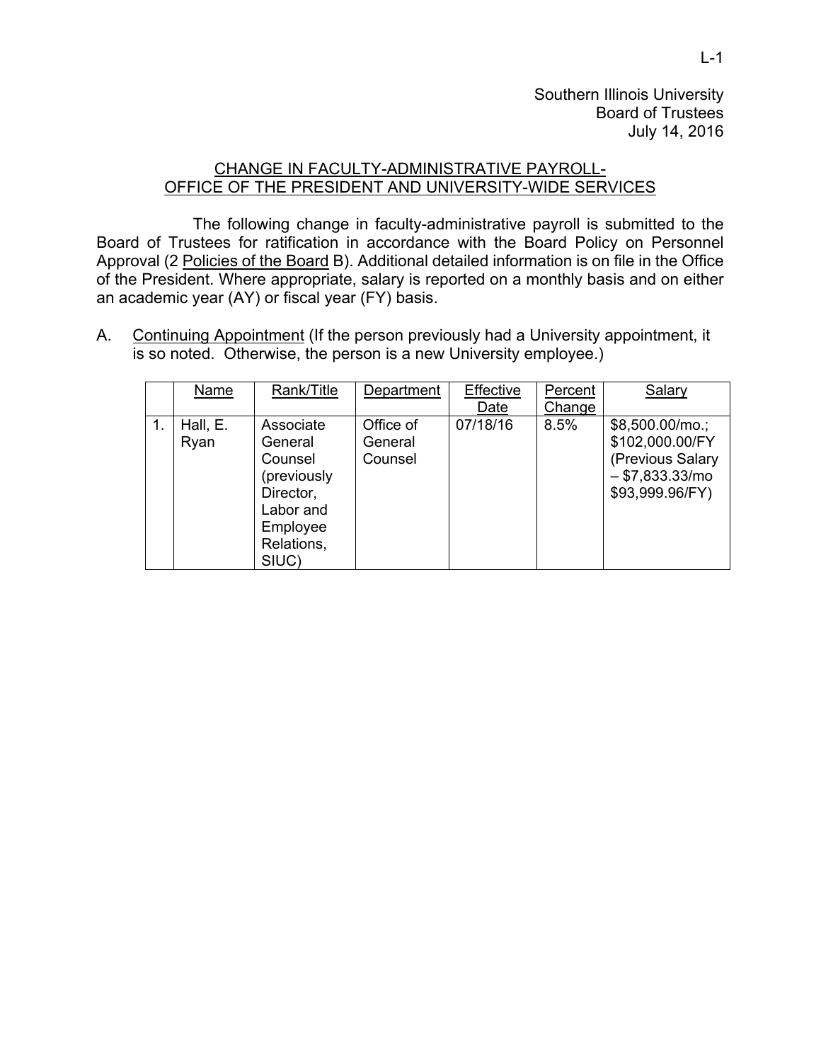Southern Illinois University
Board of Trustees
July 14, 2016

## CHANGE IN FACULTY-ADMINISTRATIVE PAYROLL- OFFICE OF THE PRESIDENT AND UNIVERSITY-WIDE SERVICES

The following change in faculty-administrative payroll is submitted to the Board of Trustees for ratification in accordance with the Board Policy on Personnel Approval (2 Policies of the Board B). Additional detailed information is on file in the Office of the President. Where appropriate, salary is reported on a monthly basis and on either an academic year (AY) or fiscal year (FY) basis.

A. Continuing Appointment (If the person previously had a University appointment, it is so noted. Otherwise, the person is a new University employee.)

| | Name | Rank/Title | Department | Effective Date | Percent Change | Salary |
|---|---|---|---|---|---|---|
| 1. | Hall, E. Ryan | Associate General Counsel (previously Director, Labor and Employee Relations, SIUC) | Office of General Counsel | 07/18/16 | 8.5% | $8,500.00/mo.; $102,000.00/FY (Previous Salary – $7,833.33/mo $93,999.96/FY) |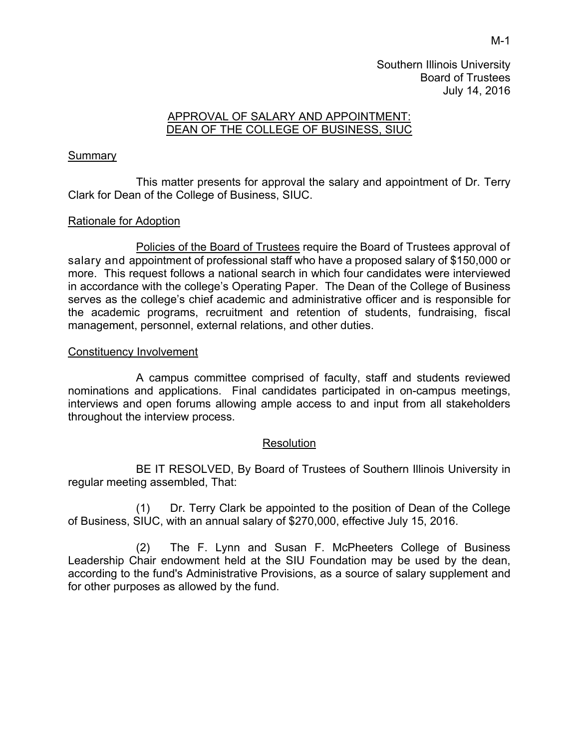M-1

Southern Illinois University
Board of Trustees
July 14, 2016

## APPROVAL OF SALARY AND APPOINTMENT: DEAN OF THE COLLEGE OF BUSINESS, SIUC

### Summary

This matter presents for approval the salary and appointment of Dr. Terry Clark for Dean of the College of Business, SIUC.

### Rationale for Adoption

Policies of the Board of Trustees require the Board of Trustees approval of salary and appointment of professional staff who have a proposed salary of $150,000 or more. This request follows a national search in which four candidates were interviewed in accordance with the college's Operating Paper. The Dean of the College of Business serves as the college's chief academic and administrative officer and is responsible for the academic programs, recruitment and retention of students, fundraising, fiscal management, personnel, external relations, and other duties.

### Constituency Involvement

A campus committee comprised of faculty, staff and students reviewed nominations and applications. Final candidates participated in on-campus meetings, interviews and open forums allowing ample access to and input from all stakeholders throughout the interview process.

### Resolution

BE IT RESOLVED, By Board of Trustees of Southern Illinois University in regular meeting assembled, That:

(1) Dr. Terry Clark be appointed to the position of Dean of the College of Business, SIUC, with an annual salary of $270,000, effective July 15, 2016.

(2) The F. Lynn and Susan F. McPheeters College of Business Leadership Chair endowment held at the SIU Foundation may be used by the dean, according to the fund's Administrative Provisions, as a source of salary supplement and for other purposes as allowed by the fund.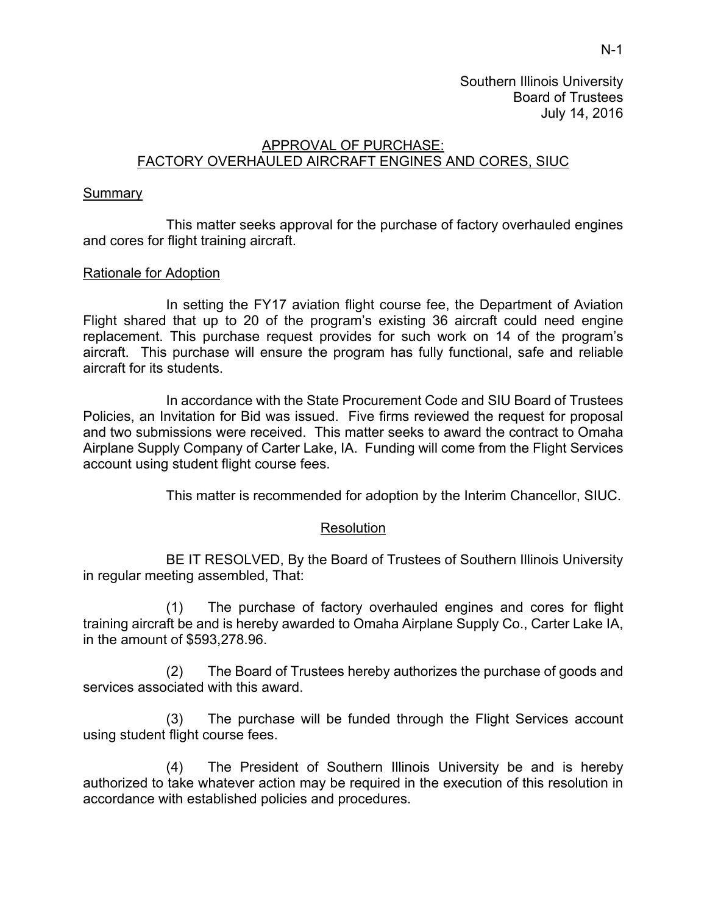Southern Illinois University
Board of Trustees
July 14, 2016

## APPROVAL OF PURCHASE: FACTORY OVERHAULED AIRCRAFT ENGINES AND CORES, SIUC

### Summary

This matter seeks approval for the purchase of factory overhauled engines and cores for flight training aircraft.

### Rationale for Adoption

In setting the FY17 aviation flight course fee, the Department of Aviation Flight shared that up to 20 of the program's existing 36 aircraft could need engine replacement. This purchase request provides for such work on 14 of the program's aircraft. This purchase will ensure the program has fully functional, safe and reliable aircraft for its students.

In accordance with the State Procurement Code and SIU Board of Trustees Policies, an Invitation for Bid was issued. Five firms reviewed the request for proposal and two submissions were received. This matter seeks to award the contract to Omaha Airplane Supply Company of Carter Lake, IA. Funding will come from the Flight Services account using student flight course fees.

This matter is recommended for adoption by the Interim Chancellor, SIUC.

### Resolution

BE IT RESOLVED, By the Board of Trustees of Southern Illinois University in regular meeting assembled, That:

(1) The purchase of factory overhauled engines and cores for flight training aircraft be and is hereby awarded to Omaha Airplane Supply Co., Carter Lake IA, in the amount of $593,278.96.

(2) The Board of Trustees hereby authorizes the purchase of goods and services associated with this award.

(3) The purchase will be funded through the Flight Services account using student flight course fees.

(4) The President of Southern Illinois University be and is hereby authorized to take whatever action may be required in the execution of this resolution in accordance with established policies and procedures.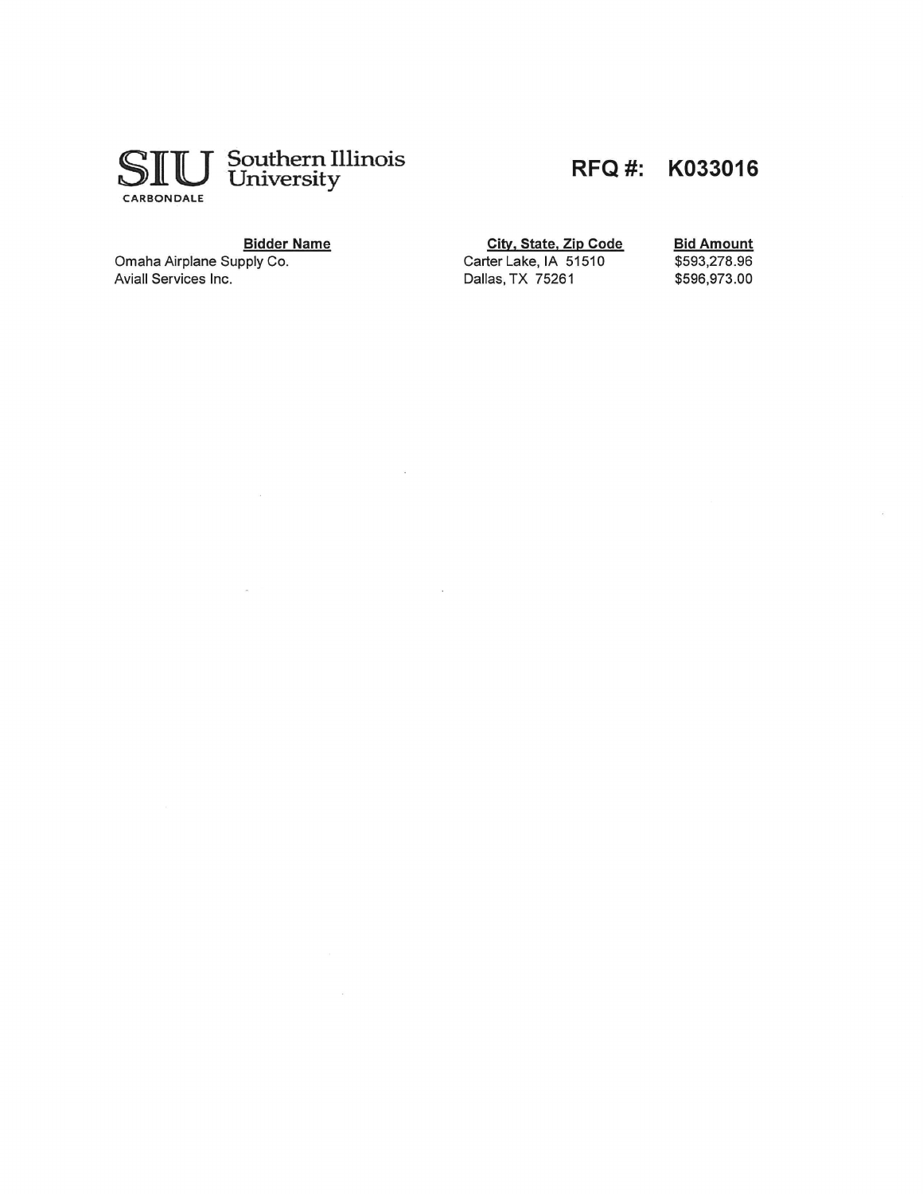**SIU** Southern Illinois University
CARBONDALE

## RFQ #: K033016

| Bidder Name | City, State, Zip Code | Bid Amount |
|---|---|---|
| Omaha Airplane Supply Co. | Carter Lake, IA 51510 | $593,278.96 |
| Aviall Services Inc. | Dallas, TX 75261 | $596,973.00 |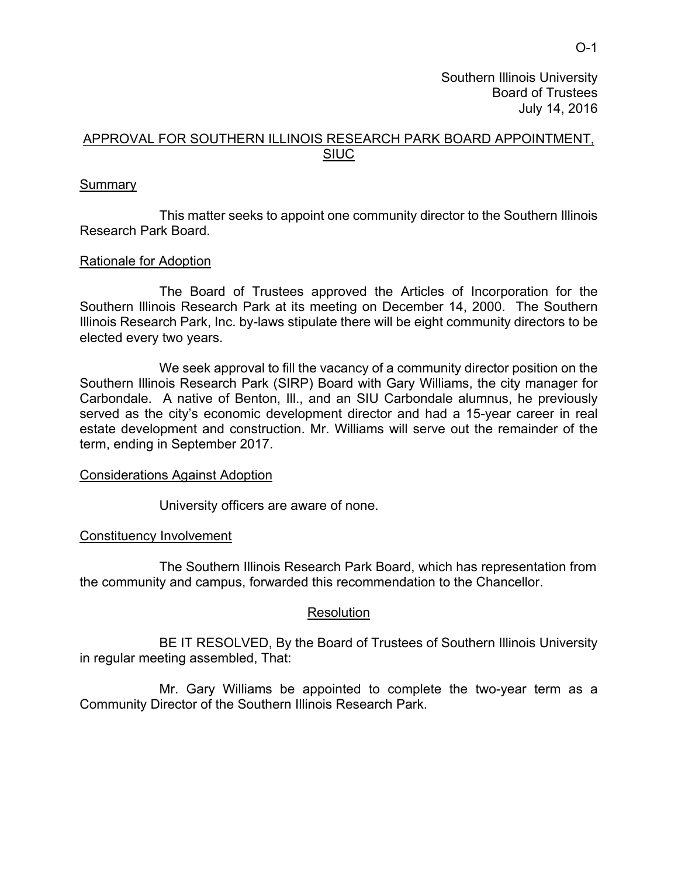Southern Illinois University
Board of Trustees
July 14, 2016

## APPROVAL FOR SOUTHERN ILLINOIS RESEARCH PARK BOARD APPOINTMENT, SIUC

### Summary

This matter seeks to appoint one community director to the Southern Illinois Research Park Board.

### Rationale for Adoption

The Board of Trustees approved the Articles of Incorporation for the Southern Illinois Research Park at its meeting on December 14, 2000. The Southern Illinois Research Park, Inc. by-laws stipulate there will be eight community directors to be elected every two years.

We seek approval to fill the vacancy of a community director position on the Southern Illinois Research Park (SIRP) Board with Gary Williams, the city manager for Carbondale. A native of Benton, Ill., and an SIU Carbondale alumnus, he previously served as the city's economic development director and had a 15-year career in real estate development and construction. Mr. Williams will serve out the remainder of the term, ending in September 2017.

### Considerations Against Adoption

University officers are aware of none.

### Constituency Involvement

The Southern Illinois Research Park Board, which has representation from the community and campus, forwarded this recommendation to the Chancellor.

### Resolution

BE IT RESOLVED, By the Board of Trustees of Southern Illinois University in regular meeting assembled, That:

Mr. Gary Williams be appointed to complete the two-year term as a Community Director of the Southern Illinois Research Park.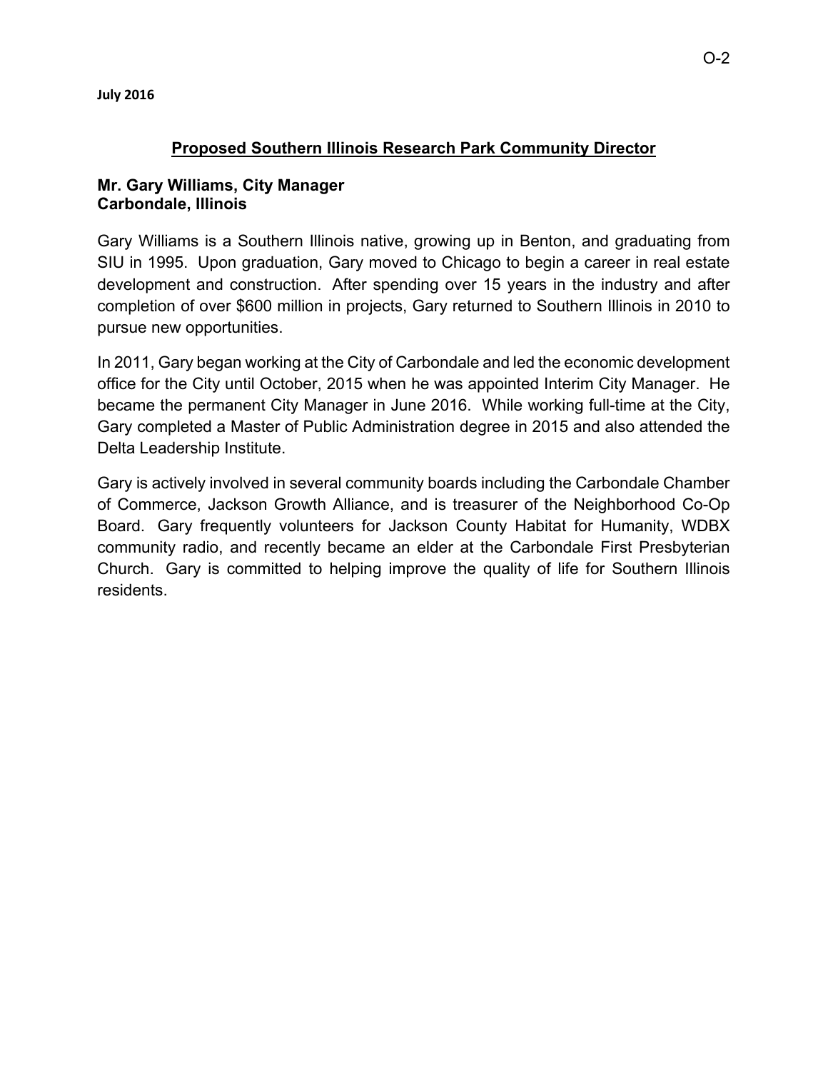**July 2016**

## Proposed Southern Illinois Research Park Community Director

**Mr. Gary Williams, City Manager**
**Carbondale, Illinois**

Gary Williams is a Southern Illinois native, growing up in Benton, and graduating from SIU in 1995. Upon graduation, Gary moved to Chicago to begin a career in real estate development and construction. After spending over 15 years in the industry and after completion of over $600 million in projects, Gary returned to Southern Illinois in 2010 to pursue new opportunities.

In 2011, Gary began working at the City of Carbondale and led the economic development office for the City until October, 2015 when he was appointed Interim City Manager. He became the permanent City Manager in June 2016. While working full-time at the City, Gary completed a Master of Public Administration degree in 2015 and also attended the Delta Leadership Institute.

Gary is actively involved in several community boards including the Carbondale Chamber of Commerce, Jackson Growth Alliance, and is treasurer of the Neighborhood Co-Op Board. Gary frequently volunteers for Jackson County Habitat for Humanity, WDBX community radio, and recently became an elder at the Carbondale First Presbyterian Church. Gary is committed to helping improve the quality of life for Southern Illinois residents.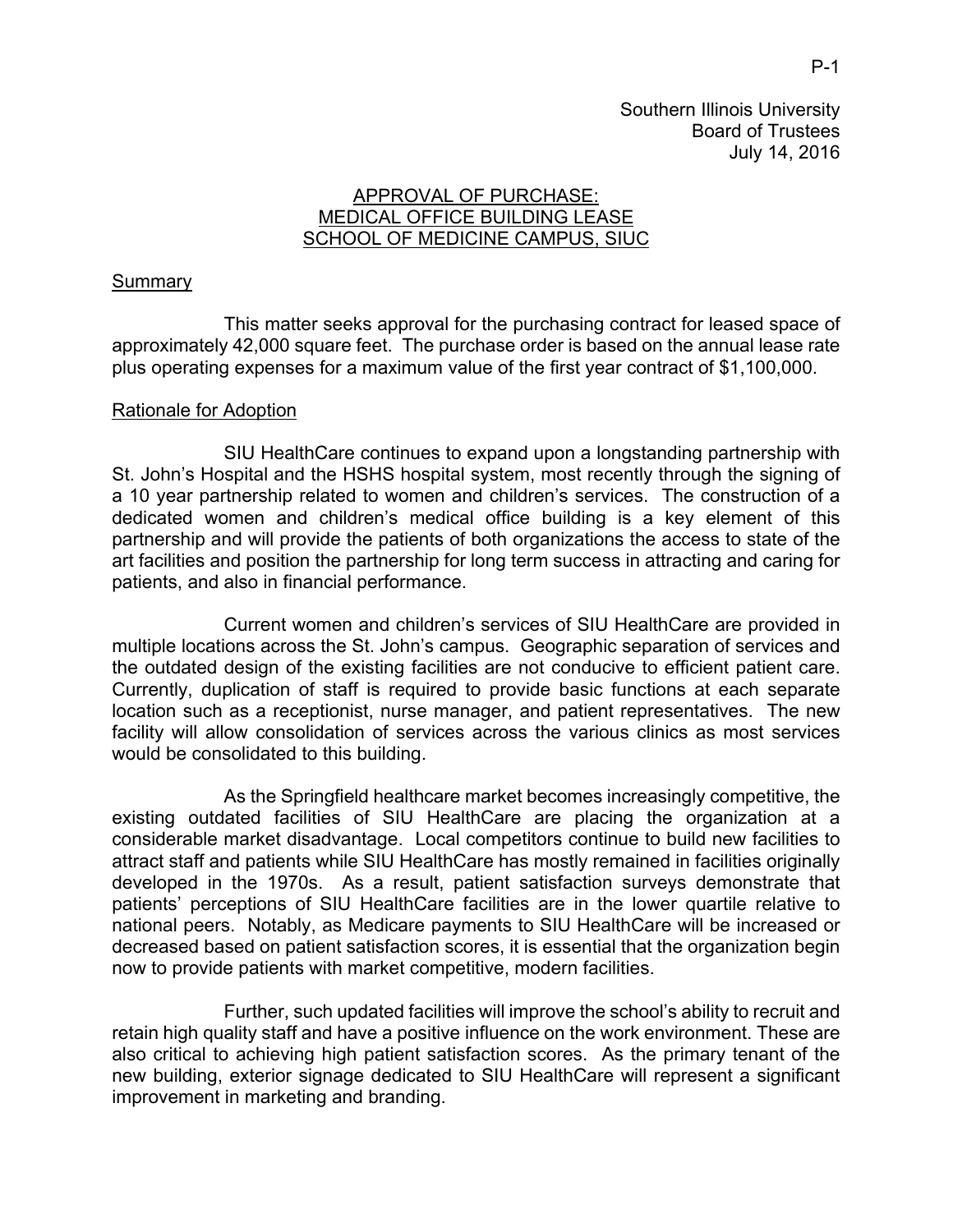Southern Illinois University
Board of Trustees
July 14, 2016

## APPROVAL OF PURCHASE: MEDICAL OFFICE BUILDING LEASE SCHOOL OF MEDICINE CAMPUS, SIUC

### Summary

This matter seeks approval for the purchasing contract for leased space of approximately 42,000 square feet. The purchase order is based on the annual lease rate plus operating expenses for a maximum value of the first year contract of $1,100,000.

### Rationale for Adoption

SIU HealthCare continues to expand upon a longstanding partnership with St. John's Hospital and the HSHS hospital system, most recently through the signing of a 10 year partnership related to women and children's services. The construction of a dedicated women and children's medical office building is a key element of this partnership and will provide the patients of both organizations the access to state of the art facilities and position the partnership for long term success in attracting and caring for patients, and also in financial performance.

Current women and children's services of SIU HealthCare are provided in multiple locations across the St. John's campus. Geographic separation of services and the outdated design of the existing facilities are not conducive to efficient patient care. Currently, duplication of staff is required to provide basic functions at each separate location such as a receptionist, nurse manager, and patient representatives. The new facility will allow consolidation of services across the various clinics as most services would be consolidated to this building.

As the Springfield healthcare market becomes increasingly competitive, the existing outdated facilities of SIU HealthCare are placing the organization at a considerable market disadvantage. Local competitors continue to build new facilities to attract staff and patients while SIU HealthCare has mostly remained in facilities originally developed in the 1970s. As a result, patient satisfaction surveys demonstrate that patients' perceptions of SIU HealthCare facilities are in the lower quartile relative to national peers. Notably, as Medicare payments to SIU HealthCare will be increased or decreased based on patient satisfaction scores, it is essential that the organization begin now to provide patients with market competitive, modern facilities.

Further, such updated facilities will improve the school's ability to recruit and retain high quality staff and have a positive influence on the work environment. These are also critical to achieving high patient satisfaction scores. As the primary tenant of the new building, exterior signage dedicated to SIU HealthCare will represent a significant improvement in marketing and branding.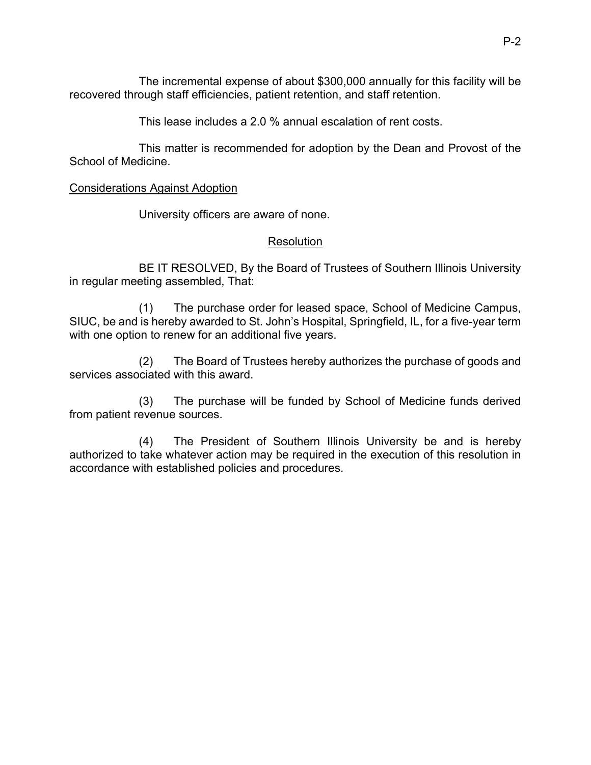The incremental expense of about $300,000 annually for this facility will be recovered through staff efficiencies, patient retention, and staff retention.

This lease includes a 2.0 % annual escalation of rent costs.

This matter is recommended for adoption by the Dean and Provost of the School of Medicine.

## Considerations Against Adoption

University officers are aware of none.

## Resolution

BE IT RESOLVED, By the Board of Trustees of Southern Illinois University in regular meeting assembled, That:

(1) The purchase order for leased space, School of Medicine Campus, SIUC, be and is hereby awarded to St. John's Hospital, Springfield, IL, for a five-year term with one option to renew for an additional five years.

(2) The Board of Trustees hereby authorizes the purchase of goods and services associated with this award.

(3) The purchase will be funded by School of Medicine funds derived from patient revenue sources.

(4) The President of Southern Illinois University be and is hereby authorized to take whatever action may be required in the execution of this resolution in accordance with established policies and procedures.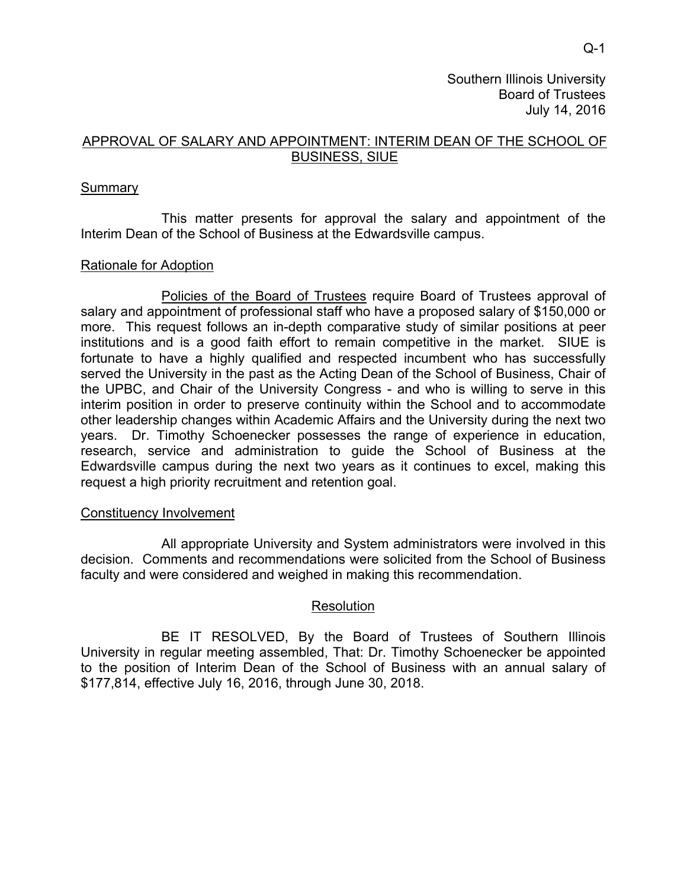Q-1

Southern Illinois University
Board of Trustees
July 14, 2016

## APPROVAL OF SALARY AND APPOINTMENT: INTERIM DEAN OF THE SCHOOL OF BUSINESS, SIUE

### Summary

This matter presents for approval the salary and appointment of the Interim Dean of the School of Business at the Edwardsville campus.

### Rationale for Adoption

Policies of the Board of Trustees require Board of Trustees approval of salary and appointment of professional staff who have a proposed salary of $150,000 or more. This request follows an in-depth comparative study of similar positions at peer institutions and is a good faith effort to remain competitive in the market. SIUE is fortunate to have a highly qualified and respected incumbent who has successfully served the University in the past as the Acting Dean of the School of Business, Chair of the UPBC, and Chair of the University Congress - and who is willing to serve in this interim position in order to preserve continuity within the School and to accommodate other leadership changes within Academic Affairs and the University during the next two years. Dr. Timothy Schoenecker possesses the range of experience in education, research, service and administration to guide the School of Business at the Edwardsville campus during the next two years as it continues to excel, making this request a high priority recruitment and retention goal.

### Constituency Involvement

All appropriate University and System administrators were involved in this decision. Comments and recommendations were solicited from the School of Business faculty and were considered and weighed in making this recommendation.

### Resolution

BE IT RESOLVED, By the Board of Trustees of Southern Illinois University in regular meeting assembled, That: Dr. Timothy Schoenecker be appointed to the position of Interim Dean of the School of Business with an annual salary of $177,814, effective July 16, 2016, through June 30, 2018.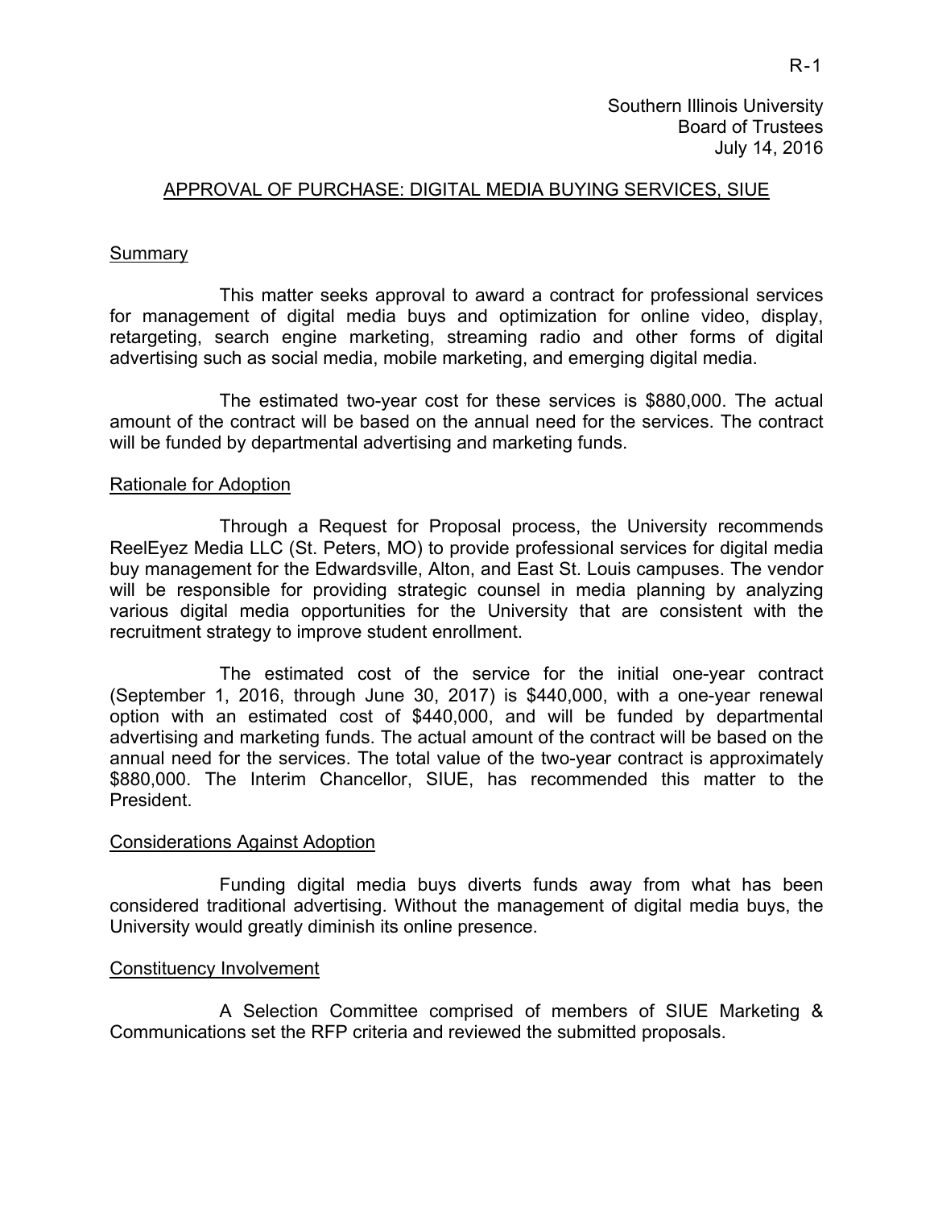R-1

Southern Illinois University
Board of Trustees
July 14, 2016

## APPROVAL OF PURCHASE: DIGITAL MEDIA BUYING SERVICES, SIUE

### Summary

This matter seeks approval to award a contract for professional services for management of digital media buys and optimization for online video, display, retargeting, search engine marketing, streaming radio and other forms of digital advertising such as social media, mobile marketing, and emerging digital media.

The estimated two-year cost for these services is $880,000. The actual amount of the contract will be based on the annual need for the services. The contract will be funded by departmental advertising and marketing funds.

### Rationale for Adoption

Through a Request for Proposal process, the University recommends ReelEyez Media LLC (St. Peters, MO) to provide professional services for digital media buy management for the Edwardsville, Alton, and East St. Louis campuses. The vendor will be responsible for providing strategic counsel in media planning by analyzing various digital media opportunities for the University that are consistent with the recruitment strategy to improve student enrollment.

The estimated cost of the service for the initial one-year contract (September 1, 2016, through June 30, 2017) is $440,000, with a one-year renewal option with an estimated cost of $440,000, and will be funded by departmental advertising and marketing funds. The actual amount of the contract will be based on the annual need for the services. The total value of the two-year contract is approximately $880,000. The Interim Chancellor, SIUE, has recommended this matter to the President.

### Considerations Against Adoption

Funding digital media buys diverts funds away from what has been considered traditional advertising. Without the management of digital media buys, the University would greatly diminish its online presence.

### Constituency Involvement

A Selection Committee comprised of members of SIUE Marketing & Communications set the RFP criteria and reviewed the submitted proposals.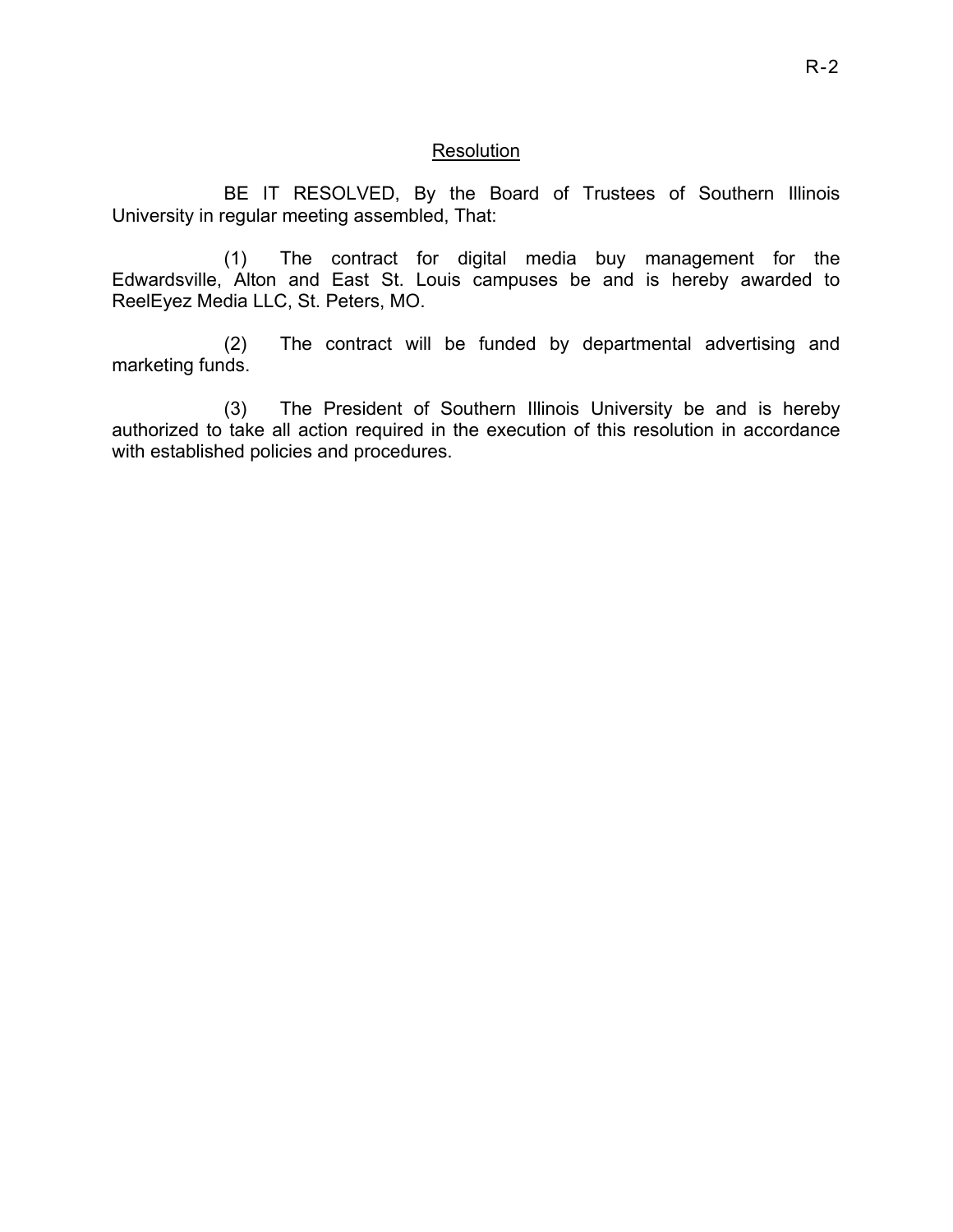## Resolution

BE IT RESOLVED, By the Board of Trustees of Southern Illinois University in regular meeting assembled, That:

(1) The contract for digital media buy management for the Edwardsville, Alton and East St. Louis campuses be and is hereby awarded to ReelEyez Media LLC, St. Peters, MO.

(2) The contract will be funded by departmental advertising and marketing funds.

(3) The President of Southern Illinois University be and is hereby authorized to take all action required in the execution of this resolution in accordance with established policies and procedures.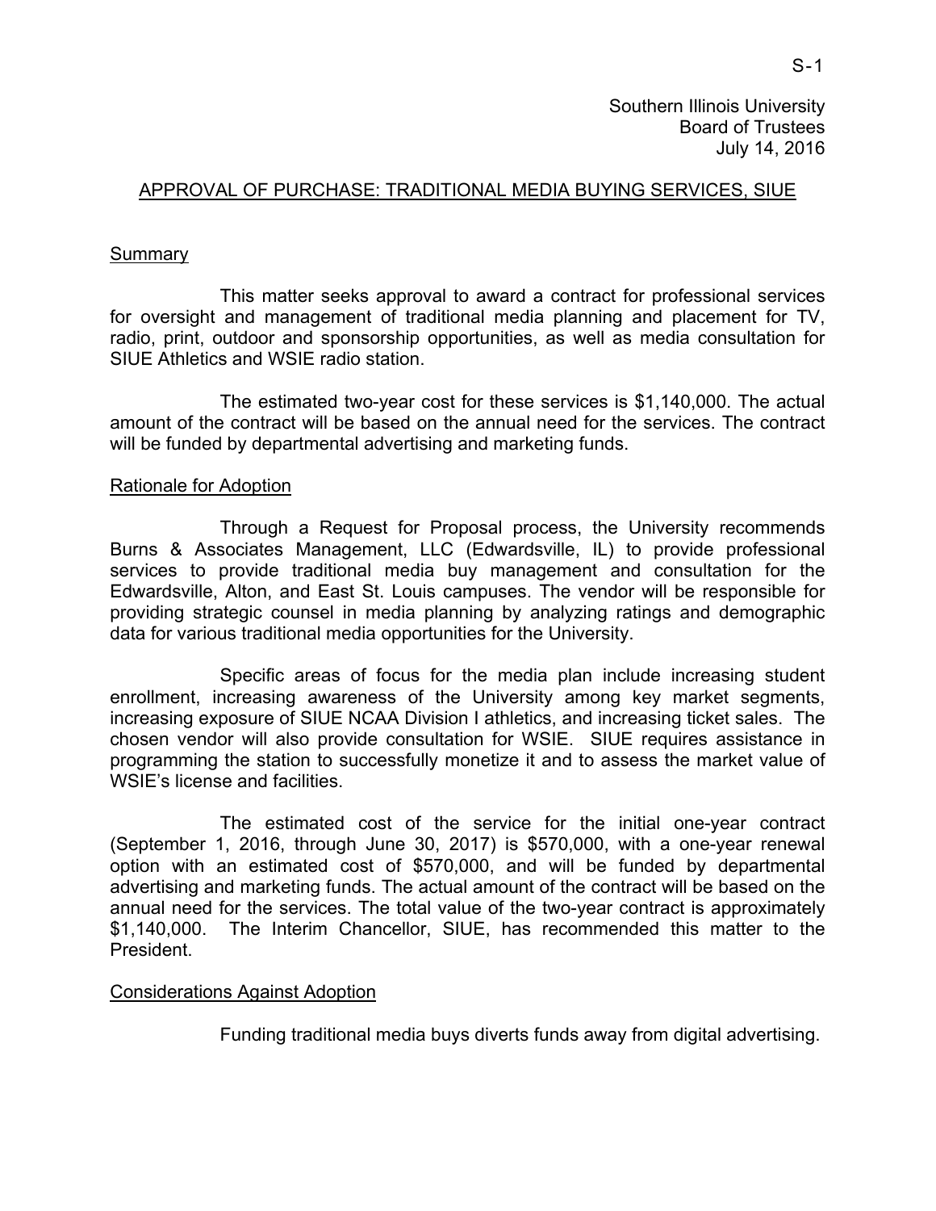Southern Illinois University
Board of Trustees
July 14, 2016

## APPROVAL OF PURCHASE: TRADITIONAL MEDIA BUYING SERVICES, SIUE

### Summary

This matter seeks approval to award a contract for professional services for oversight and management of traditional media planning and placement for TV, radio, print, outdoor and sponsorship opportunities, as well as media consultation for SIUE Athletics and WSIE radio station.

The estimated two-year cost for these services is $1,140,000. The actual amount of the contract will be based on the annual need for the services. The contract will be funded by departmental advertising and marketing funds.

### Rationale for Adoption

Through a Request for Proposal process, the University recommends Burns & Associates Management, LLC (Edwardsville, IL) to provide professional services to provide traditional media buy management and consultation for the Edwardsville, Alton, and East St. Louis campuses. The vendor will be responsible for providing strategic counsel in media planning by analyzing ratings and demographic data for various traditional media opportunities for the University.

Specific areas of focus for the media plan include increasing student enrollment, increasing awareness of the University among key market segments, increasing exposure of SIUE NCAA Division I athletics, and increasing ticket sales. The chosen vendor will also provide consultation for WSIE. SIUE requires assistance in programming the station to successfully monetize it and to assess the market value of WSIE's license and facilities.

The estimated cost of the service for the initial one-year contract (September 1, 2016, through June 30, 2017) is $570,000, with a one-year renewal option with an estimated cost of $570,000, and will be funded by departmental advertising and marketing funds. The actual amount of the contract will be based on the annual need for the services. The total value of the two-year contract is approximately $1,140,000. The Interim Chancellor, SIUE, has recommended this matter to the President.

### Considerations Against Adoption

Funding traditional media buys diverts funds away from digital advertising.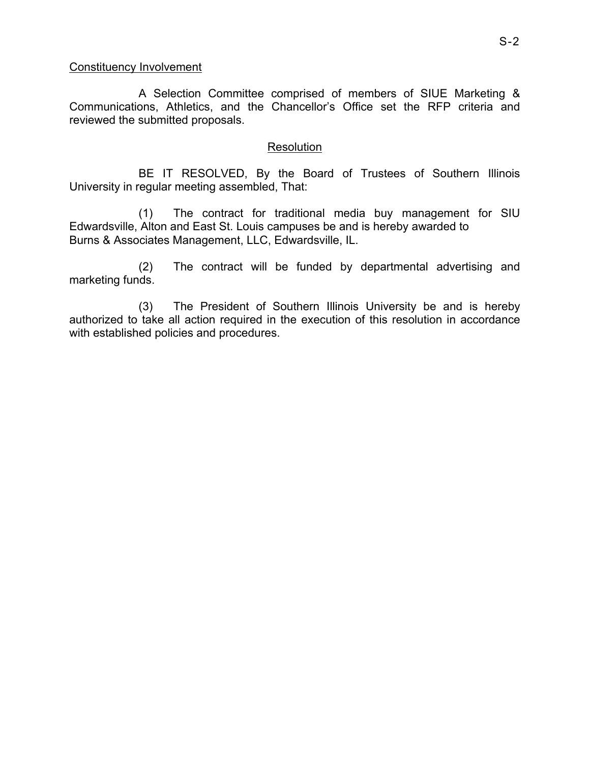Constituency Involvement

A Selection Committee comprised of members of SIUE Marketing & Communications, Athletics, and the Chancellor's Office set the RFP criteria and reviewed the submitted proposals.

## Resolution

BE IT RESOLVED, By the Board of Trustees of Southern Illinois University in regular meeting assembled, That:

(1) The contract for traditional media buy management for SIU Edwardsville, Alton and East St. Louis campuses be and is hereby awarded to Burns & Associates Management, LLC, Edwardsville, IL.

(2) The contract will be funded by departmental advertising and marketing funds.

(3) The President of Southern Illinois University be and is hereby authorized to take all action required in the execution of this resolution in accordance with established policies and procedures.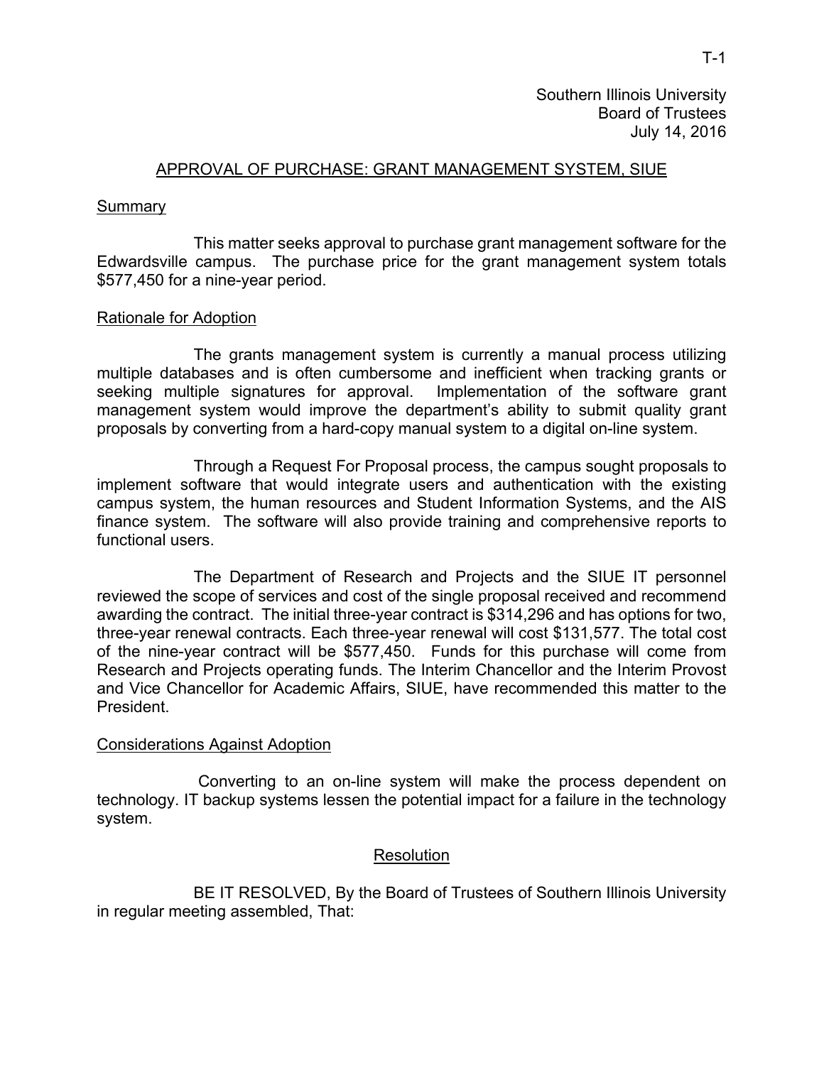T-1

Southern Illinois University
Board of Trustees
July 14, 2016

## APPROVAL OF PURCHASE: GRANT MANAGEMENT SYSTEM, SIUE

### Summary

This matter seeks approval to purchase grant management software for the Edwardsville campus. The purchase price for the grant management system totals $577,450 for a nine-year period.

### Rationale for Adoption

The grants management system is currently a manual process utilizing multiple databases and is often cumbersome and inefficient when tracking grants or seeking multiple signatures for approval. Implementation of the software grant management system would improve the department's ability to submit quality grant proposals by converting from a hard-copy manual system to a digital on-line system.

Through a Request For Proposal process, the campus sought proposals to implement software that would integrate users and authentication with the existing campus system, the human resources and Student Information Systems, and the AIS finance system. The software will also provide training and comprehensive reports to functional users.

The Department of Research and Projects and the SIUE IT personnel reviewed the scope of services and cost of the single proposal received and recommend awarding the contract. The initial three-year contract is $314,296 and has options for two, three-year renewal contracts. Each three-year renewal will cost $131,577. The total cost of the nine-year contract will be $577,450. Funds for this purchase will come from Research and Projects operating funds. The Interim Chancellor and the Interim Provost and Vice Chancellor for Academic Affairs, SIUE, have recommended this matter to the President.

### Considerations Against Adoption

Converting to an on-line system will make the process dependent on technology. IT backup systems lessen the potential impact for a failure in the technology system.

### Resolution

BE IT RESOLVED, By the Board of Trustees of Southern Illinois University in regular meeting assembled, That: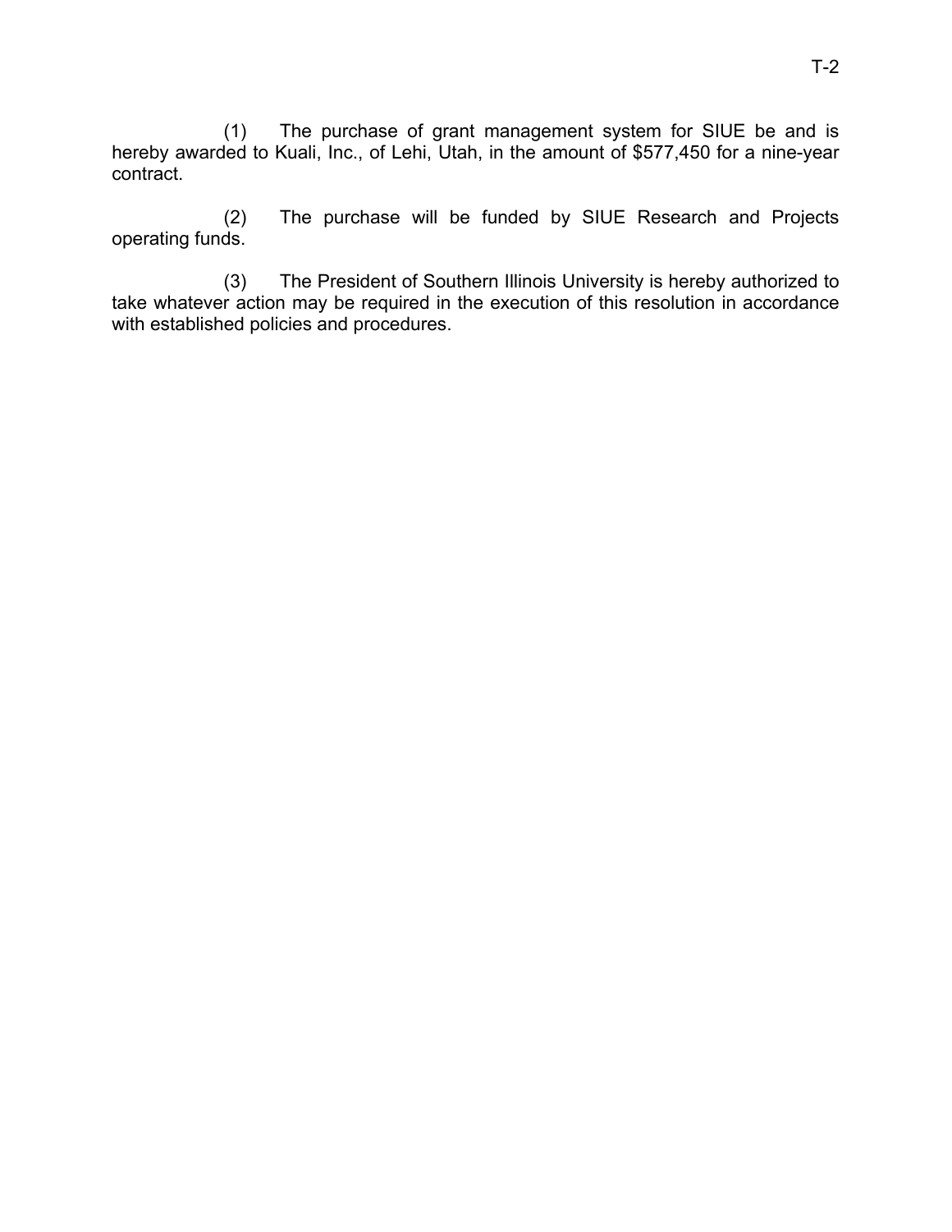(1) The purchase of grant management system for SIUE be and is hereby awarded to Kuali, Inc., of Lehi, Utah, in the amount of $577,450 for a nine-year contract.

(2) The purchase will be funded by SIUE Research and Projects operating funds.

(3) The President of Southern Illinois University is hereby authorized to take whatever action may be required in the execution of this resolution in accordance with established policies and procedures.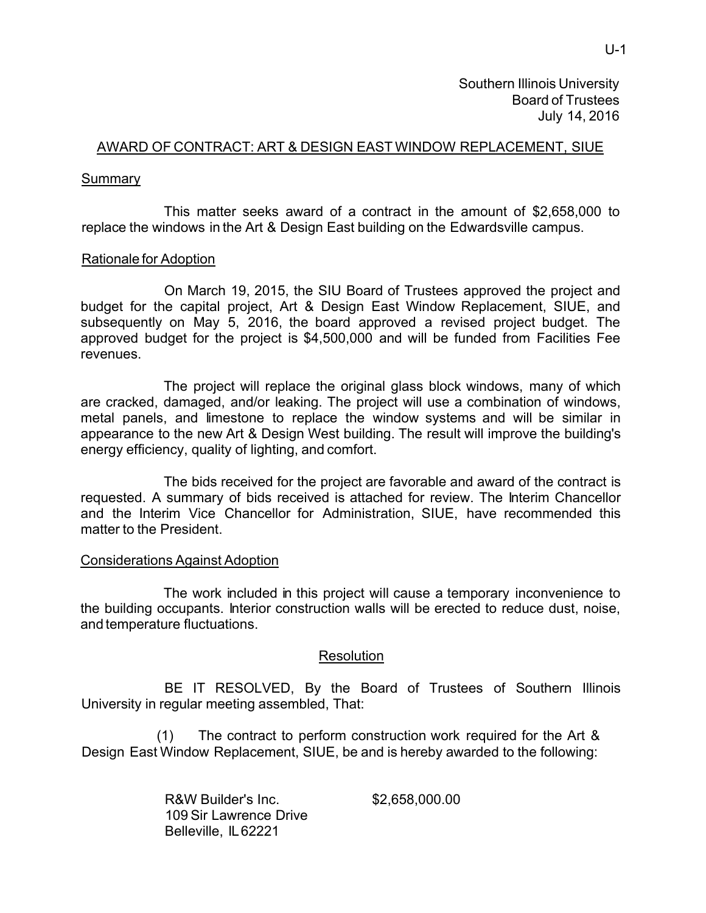Southern Illinois University
Board of Trustees
July 14, 2016

## AWARD OF CONTRACT: ART & DESIGN EAST WINDOW REPLACEMENT, SIUE

### Summary

This matter seeks award of a contract in the amount of $2,658,000 to replace the windows in the Art & Design East building on the Edwardsville campus.

### Rationale for Adoption

On March 19, 2015, the SIU Board of Trustees approved the project and budget for the capital project, Art & Design East Window Replacement, SIUE, and subsequently on May 5, 2016, the board approved a revised project budget. The approved budget for the project is $4,500,000 and will be funded from Facilities Fee revenues.

The project will replace the original glass block windows, many of which are cracked, damaged, and/or leaking. The project will use a combination of windows, metal panels, and limestone to replace the window systems and will be similar in appearance to the new Art & Design West building. The result will improve the building's energy efficiency, quality of lighting, and comfort.

The bids received for the project are favorable and award of the contract is requested. A summary of bids received is attached for review. The Interim Chancellor and the Interim Vice Chancellor for Administration, SIUE, have recommended this matter to the President.

### Considerations Against Adoption

The work included in this project will cause a temporary inconvenience to the building occupants. Interior construction walls will be erected to reduce dust, noise, and temperature fluctuations.

### Resolution

BE IT RESOLVED, By the Board of Trustees of Southern Illinois University in regular meeting assembled, That:

(1) The contract to perform construction work required for the Art & Design East Window Replacement, SIUE, be and is hereby awarded to the following:

R&W Builder's Inc. $2,658,000.00
109 Sir Lawrence Drive
Belleville, IL 62221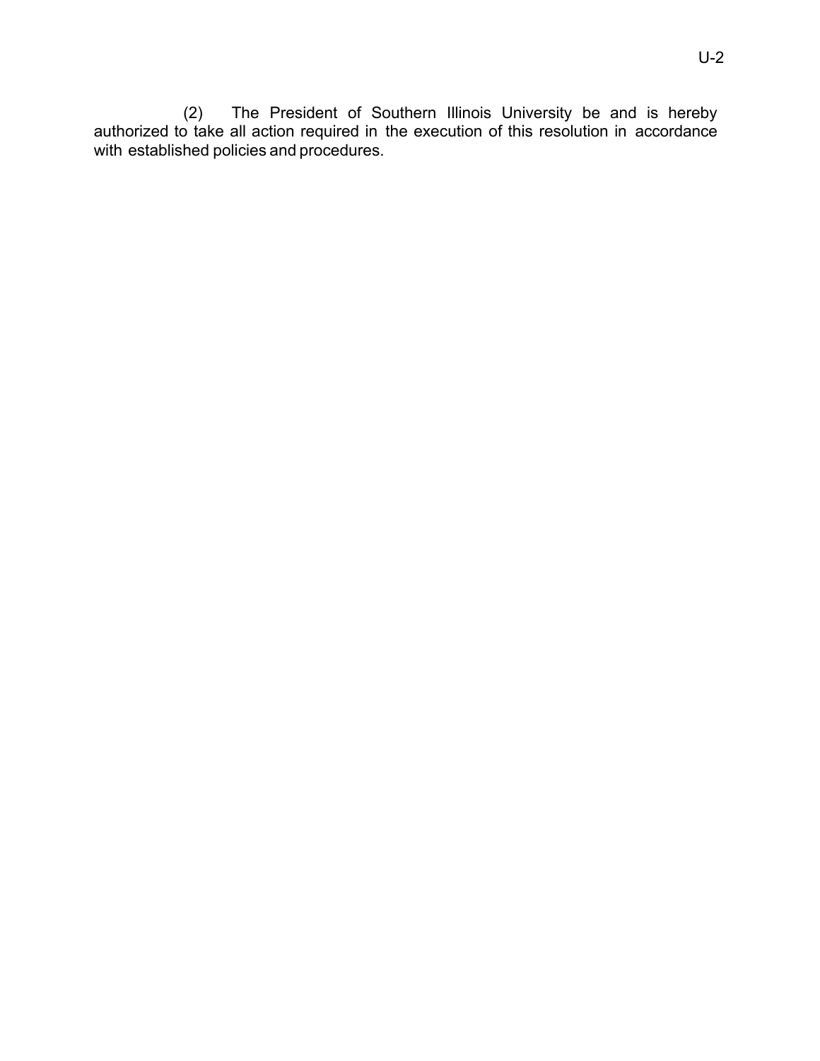(2) The President of Southern Illinois University be and is hereby authorized to take all action required in the execution of this resolution in accordance with established policies and procedures.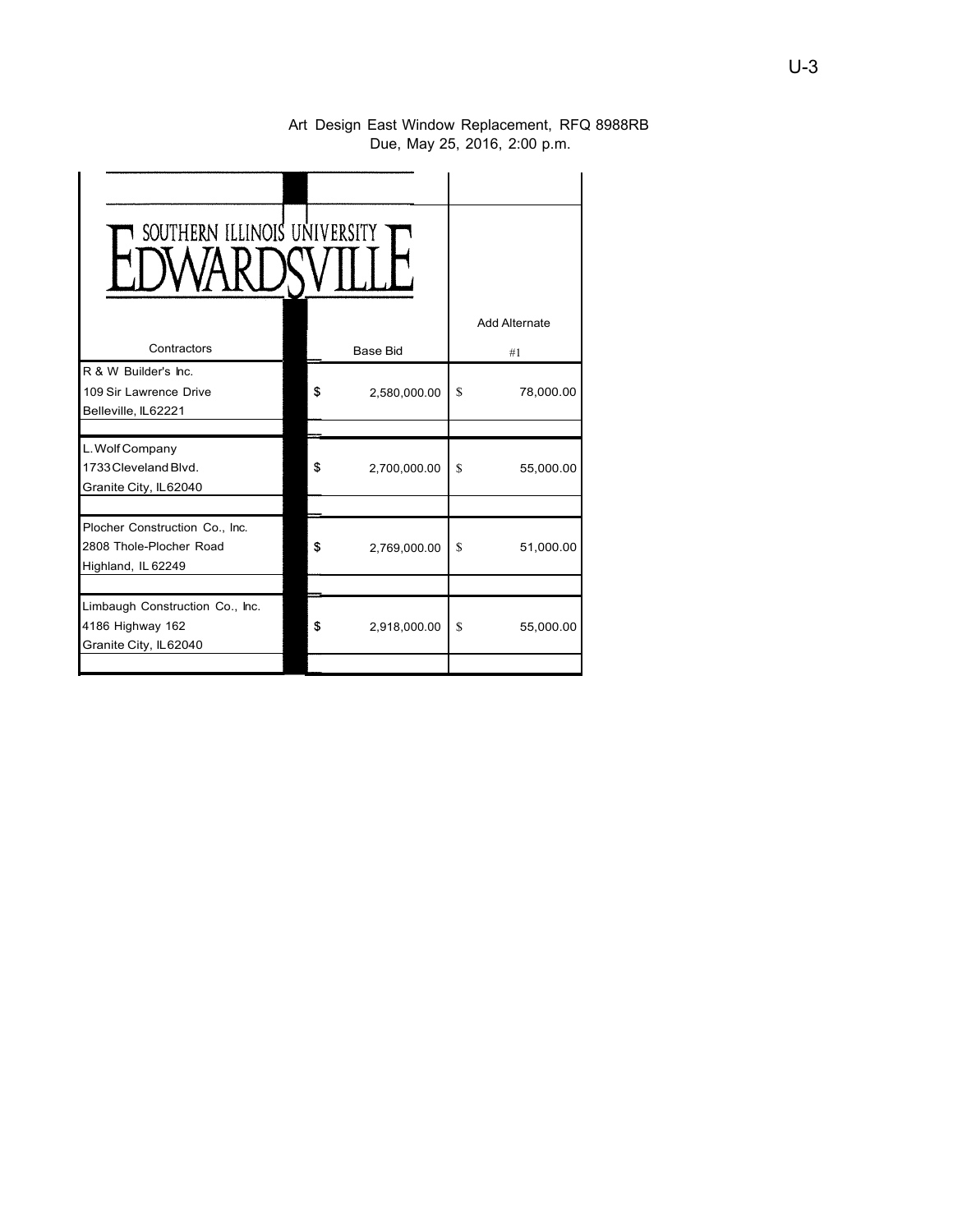Art Design East Window Replacement, RFQ 8988RB
Due, May 25, 2016, 2:00 p.m.

SOUTHERN ILLINOIS UNIVERSITY EDWARDSVILLE

| Contractors | Base Bid | Add Alternate #1 |
|---|---|---|
| R & W Builder's Inc.<br>109 Sir Lawrence Drive<br>Belleville, IL62221 | $ 2,580,000.00 | $ 78,000.00 |
| L.Wolf Company<br>1733 Cleveland Blvd.<br>Granite City, IL62040 | $ 2,700,000.00 | $ 55,000.00 |
| Plocher Construction Co., Inc.<br>2808 Thole-Plocher Road<br>Highland, IL 62249 | $ 2,769,000.00 | $ 51,000.00 |
| Limbaugh Construction Co., Inc.<br>4186 Highway 162<br>Granite City, IL62040 | $ 2,918,000.00 | $ 55,000.00 |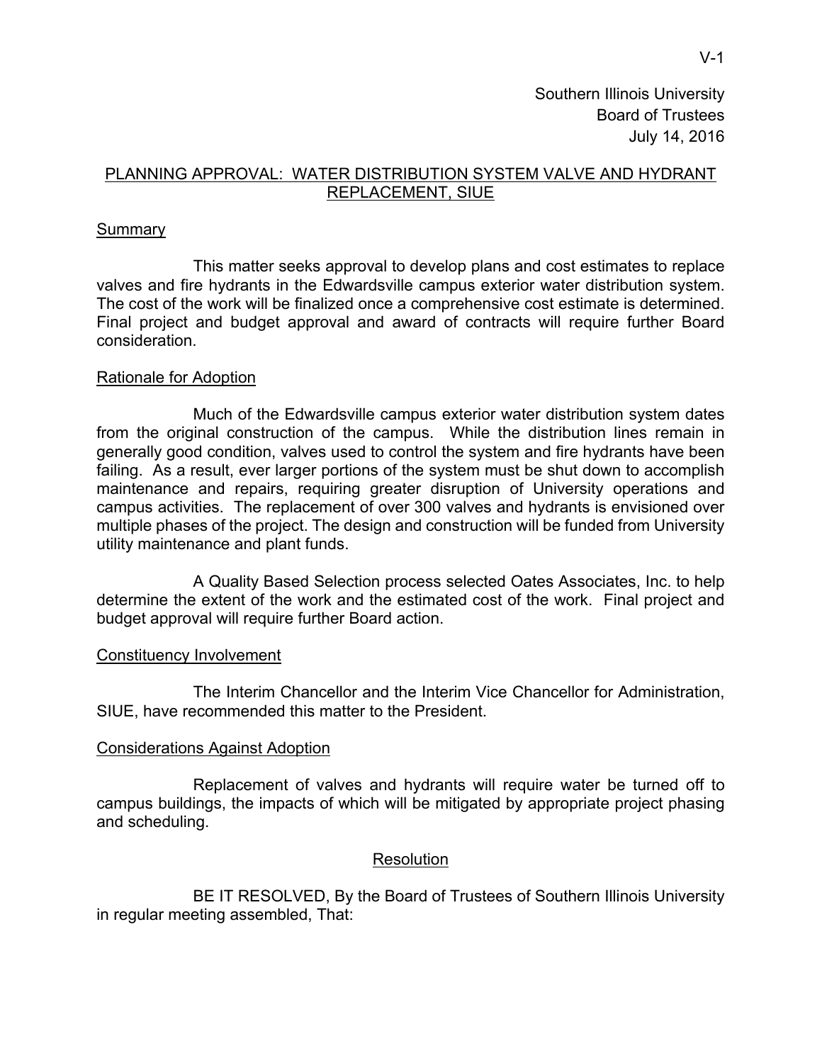Southern Illinois University
Board of Trustees
July 14, 2016

## PLANNING APPROVAL: WATER DISTRIBUTION SYSTEM VALVE AND HYDRANT REPLACEMENT, SIUE

### Summary

This matter seeks approval to develop plans and cost estimates to replace valves and fire hydrants in the Edwardsville campus exterior water distribution system. The cost of the work will be finalized once a comprehensive cost estimate is determined. Final project and budget approval and award of contracts will require further Board consideration.

### Rationale for Adoption

Much of the Edwardsville campus exterior water distribution system dates from the original construction of the campus. While the distribution lines remain in generally good condition, valves used to control the system and fire hydrants have been failing. As a result, ever larger portions of the system must be shut down to accomplish maintenance and repairs, requiring greater disruption of University operations and campus activities. The replacement of over 300 valves and hydrants is envisioned over multiple phases of the project. The design and construction will be funded from University utility maintenance and plant funds.

A Quality Based Selection process selected Oates Associates, Inc. to help determine the extent of the work and the estimated cost of the work. Final project and budget approval will require further Board action.

### Constituency Involvement

The Interim Chancellor and the Interim Vice Chancellor for Administration, SIUE, have recommended this matter to the President.

### Considerations Against Adoption

Replacement of valves and hydrants will require water be turned off to campus buildings, the impacts of which will be mitigated by appropriate project phasing and scheduling.

### Resolution

BE IT RESOLVED, By the Board of Trustees of Southern Illinois University in regular meeting assembled, That: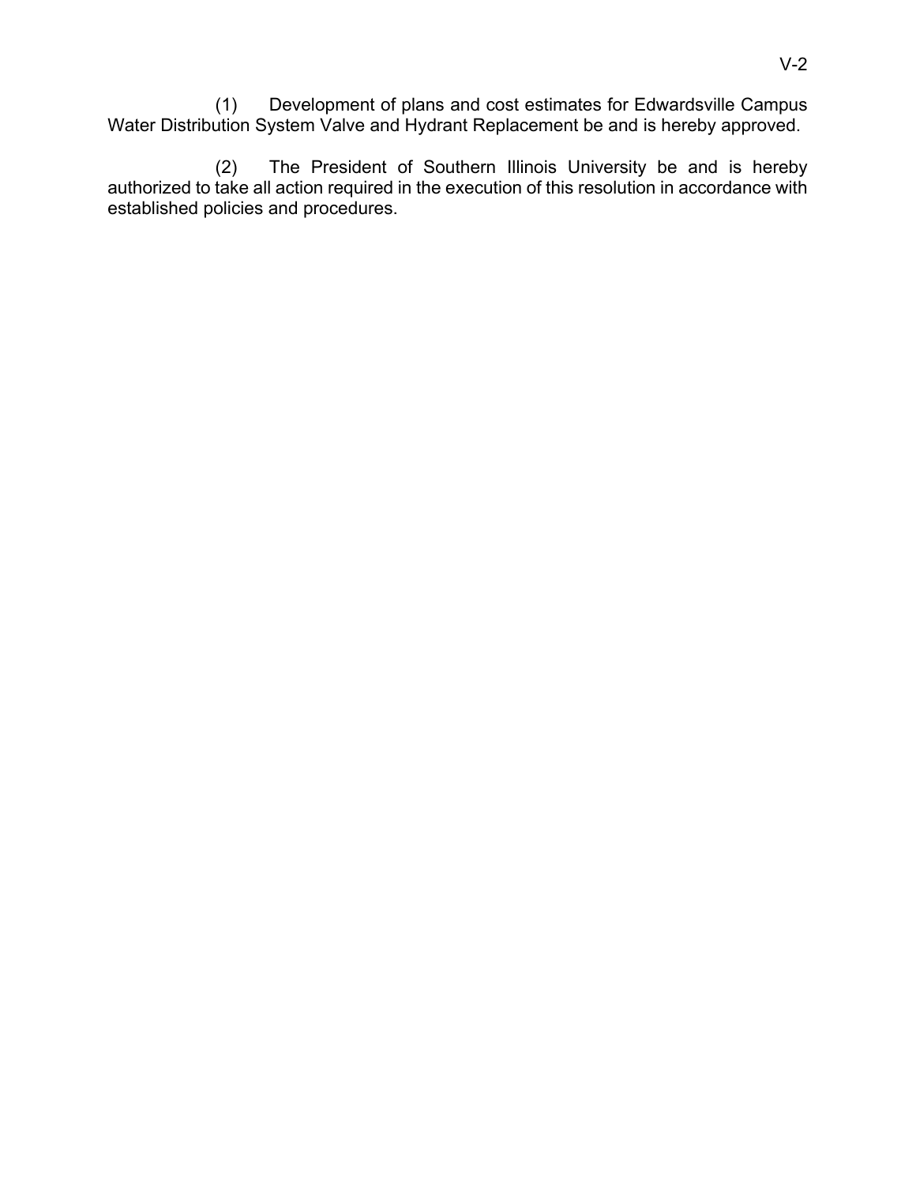(1) Development of plans and cost estimates for Edwardsville Campus Water Distribution System Valve and Hydrant Replacement be and is hereby approved.

(2) The President of Southern Illinois University be and is hereby authorized to take all action required in the execution of this resolution in accordance with established policies and procedures.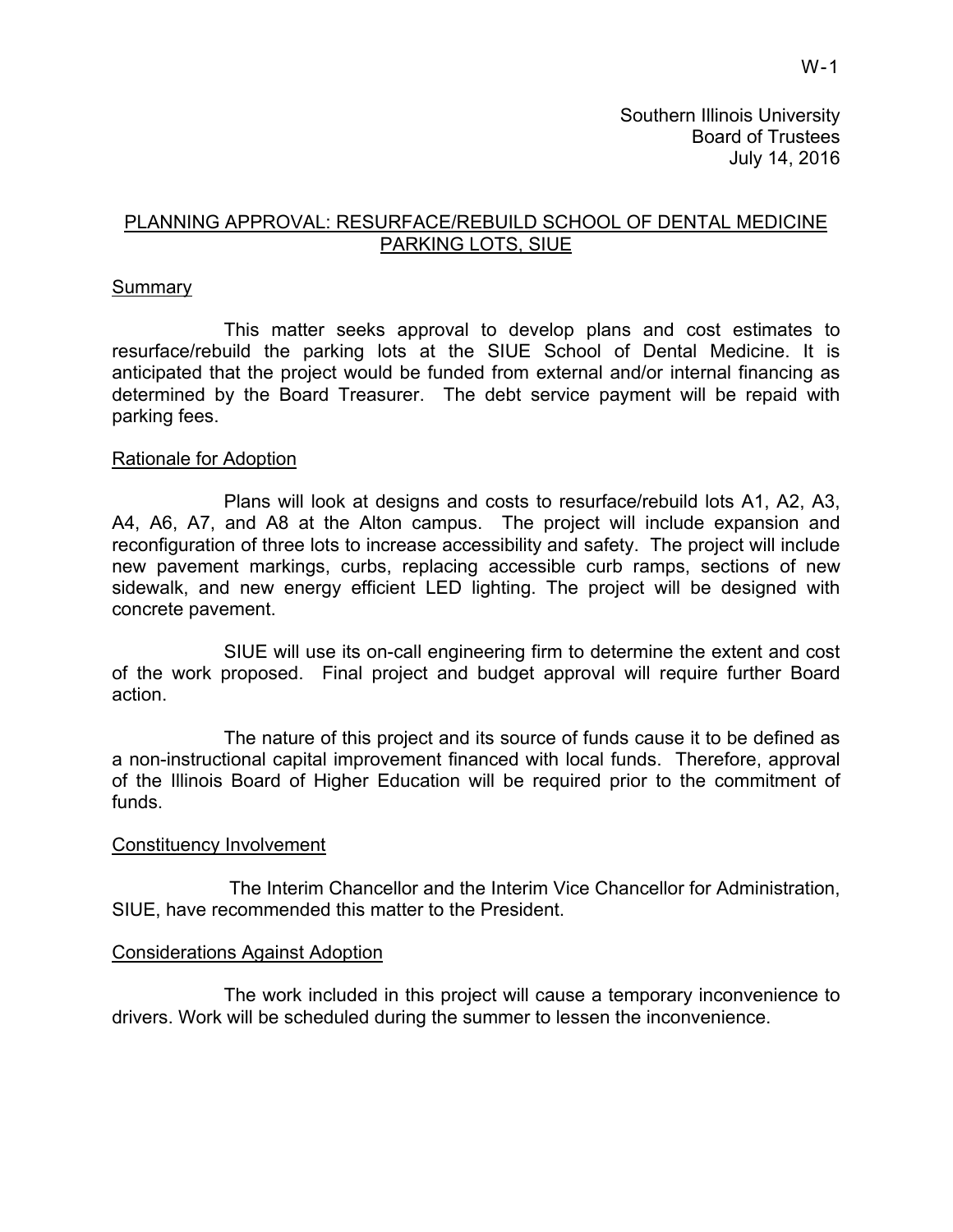Southern Illinois University
Board of Trustees
July 14, 2016

## PLANNING APPROVAL: RESURFACE/REBUILD SCHOOL OF DENTAL MEDICINE PARKING LOTS, SIUE

### Summary

This matter seeks approval to develop plans and cost estimates to resurface/rebuild the parking lots at the SIUE School of Dental Medicine. It is anticipated that the project would be funded from external and/or internal financing as determined by the Board Treasurer. The debt service payment will be repaid with parking fees.

### Rationale for Adoption

Plans will look at designs and costs to resurface/rebuild lots A1, A2, A3, A4, A6, A7, and A8 at the Alton campus. The project will include expansion and reconfiguration of three lots to increase accessibility and safety. The project will include new pavement markings, curbs, replacing accessible curb ramps, sections of new sidewalk, and new energy efficient LED lighting. The project will be designed with concrete pavement.

SIUE will use its on-call engineering firm to determine the extent and cost of the work proposed. Final project and budget approval will require further Board action.

The nature of this project and its source of funds cause it to be defined as a non-instructional capital improvement financed with local funds. Therefore, approval of the Illinois Board of Higher Education will be required prior to the commitment of funds.

### Constituency Involvement

The Interim Chancellor and the Interim Vice Chancellor for Administration, SIUE, have recommended this matter to the President.

### Considerations Against Adoption

The work included in this project will cause a temporary inconvenience to drivers. Work will be scheduled during the summer to lessen the inconvenience.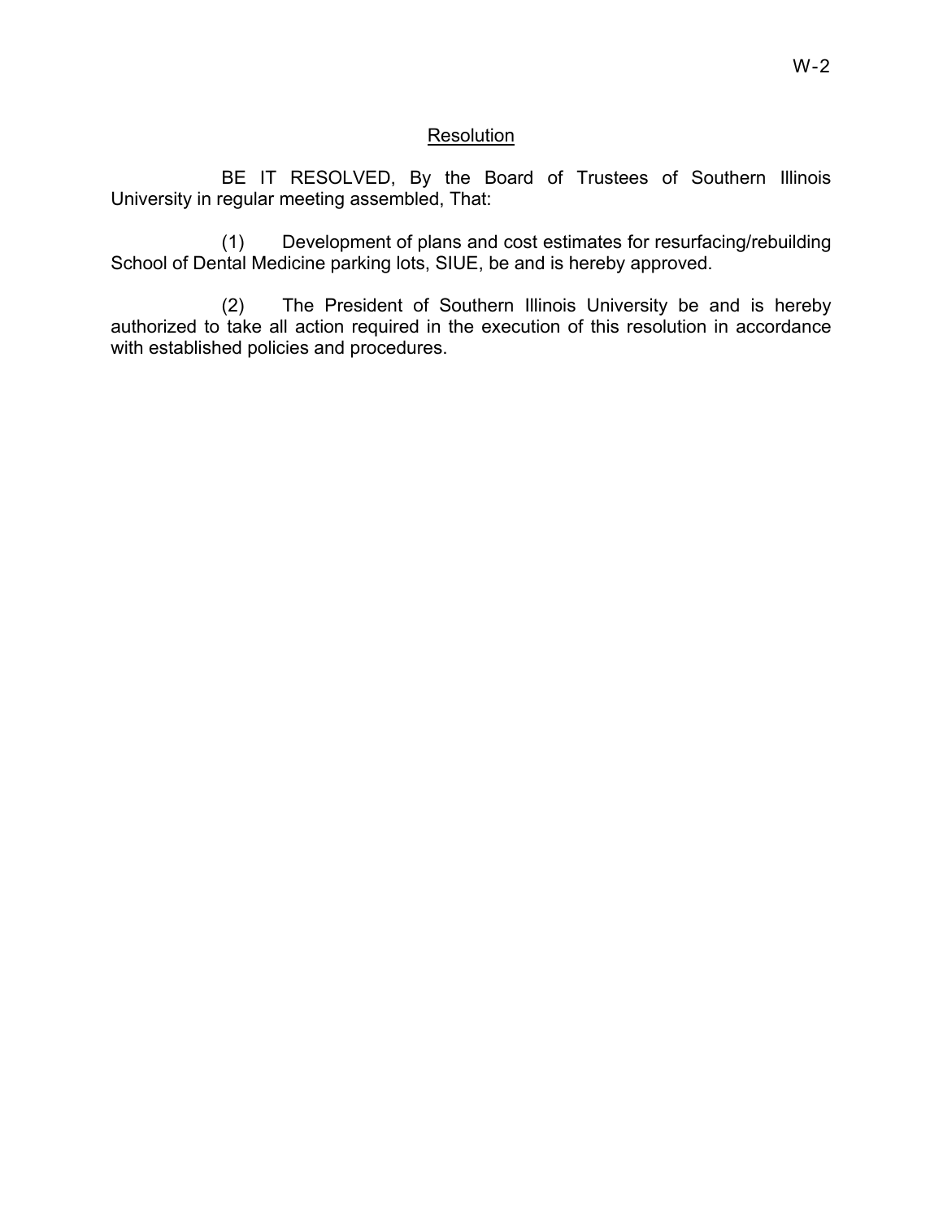## Resolution

BE IT RESOLVED, By the Board of Trustees of Southern Illinois University in regular meeting assembled, That:

(1) Development of plans and cost estimates for resurfacing/rebuilding School of Dental Medicine parking lots, SIUE, be and is hereby approved.

(2) The President of Southern Illinois University be and is hereby authorized to take all action required in the execution of this resolution in accordance with established policies and procedures.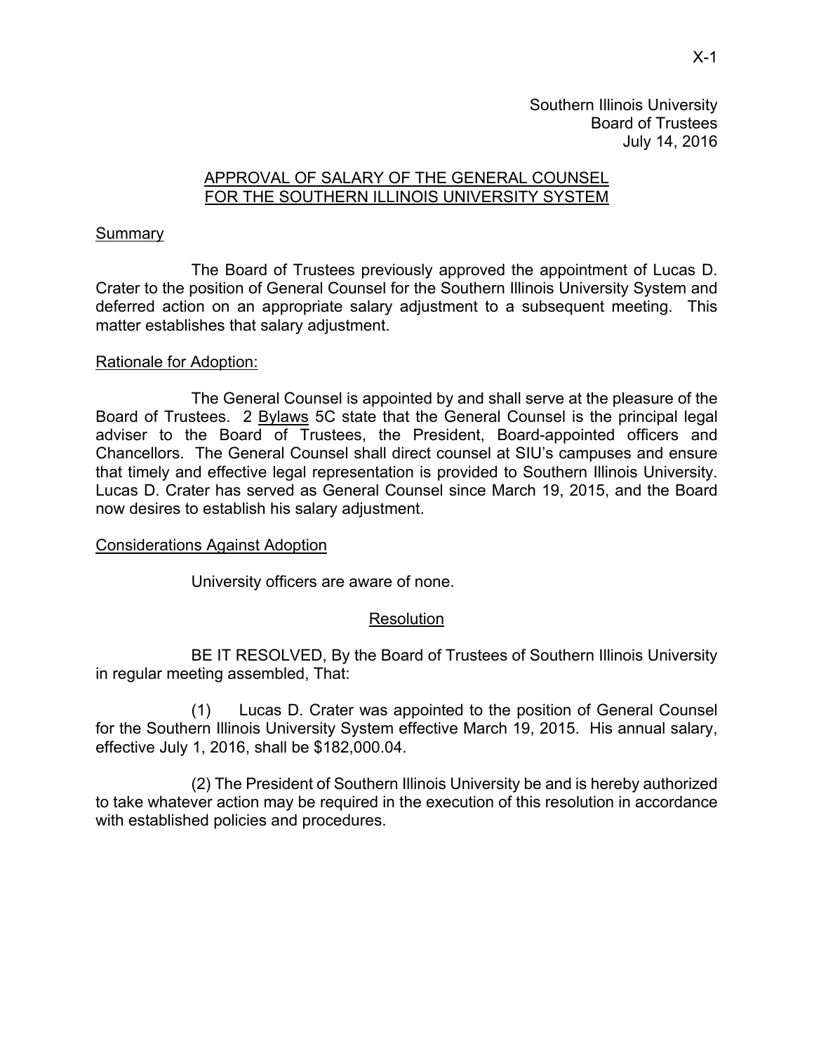Southern Illinois University
Board of Trustees
July 14, 2016

## APPROVAL OF SALARY OF THE GENERAL COUNSEL FOR THE SOUTHERN ILLINOIS UNIVERSITY SYSTEM

### Summary

The Board of Trustees previously approved the appointment of Lucas D. Crater to the position of General Counsel for the Southern Illinois University System and deferred action on an appropriate salary adjustment to a subsequent meeting. This matter establishes that salary adjustment.

### Rationale for Adoption:

The General Counsel is appointed by and shall serve at the pleasure of the Board of Trustees. 2 Bylaws 5C state that the General Counsel is the principal legal adviser to the Board of Trustees, the President, Board-appointed officers and Chancellors. The General Counsel shall direct counsel at SIU's campuses and ensure that timely and effective legal representation is provided to Southern Illinois University. Lucas D. Crater has served as General Counsel since March 19, 2015, and the Board now desires to establish his salary adjustment.

### Considerations Against Adoption

University officers are aware of none.

### Resolution

BE IT RESOLVED, By the Board of Trustees of Southern Illinois University in regular meeting assembled, That:

(1) Lucas D. Crater was appointed to the position of General Counsel for the Southern Illinois University System effective March 19, 2015. His annual salary, effective July 1, 2016, shall be $182,000.04.

(2) The President of Southern Illinois University be and is hereby authorized to take whatever action may be required in the execution of this resolution in accordance with established policies and procedures.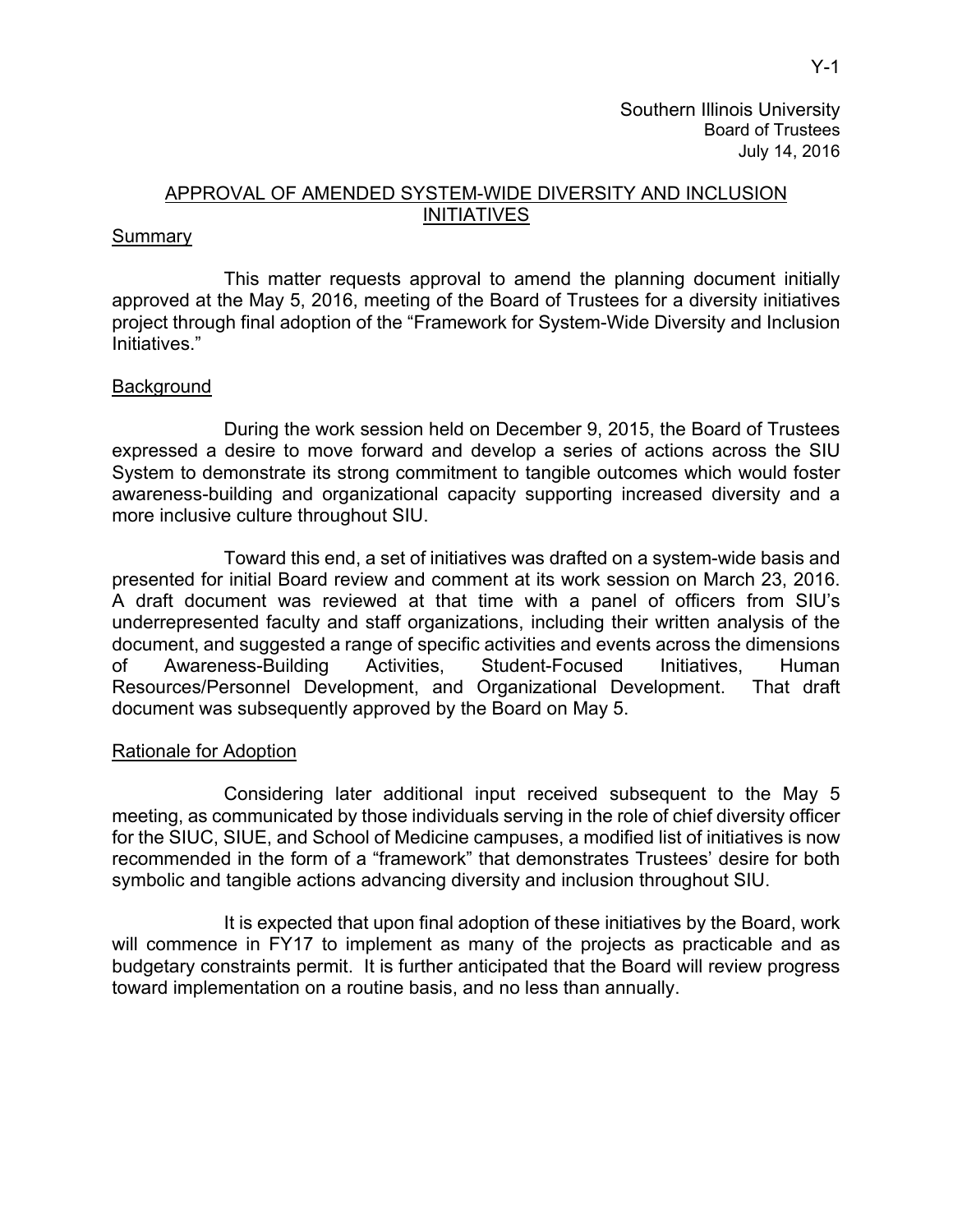Southern Illinois University
Board of Trustees
July 14, 2016

## APPROVAL OF AMENDED SYSTEM-WIDE DIVERSITY AND INCLUSION INITIATIVES

### Summary

This matter requests approval to amend the planning document initially approved at the May 5, 2016, meeting of the Board of Trustees for a diversity initiatives project through final adoption of the "Framework for System-Wide Diversity and Inclusion Initiatives."

### Background

During the work session held on December 9, 2015, the Board of Trustees expressed a desire to move forward and develop a series of actions across the SIU System to demonstrate its strong commitment to tangible outcomes which would foster awareness-building and organizational capacity supporting increased diversity and a more inclusive culture throughout SIU.

Toward this end, a set of initiatives was drafted on a system-wide basis and presented for initial Board review and comment at its work session on March 23, 2016. A draft document was reviewed at that time with a panel of officers from SIU's underrepresented faculty and staff organizations, including their written analysis of the document, and suggested a range of specific activities and events across the dimensions of Awareness-Building Activities, Student-Focused Initiatives, Human Resources/Personnel Development, and Organizational Development. That draft document was subsequently approved by the Board on May 5.

### Rationale for Adoption

Considering later additional input received subsequent to the May 5 meeting, as communicated by those individuals serving in the role of chief diversity officer for the SIUC, SIUE, and School of Medicine campuses, a modified list of initiatives is now recommended in the form of a "framework" that demonstrates Trustees' desire for both symbolic and tangible actions advancing diversity and inclusion throughout SIU.

It is expected that upon final adoption of these initiatives by the Board, work will commence in FY17 to implement as many of the projects as practicable and as budgetary constraints permit. It is further anticipated that the Board will review progress toward implementation on a routine basis, and no less than annually.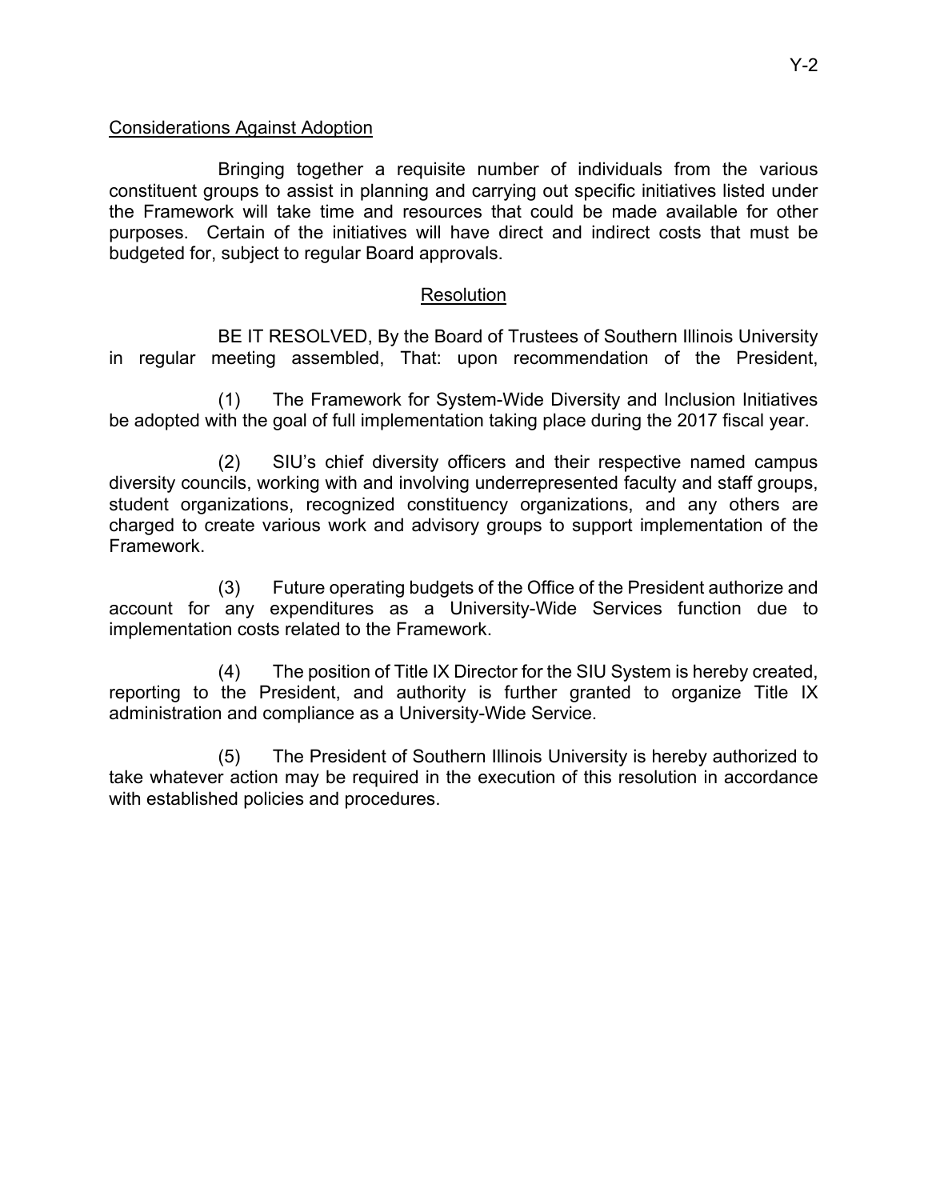Considerations Against Adoption

Bringing together a requisite number of individuals from the various constituent groups to assist in planning and carrying out specific initiatives listed under the Framework will take time and resources that could be made available for other purposes. Certain of the initiatives will have direct and indirect costs that must be budgeted for, subject to regular Board approvals.

Resolution

BE IT RESOLVED, By the Board of Trustees of Southern Illinois University in regular meeting assembled, That: upon recommendation of the President,

(1) The Framework for System-Wide Diversity and Inclusion Initiatives be adopted with the goal of full implementation taking place during the 2017 fiscal year.

(2) SIU's chief diversity officers and their respective named campus diversity councils, working with and involving underrepresented faculty and staff groups, student organizations, recognized constituency organizations, and any others are charged to create various work and advisory groups to support implementation of the Framework.

(3) Future operating budgets of the Office of the President authorize and account for any expenditures as a University-Wide Services function due to implementation costs related to the Framework.

(4) The position of Title IX Director for the SIU System is hereby created, reporting to the President, and authority is further granted to organize Title IX administration and compliance as a University-Wide Service.

(5) The President of Southern Illinois University is hereby authorized to take whatever action may be required in the execution of this resolution in accordance with established policies and procedures.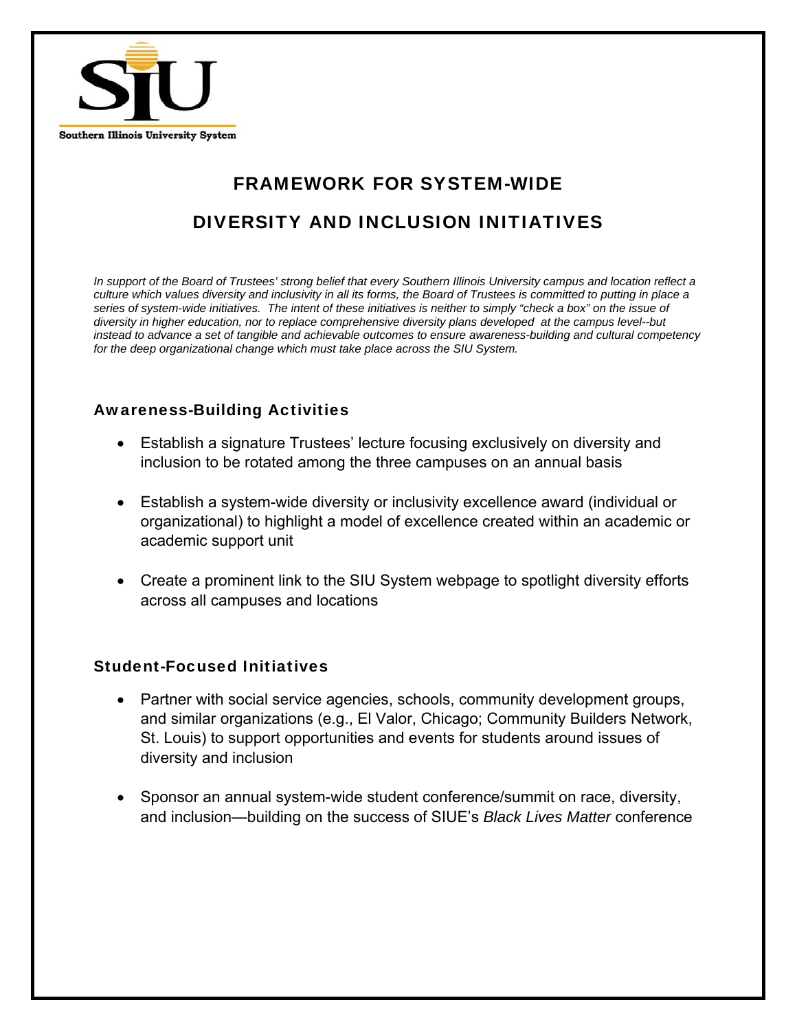Southern Illinois University System

# FRAMEWORK FOR SYSTEM-WIDE DIVERSITY AND INCLUSION INITIATIVES

*In support of the Board of Trustees' strong belief that every Southern Illinois University campus and location reflect a culture which values diversity and inclusivity in all its forms, the Board of Trustees is committed to putting in place a series of system-wide initiatives. The intent of these initiatives is neither to simply "check a box" on the issue of diversity in higher education, nor to replace comprehensive diversity plans developed at the campus level--but instead to advance a set of tangible and achievable outcomes to ensure awareness-building and cultural competency for the deep organizational change which must take place across the SIU System.*

## Awareness-Building Activities

- Establish a signature Trustees' lecture focusing exclusively on diversity and inclusion to be rotated among the three campuses on an annual basis
- Establish a system-wide diversity or inclusivity excellence award (individual or organizational) to highlight a model of excellence created within an academic or academic support unit
- Create a prominent link to the SIU System webpage to spotlight diversity efforts across all campuses and locations

## Student-Focused Initiatives

- Partner with social service agencies, schools, community development groups, and similar organizations (e.g., El Valor, Chicago; Community Builders Network, St. Louis) to support opportunities and events for students around issues of diversity and inclusion
- Sponsor an annual system-wide student conference/summit on race, diversity, and inclusion—building on the success of SIUE's *Black Lives Matter* conference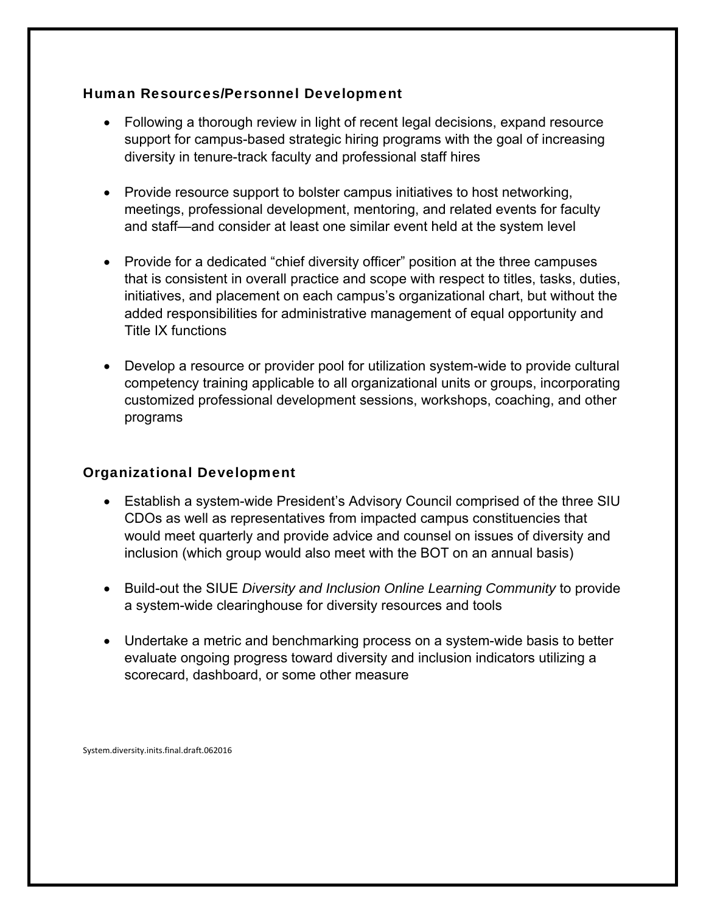### Human Resources/Personnel Development

- Following a thorough review in light of recent legal decisions, expand resource support for campus-based strategic hiring programs with the goal of increasing diversity in tenure-track faculty and professional staff hires

- Provide resource support to bolster campus initiatives to host networking, meetings, professional development, mentoring, and related events for faculty and staff—and consider at least one similar event held at the system level

- Provide for a dedicated “chief diversity officer” position at the three campuses that is consistent in overall practice and scope with respect to titles, tasks, duties, initiatives, and placement on each campus’s organizational chart, but without the added responsibilities for administrative management of equal opportunity and Title IX functions

- Develop a resource or provider pool for utilization system-wide to provide cultural competency training applicable to all organizational units or groups, incorporating customized professional development sessions, workshops, coaching, and other programs

### Organizational Development

- Establish a system-wide President’s Advisory Council comprised of the three SIU CDOs as well as representatives from impacted campus constituencies that would meet quarterly and provide advice and counsel on issues of diversity and inclusion (which group would also meet with the BOT on an annual basis)

- Build-out the SIUE *Diversity and Inclusion Online Learning Community* to provide a system-wide clearinghouse for diversity resources and tools

- Undertake a metric and benchmarking process on a system-wide basis to better evaluate ongoing progress toward diversity and inclusion indicators utilizing a scorecard, dashboard, or some other measure

System.diversity.inits.final.draft.062016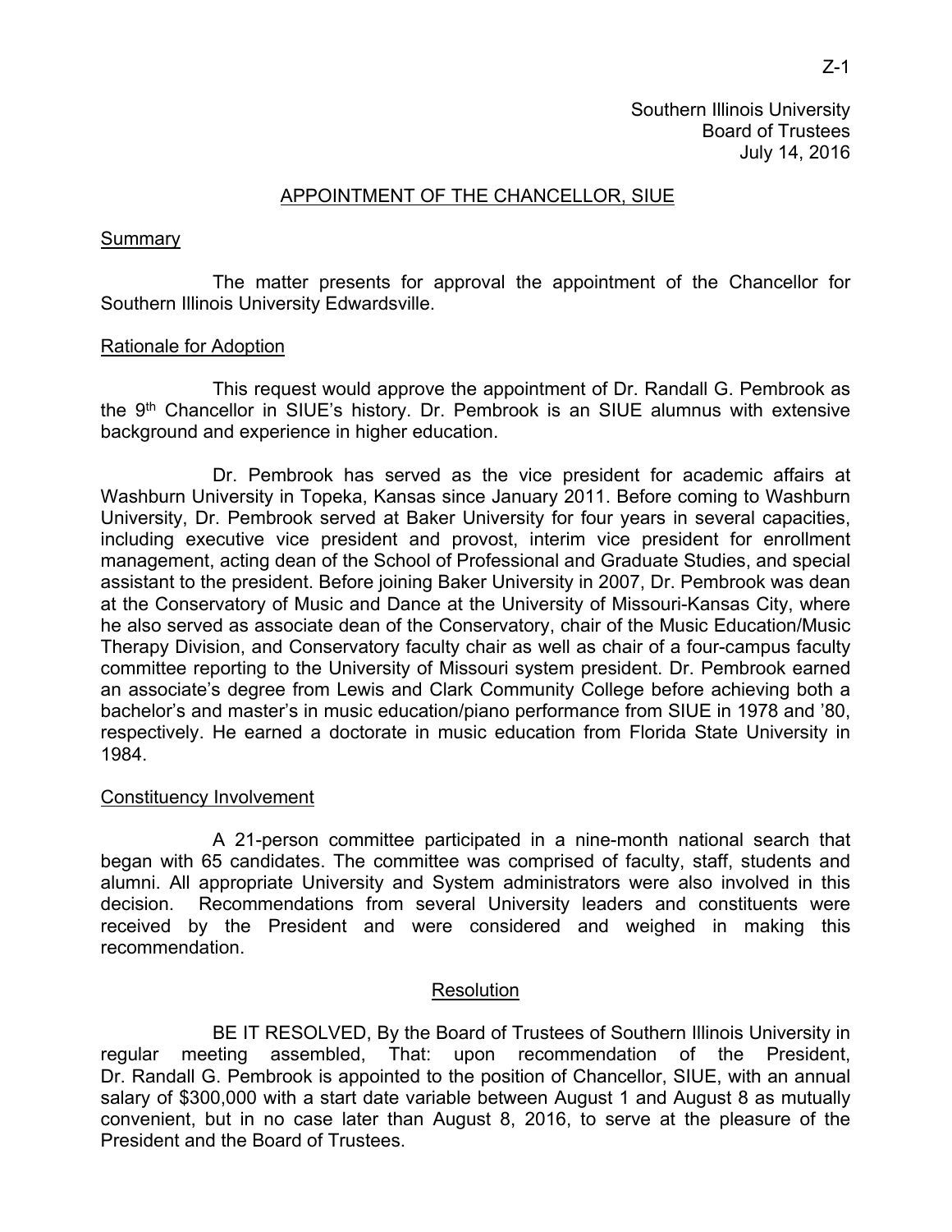Southern Illinois University
Board of Trustees
July 14, 2016

## APPOINTMENT OF THE CHANCELLOR, SIUE

### Summary

The matter presents for approval the appointment of the Chancellor for Southern Illinois University Edwardsville.

### Rationale for Adoption

This request would approve the appointment of Dr. Randall G. Pembrook as the 9th Chancellor in SIUE's history. Dr. Pembrook is an SIUE alumnus with extensive background and experience in higher education.

Dr. Pembrook has served as the vice president for academic affairs at Washburn University in Topeka, Kansas since January 2011. Before coming to Washburn University, Dr. Pembrook served at Baker University for four years in several capacities, including executive vice president and provost, interim vice president for enrollment management, acting dean of the School of Professional and Graduate Studies, and special assistant to the president. Before joining Baker University in 2007, Dr. Pembrook was dean at the Conservatory of Music and Dance at the University of Missouri-Kansas City, where he also served as associate dean of the Conservatory, chair of the Music Education/Music Therapy Division, and Conservatory faculty chair as well as chair of a four-campus faculty committee reporting to the University of Missouri system president. Dr. Pembrook earned an associate's degree from Lewis and Clark Community College before achieving both a bachelor's and master's in music education/piano performance from SIUE in 1978 and '80, respectively. He earned a doctorate in music education from Florida State University in 1984.

### Constituency Involvement

A 21-person committee participated in a nine-month national search that began with 65 candidates. The committee was comprised of faculty, staff, students and alumni. All appropriate University and System administrators were also involved in this decision. Recommendations from several University leaders and constituents were received by the President and were considered and weighed in making this recommendation.

### Resolution

BE IT RESOLVED, By the Board of Trustees of Southern Illinois University in regular meeting assembled, That: upon recommendation of the President, Dr. Randall G. Pembrook is appointed to the position of Chancellor, SIUE, with an annual salary of $300,000 with a start date variable between August 1 and August 8 as mutually convenient, but in no case later than August 8, 2016, to serve at the pleasure of the President and the Board of Trustees.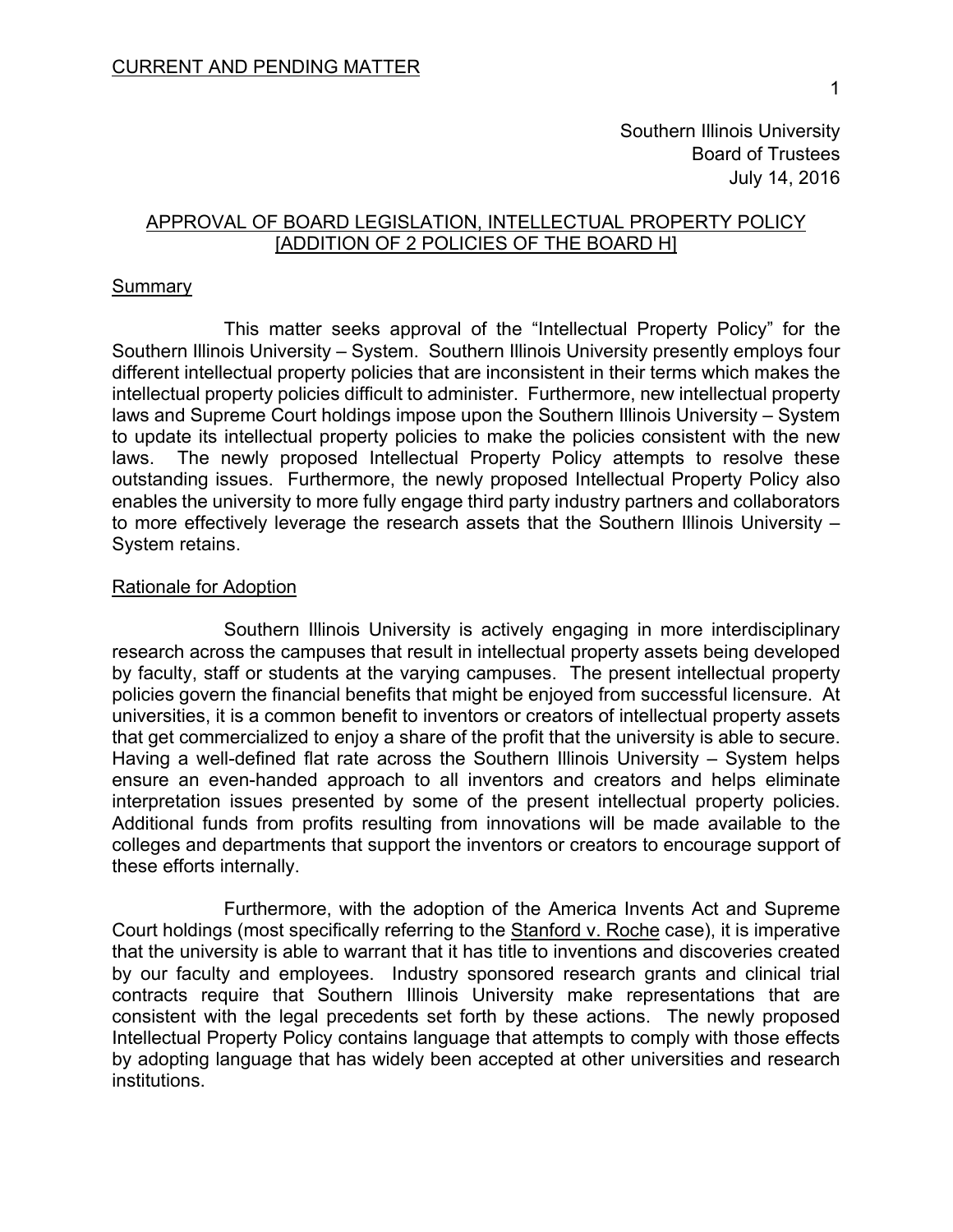CURRENT AND PENDING MATTER

Southern Illinois University
Board of Trustees
July 14, 2016

## APPROVAL OF BOARD LEGISLATION, INTELLECTUAL PROPERTY POLICY [ADDITION OF 2 POLICIES OF THE BOARD H]

### Summary

This matter seeks approval of the "Intellectual Property Policy" for the Southern Illinois University – System. Southern Illinois University presently employs four different intellectual property policies that are inconsistent in their terms which makes the intellectual property policies difficult to administer. Furthermore, new intellectual property laws and Supreme Court holdings impose upon the Southern Illinois University – System to update its intellectual property policies to make the policies consistent with the new laws. The newly proposed Intellectual Property Policy attempts to resolve these outstanding issues. Furthermore, the newly proposed Intellectual Property Policy also enables the university to more fully engage third party industry partners and collaborators to more effectively leverage the research assets that the Southern Illinois University – System retains.

### Rationale for Adoption

Southern Illinois University is actively engaging in more interdisciplinary research across the campuses that result in intellectual property assets being developed by faculty, staff or students at the varying campuses. The present intellectual property policies govern the financial benefits that might be enjoyed from successful licensure. At universities, it is a common benefit to inventors or creators of intellectual property assets that get commercialized to enjoy a share of the profit that the university is able to secure. Having a well-defined flat rate across the Southern Illinois University – System helps ensure an even-handed approach to all inventors and creators and helps eliminate interpretation issues presented by some of the present intellectual property policies. Additional funds from profits resulting from innovations will be made available to the colleges and departments that support the inventors or creators to encourage support of these efforts internally.

Furthermore, with the adoption of the America Invents Act and Supreme Court holdings (most specifically referring to the Stanford v. Roche case), it is imperative that the university is able to warrant that it has title to inventions and discoveries created by our faculty and employees. Industry sponsored research grants and clinical trial contracts require that Southern Illinois University make representations that are consistent with the legal precedents set forth by these actions. The newly proposed Intellectual Property Policy contains language that attempts to comply with those effects by adopting language that has widely been accepted at other universities and research institutions.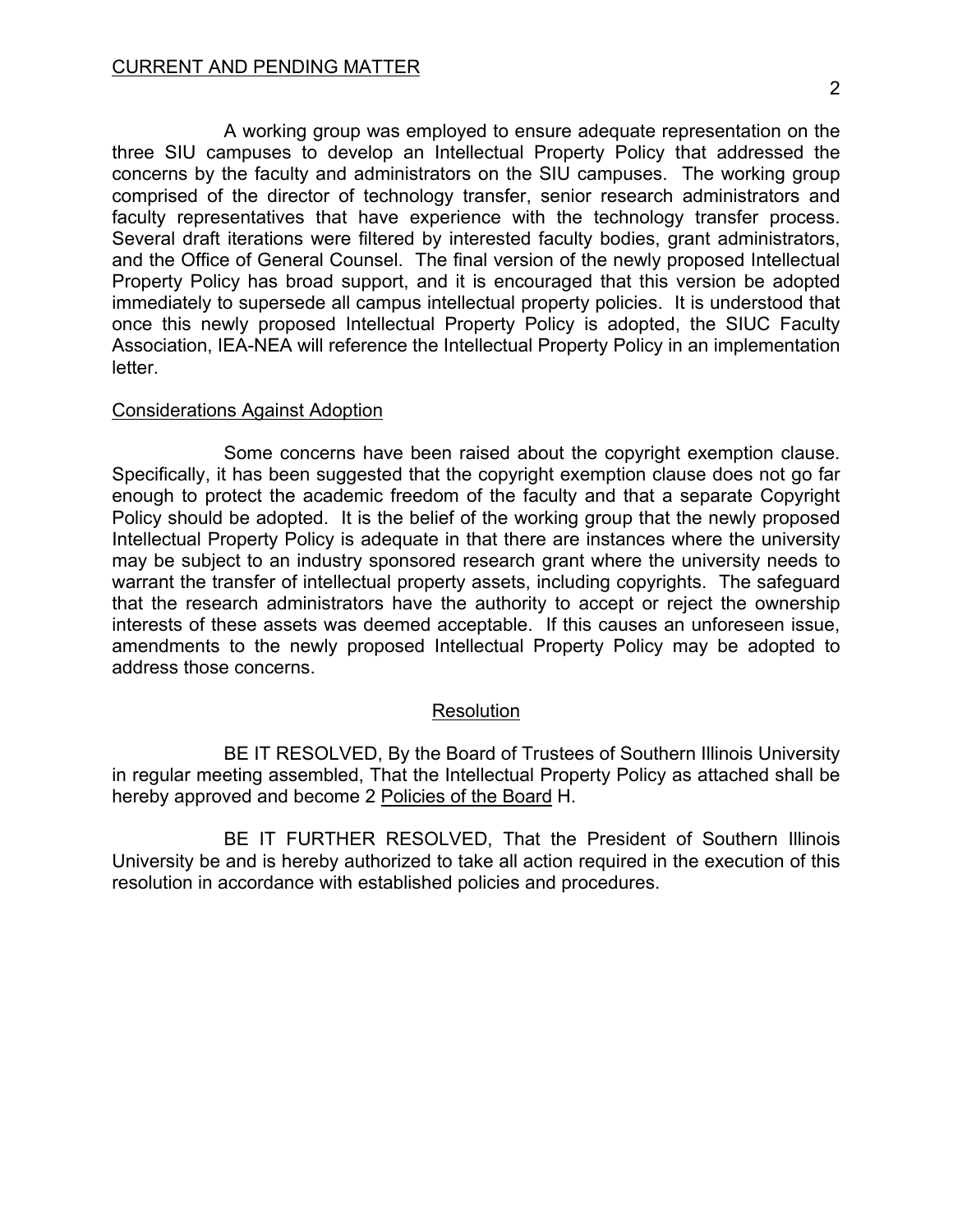A working group was employed to ensure adequate representation on the three SIU campuses to develop an Intellectual Property Policy that addressed the concerns by the faculty and administrators on the SIU campuses. The working group comprised of the director of technology transfer, senior research administrators and faculty representatives that have experience with the technology transfer process. Several draft iterations were filtered by interested faculty bodies, grant administrators, and the Office of General Counsel. The final version of the newly proposed Intellectual Property Policy has broad support, and it is encouraged that this version be adopted immediately to supersede all campus intellectual property policies. It is understood that once this newly proposed Intellectual Property Policy is adopted, the SIUC Faculty Association, IEA-NEA will reference the Intellectual Property Policy in an implementation letter.

## Considerations Against Adoption

Some concerns have been raised about the copyright exemption clause. Specifically, it has been suggested that the copyright exemption clause does not go far enough to protect the academic freedom of the faculty and that a separate Copyright Policy should be adopted. It is the belief of the working group that the newly proposed Intellectual Property Policy is adequate in that there are instances where the university may be subject to an industry sponsored research grant where the university needs to warrant the transfer of intellectual property assets, including copyrights. The safeguard that the research administrators have the authority to accept or reject the ownership interests of these assets was deemed acceptable. If this causes an unforeseen issue, amendments to the newly proposed Intellectual Property Policy may be adopted to address those concerns.

## Resolution

BE IT RESOLVED, By the Board of Trustees of Southern Illinois University in regular meeting assembled, That the Intellectual Property Policy as attached shall be hereby approved and become 2 Policies of the Board H.

BE IT FURTHER RESOLVED, That the President of Southern Illinois University be and is hereby authorized to take all action required in the execution of this resolution in accordance with established policies and procedures.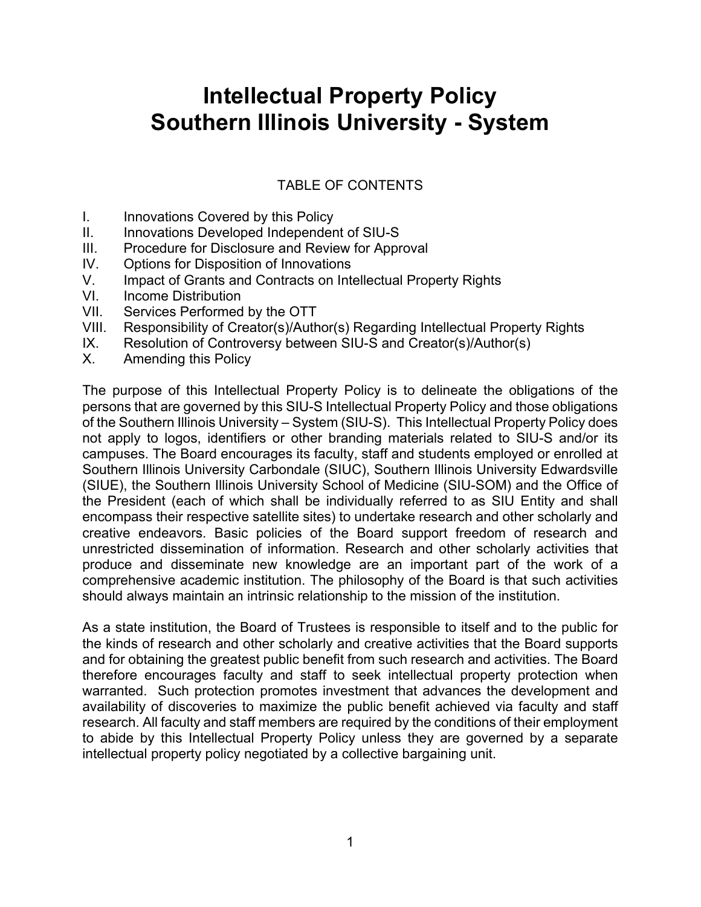# Intellectual Property Policy
# Southern Illinois University - System

TABLE OF CONTENTS

I. Innovations Covered by this Policy
II. Innovations Developed Independent of SIU-S
III. Procedure for Disclosure and Review for Approval
IV. Options for Disposition of Innovations
V. Impact of Grants and Contracts on Intellectual Property Rights
VI. Income Distribution
VII. Services Performed by the OTT
VIII. Responsibility of Creator(s)/Author(s) Regarding Intellectual Property Rights
IX. Resolution of Controversy between SIU-S and Creator(s)/Author(s)
X. Amending this Policy

The purpose of this Intellectual Property Policy is to delineate the obligations of the persons that are governed by this SIU-S Intellectual Property Policy and those obligations of the Southern Illinois University – System (SIU-S). This Intellectual Property Policy does not apply to logos, identifiers or other branding materials related to SIU-S and/or its campuses. The Board encourages its faculty, staff and students employed or enrolled at Southern Illinois University Carbondale (SIUC), Southern Illinois University Edwardsville (SIUE), the Southern Illinois University School of Medicine (SIU-SOM) and the Office of the President (each of which shall be individually referred to as SIU Entity and shall encompass their respective satellite sites) to undertake research and other scholarly and creative endeavors. Basic policies of the Board support freedom of research and unrestricted dissemination of information. Research and other scholarly activities that produce and disseminate new knowledge are an important part of the work of a comprehensive academic institution. The philosophy of the Board is that such activities should always maintain an intrinsic relationship to the mission of the institution.

As a state institution, the Board of Trustees is responsible to itself and to the public for the kinds of research and other scholarly and creative activities that the Board supports and for obtaining the greatest public benefit from such research and activities. The Board therefore encourages faculty and staff to seek intellectual property protection when warranted. Such protection promotes investment that advances the development and availability of discoveries to maximize the public benefit achieved via faculty and staff research. All faculty and staff members are required by the conditions of their employment to abide by this Intellectual Property Policy unless they are governed by a separate intellectual property policy negotiated by a collective bargaining unit.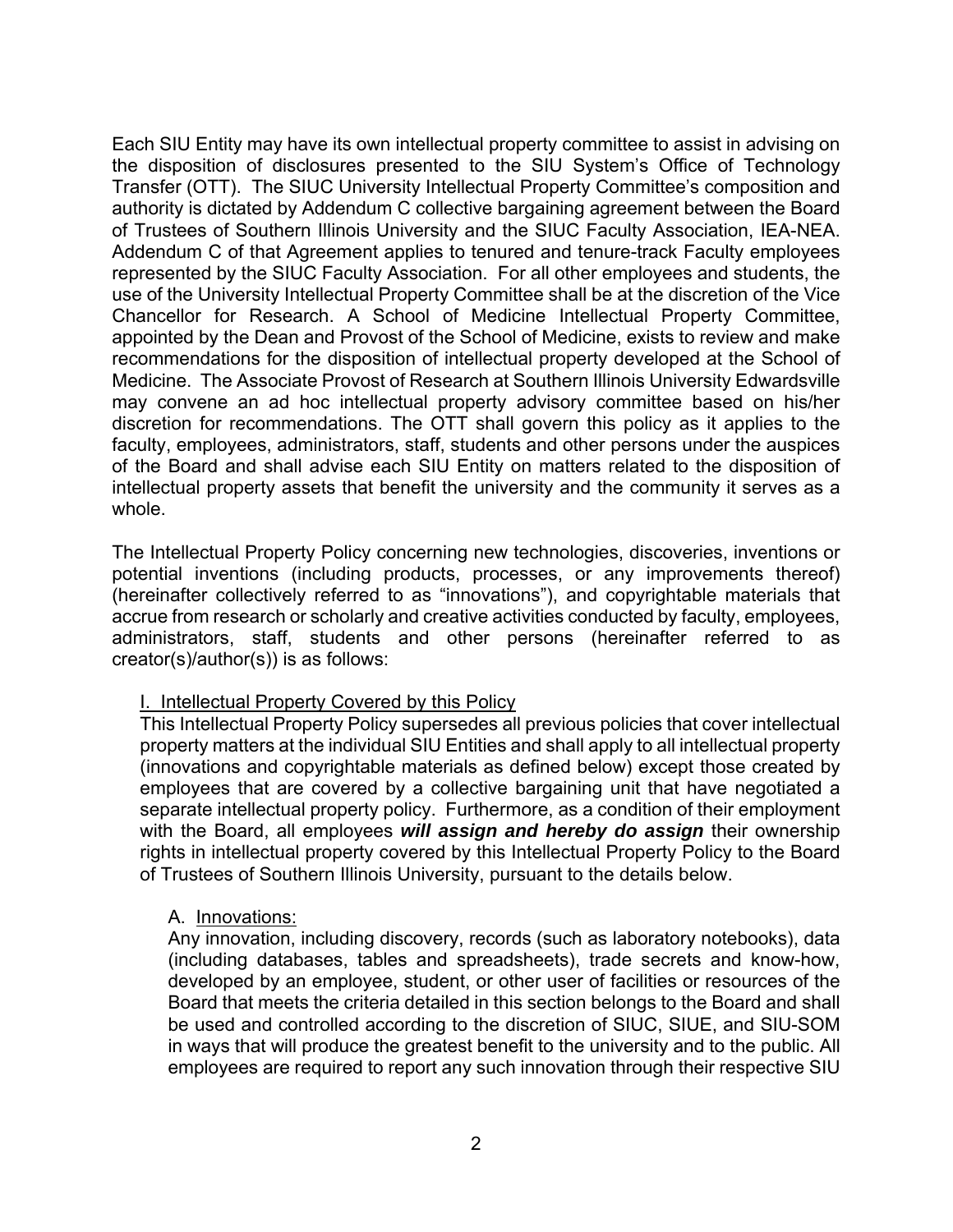Each SIU Entity may have its own intellectual property committee to assist in advising on the disposition of disclosures presented to the SIU System's Office of Technology Transfer (OTT). The SIUC University Intellectual Property Committee's composition and authority is dictated by Addendum C collective bargaining agreement between the Board of Trustees of Southern Illinois University and the SIUC Faculty Association, IEA-NEA. Addendum C of that Agreement applies to tenured and tenure-track Faculty employees represented by the SIUC Faculty Association. For all other employees and students, the use of the University Intellectual Property Committee shall be at the discretion of the Vice Chancellor for Research. A School of Medicine Intellectual Property Committee, appointed by the Dean and Provost of the School of Medicine, exists to review and make recommendations for the disposition of intellectual property developed at the School of Medicine. The Associate Provost of Research at Southern Illinois University Edwardsville may convene an ad hoc intellectual property advisory committee based on his/her discretion for recommendations. The OTT shall govern this policy as it applies to the faculty, employees, administrators, staff, students and other persons under the auspices of the Board and shall advise each SIU Entity on matters related to the disposition of intellectual property assets that benefit the university and the community it serves as a whole.

The Intellectual Property Policy concerning new technologies, discoveries, inventions or potential inventions (including products, processes, or any improvements thereof) (hereinafter collectively referred to as "innovations"), and copyrightable materials that accrue from research or scholarly and creative activities conducted by faculty, employees, administrators, staff, students and other persons (hereinafter referred to as creator(s)/author(s)) is as follows:

I. Intellectual Property Covered by this Policy

This Intellectual Property Policy supersedes all previous policies that cover intellectual property matters at the individual SIU Entities and shall apply to all intellectual property (innovations and copyrightable materials as defined below) except those created by employees that are covered by a collective bargaining unit that have negotiated a separate intellectual property policy. Furthermore, as a condition of their employment with the Board, all employees ***will assign and hereby do assign*** their ownership rights in intellectual property covered by this Intellectual Property Policy to the Board of Trustees of Southern Illinois University, pursuant to the details below.

A. Innovations:

Any innovation, including discovery, records (such as laboratory notebooks), data (including databases, tables and spreadsheets), trade secrets and know-how, developed by an employee, student, or other user of facilities or resources of the Board that meets the criteria detailed in this section belongs to the Board and shall be used and controlled according to the discretion of SIUC, SIUE, and SIU-SOM in ways that will produce the greatest benefit to the university and to the public. All employees are required to report any such innovation through their respective SIU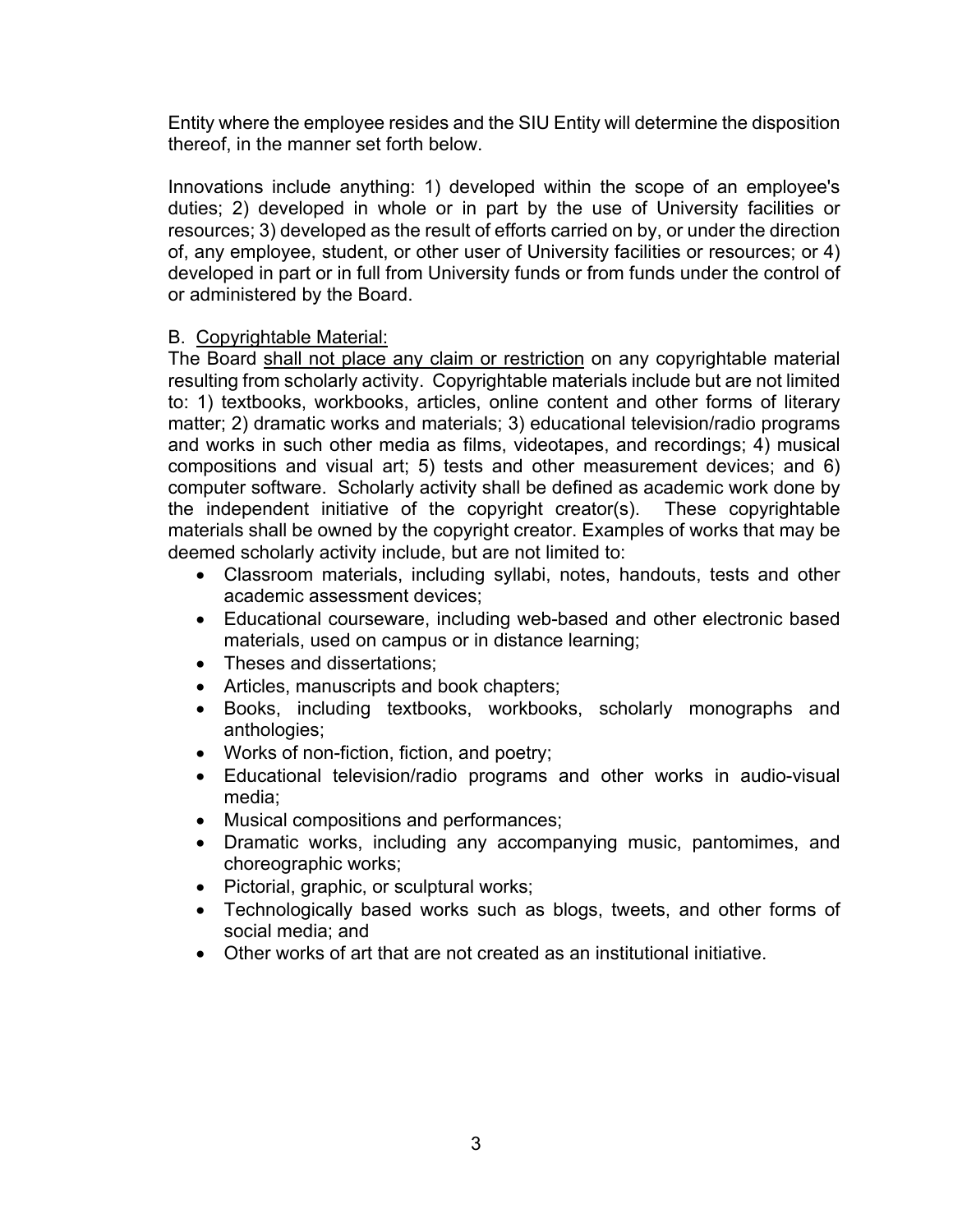Entity where the employee resides and the SIU Entity will determine the disposition thereof, in the manner set forth below.

Innovations include anything: 1) developed within the scope of an employee's duties; 2) developed in whole or in part by the use of University facilities or resources; 3) developed as the result of efforts carried on by, or under the direction of, any employee, student, or other user of University facilities or resources; or 4) developed in part or in full from University funds or from funds under the control of or administered by the Board.

B. <u>Copyrightable Material:</u>
The Board <u>shall not place any claim or restriction</u> on any copyrightable material resulting from scholarly activity. Copyrightable materials include but are not limited to: 1) textbooks, workbooks, articles, online content and other forms of literary matter; 2) dramatic works and materials; 3) educational television/radio programs and works in such other media as films, videotapes, and recordings; 4) musical compositions and visual art; 5) tests and other measurement devices; and 6) computer software. Scholarly activity shall be defined as academic work done by the independent initiative of the copyright creator(s). These copyrightable materials shall be owned by the copyright creator. Examples of works that may be deemed scholarly activity include, but are not limited to:

- Classroom materials, including syllabi, notes, handouts, tests and other academic assessment devices;
- Educational courseware, including web-based and other electronic based materials, used on campus or in distance learning;
- Theses and dissertations;
- Articles, manuscripts and book chapters;
- Books, including textbooks, workbooks, scholarly monographs and anthologies;
- Works of non-fiction, fiction, and poetry;
- Educational television/radio programs and other works in audio-visual media;
- Musical compositions and performances;
- Dramatic works, including any accompanying music, pantomimes, and choreographic works;
- Pictorial, graphic, or sculptural works;
- Technologically based works such as blogs, tweets, and other forms of social media; and
- Other works of art that are not created as an institutional initiative.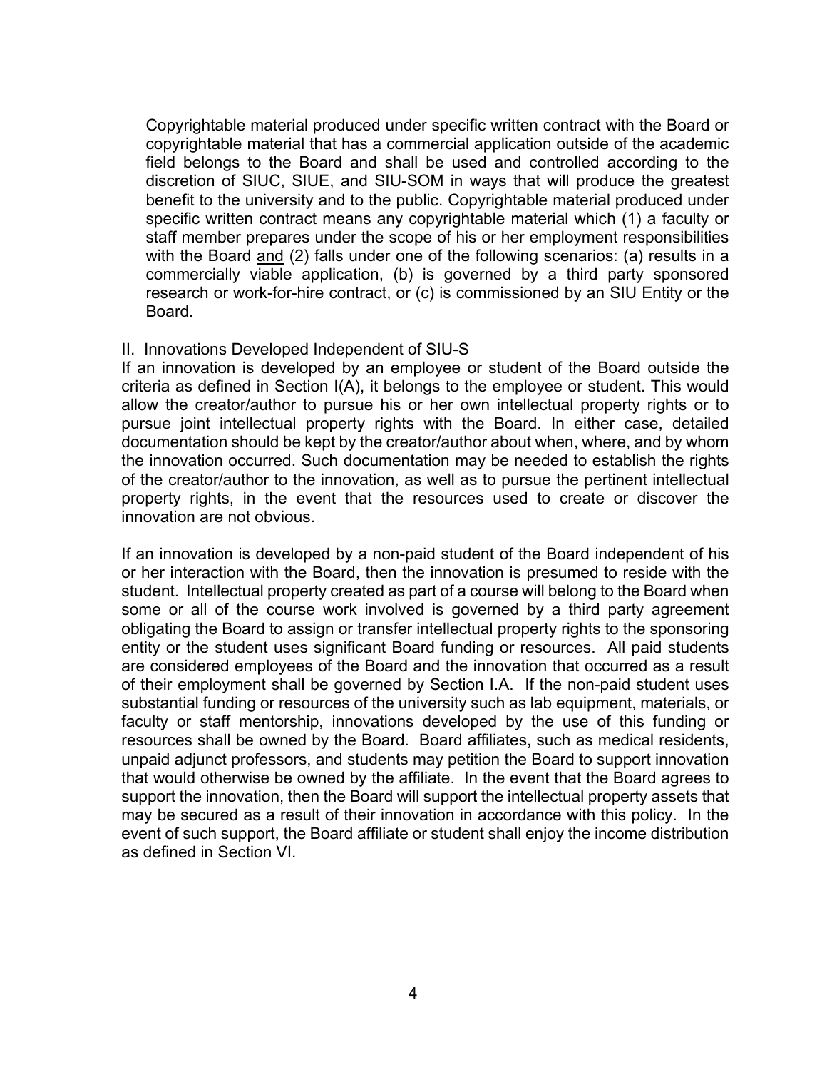Copyrightable material produced under specific written contract with the Board or copyrightable material that has a commercial application outside of the academic field belongs to the Board and shall be used and controlled according to the discretion of SIUC, SIUE, and SIU-SOM in ways that will produce the greatest benefit to the university and to the public. Copyrightable material produced under specific written contract means any copyrightable material which (1) a faculty or staff member prepares under the scope of his or her employment responsibilities with the Board <u>and</u> (2) falls under one of the following scenarios: (a) results in a commercially viable application, (b) is governed by a third party sponsored research or work-for-hire contract, or (c) is commissioned by an SIU Entity or the Board.

<u>II. Innovations Developed Independent of SIU-S</u>

If an innovation is developed by an employee or student of the Board outside the criteria as defined in Section I(A), it belongs to the employee or student. This would allow the creator/author to pursue his or her own intellectual property rights or to pursue joint intellectual property rights with the Board. In either case, detailed documentation should be kept by the creator/author about when, where, and by whom the innovation occurred. Such documentation may be needed to establish the rights of the creator/author to the innovation, as well as to pursue the pertinent intellectual property rights, in the event that the resources used to create or discover the innovation are not obvious.

If an innovation is developed by a non-paid student of the Board independent of his or her interaction with the Board, then the innovation is presumed to reside with the student. Intellectual property created as part of a course will belong to the Board when some or all of the course work involved is governed by a third party agreement obligating the Board to assign or transfer intellectual property rights to the sponsoring entity or the student uses significant Board funding or resources. All paid students are considered employees of the Board and the innovation that occurred as a result of their employment shall be governed by Section I.A. If the non-paid student uses substantial funding or resources of the university such as lab equipment, materials, or faculty or staff mentorship, innovations developed by the use of this funding or resources shall be owned by the Board. Board affiliates, such as medical residents, unpaid adjunct professors, and students may petition the Board to support innovation that would otherwise be owned by the affiliate. In the event that the Board agrees to support the innovation, then the Board will support the intellectual property assets that may be secured as a result of their innovation in accordance with this policy. In the event of such support, the Board affiliate or student shall enjoy the income distribution as defined in Section VI.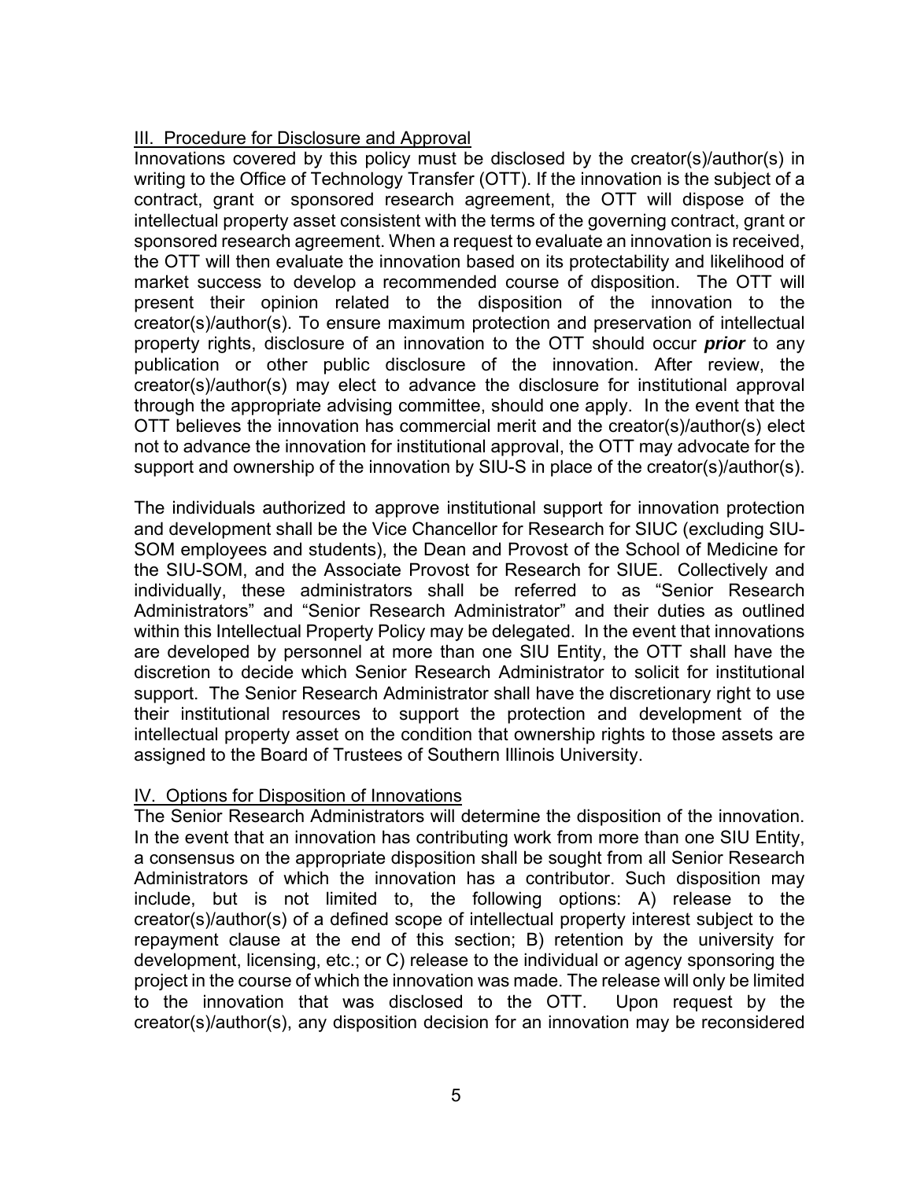## III. Procedure for Disclosure and Approval

Innovations covered by this policy must be disclosed by the creator(s)/author(s) in writing to the Office of Technology Transfer (OTT). If the innovation is the subject of a contract, grant or sponsored research agreement, the OTT will dispose of the intellectual property asset consistent with the terms of the governing contract, grant or sponsored research agreement. When a request to evaluate an innovation is received, the OTT will then evaluate the innovation based on its protectability and likelihood of market success to develop a recommended course of disposition. The OTT will present their opinion related to the disposition of the innovation to the creator(s)/author(s). To ensure maximum protection and preservation of intellectual property rights, disclosure of an innovation to the OTT should occur ***prior*** to any publication or other public disclosure of the innovation. After review, the creator(s)/author(s) may elect to advance the disclosure for institutional approval through the appropriate advising committee, should one apply. In the event that the OTT believes the innovation has commercial merit and the creator(s)/author(s) elect not to advance the innovation for institutional approval, the OTT may advocate for the support and ownership of the innovation by SIU-S in place of the creator(s)/author(s).

The individuals authorized to approve institutional support for innovation protection and development shall be the Vice Chancellor for Research for SIUC (excluding SIU-SOM employees and students), the Dean and Provost of the School of Medicine for the SIU-SOM, and the Associate Provost for Research for SIUE. Collectively and individually, these administrators shall be referred to as "Senior Research Administrators" and "Senior Research Administrator" and their duties as outlined within this Intellectual Property Policy may be delegated. In the event that innovations are developed by personnel at more than one SIU Entity, the OTT shall have the discretion to decide which Senior Research Administrator to solicit for institutional support. The Senior Research Administrator shall have the discretionary right to use their institutional resources to support the protection and development of the intellectual property asset on the condition that ownership rights to those assets are assigned to the Board of Trustees of Southern Illinois University.

## IV. Options for Disposition of Innovations

The Senior Research Administrators will determine the disposition of the innovation. In the event that an innovation has contributing work from more than one SIU Entity, a consensus on the appropriate disposition shall be sought from all Senior Research Administrators of which the innovation has a contributor. Such disposition may include, but is not limited to, the following options: A) release to the creator(s)/author(s) of a defined scope of intellectual property interest subject to the repayment clause at the end of this section; B) retention by the university for development, licensing, etc.; or C) release to the individual or agency sponsoring the project in the course of which the innovation was made. The release will only be limited to the innovation that was disclosed to the OTT. Upon request by the creator(s)/author(s), any disposition decision for an innovation may be reconsidered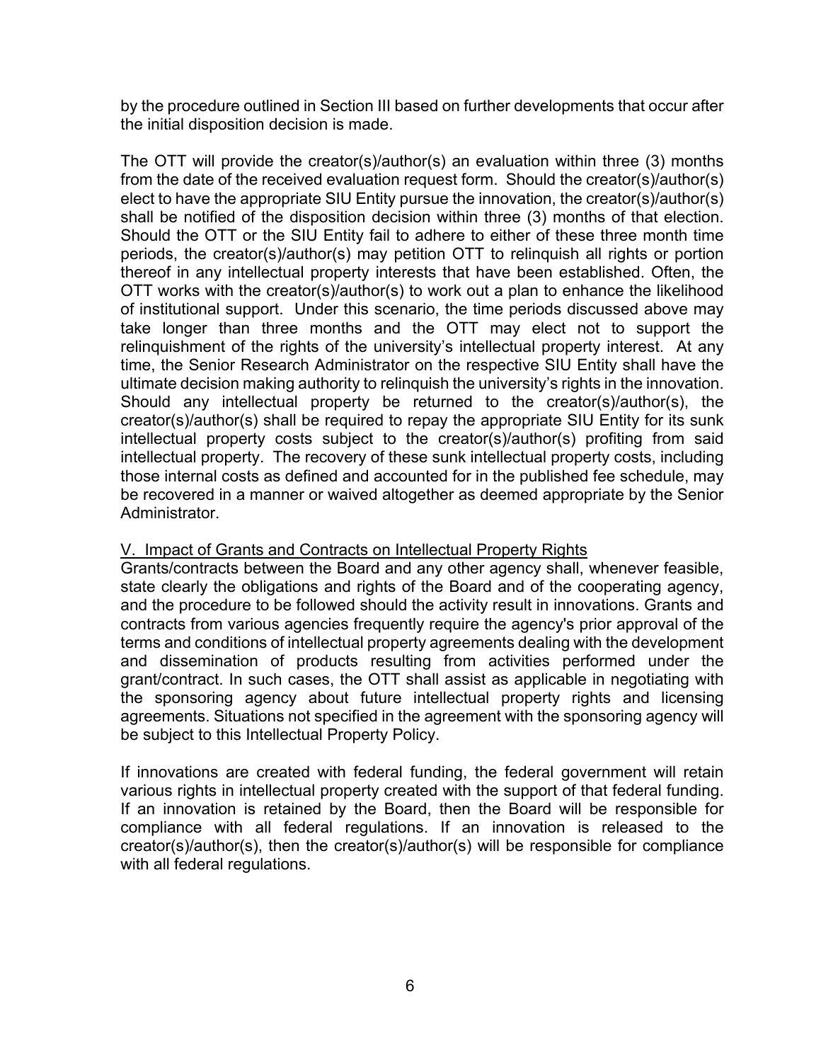by the procedure outlined in Section III based on further developments that occur after the initial disposition decision is made.

The OTT will provide the creator(s)/author(s) an evaluation within three (3) months from the date of the received evaluation request form. Should the creator(s)/author(s) elect to have the appropriate SIU Entity pursue the innovation, the creator(s)/author(s) shall be notified of the disposition decision within three (3) months of that election. Should the OTT or the SIU Entity fail to adhere to either of these three month time periods, the creator(s)/author(s) may petition OTT to relinquish all rights or portion thereof in any intellectual property interests that have been established. Often, the OTT works with the creator(s)/author(s) to work out a plan to enhance the likelihood of institutional support. Under this scenario, the time periods discussed above may take longer than three months and the OTT may elect not to support the relinquishment of the rights of the university's intellectual property interest. At any time, the Senior Research Administrator on the respective SIU Entity shall have the ultimate decision making authority to relinquish the university's rights in the innovation. Should any intellectual property be returned to the creator(s)/author(s), the creator(s)/author(s) shall be required to repay the appropriate SIU Entity for its sunk intellectual property costs subject to the creator(s)/author(s) profiting from said intellectual property. The recovery of these sunk intellectual property costs, including those internal costs as defined and accounted for in the published fee schedule, may be recovered in a manner or waived altogether as deemed appropriate by the Senior Administrator.

## V. Impact of Grants and Contracts on Intellectual Property Rights

Grants/contracts between the Board and any other agency shall, whenever feasible, state clearly the obligations and rights of the Board and of the cooperating agency, and the procedure to be followed should the activity result in innovations. Grants and contracts from various agencies frequently require the agency's prior approval of the terms and conditions of intellectual property agreements dealing with the development and dissemination of products resulting from activities performed under the grant/contract. In such cases, the OTT shall assist as applicable in negotiating with the sponsoring agency about future intellectual property rights and licensing agreements. Situations not specified in the agreement with the sponsoring agency will be subject to this Intellectual Property Policy.

If innovations are created with federal funding, the federal government will retain various rights in intellectual property created with the support of that federal funding. If an innovation is retained by the Board, then the Board will be responsible for compliance with all federal regulations. If an innovation is released to the creator(s)/author(s), then the creator(s)/author(s) will be responsible for compliance with all federal regulations.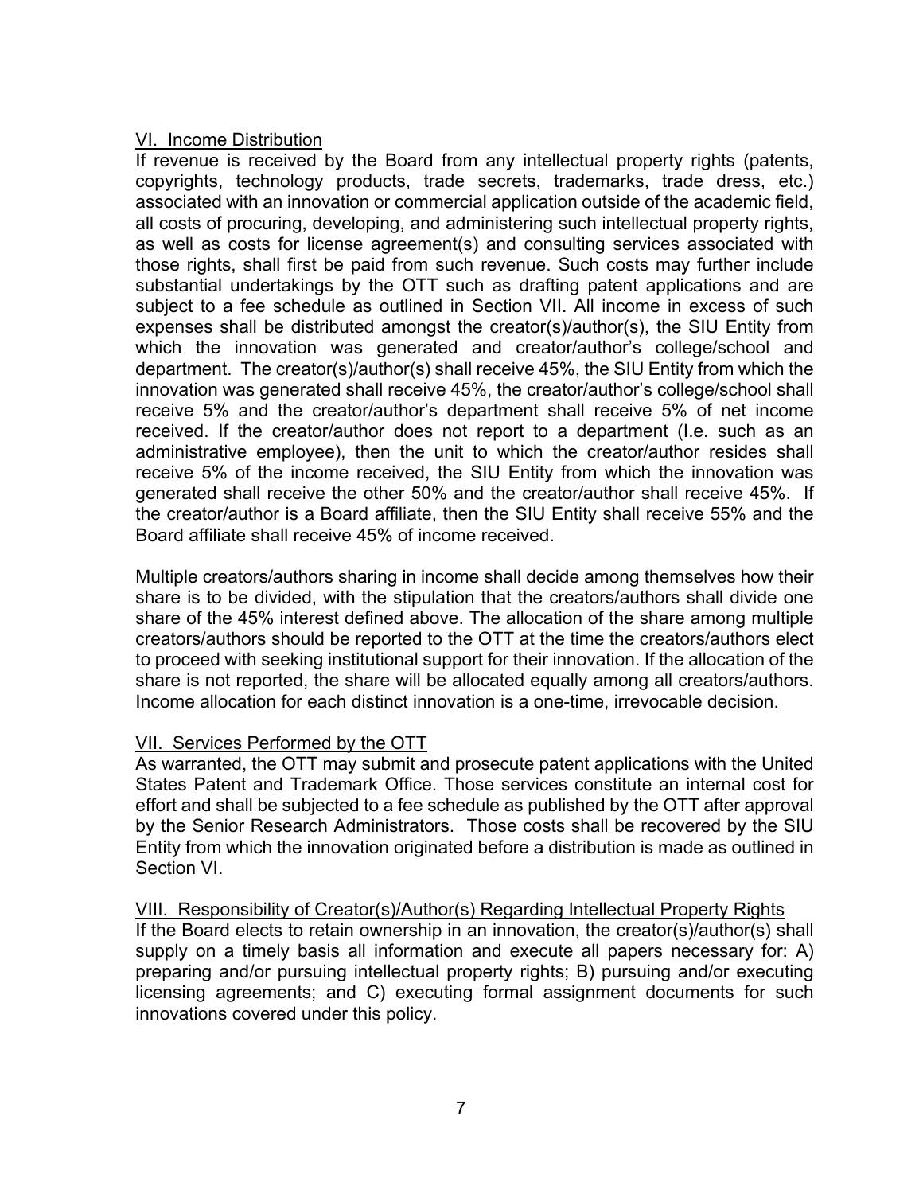## VI. Income Distribution

If revenue is received by the Board from any intellectual property rights (patents, copyrights, technology products, trade secrets, trademarks, trade dress, etc.) associated with an innovation or commercial application outside of the academic field, all costs of procuring, developing, and administering such intellectual property rights, as well as costs for license agreement(s) and consulting services associated with those rights, shall first be paid from such revenue. Such costs may further include substantial undertakings by the OTT such as drafting patent applications and are subject to a fee schedule as outlined in Section VII. All income in excess of such expenses shall be distributed amongst the creator(s)/author(s), the SIU Entity from which the innovation was generated and creator/author's college/school and department. The creator(s)/author(s) shall receive 45%, the SIU Entity from which the innovation was generated shall receive 45%, the creator/author's college/school shall receive 5% and the creator/author's department shall receive 5% of net income received. If the creator/author does not report to a department (I.e. such as an administrative employee), then the unit to which the creator/author resides shall receive 5% of the income received, the SIU Entity from which the innovation was generated shall receive the other 50% and the creator/author shall receive 45%. If the creator/author is a Board affiliate, then the SIU Entity shall receive 55% and the Board affiliate shall receive 45% of income received.

Multiple creators/authors sharing in income shall decide among themselves how their share is to be divided, with the stipulation that the creators/authors shall divide one share of the 45% interest defined above. The allocation of the share among multiple creators/authors should be reported to the OTT at the time the creators/authors elect to proceed with seeking institutional support for their innovation. If the allocation of the share is not reported, the share will be allocated equally among all creators/authors. Income allocation for each distinct innovation is a one-time, irrevocable decision.

## VII. Services Performed by the OTT

As warranted, the OTT may submit and prosecute patent applications with the United States Patent and Trademark Office. Those services constitute an internal cost for effort and shall be subjected to a fee schedule as published by the OTT after approval by the Senior Research Administrators. Those costs shall be recovered by the SIU Entity from which the innovation originated before a distribution is made as outlined in Section VI.

## VIII. Responsibility of Creator(s)/Author(s) Regarding Intellectual Property Rights

If the Board elects to retain ownership in an innovation, the creator(s)/author(s) shall supply on a timely basis all information and execute all papers necessary for: A) preparing and/or pursuing intellectual property rights; B) pursuing and/or executing licensing agreements; and C) executing formal assignment documents for such innovations covered under this policy.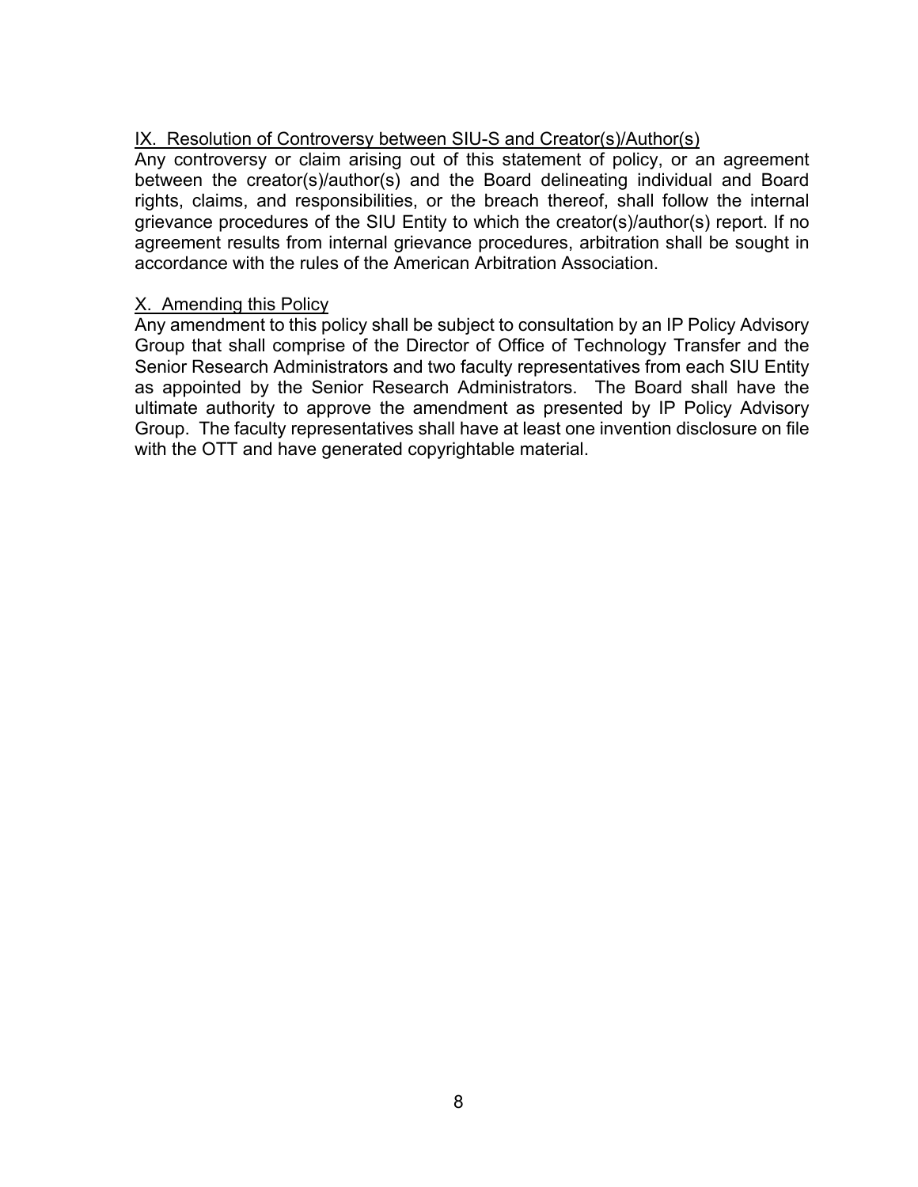## IX. Resolution of Controversy between SIU-S and Creator(s)/Author(s)

Any controversy or claim arising out of this statement of policy, or an agreement between the creator(s)/author(s) and the Board delineating individual and Board rights, claims, and responsibilities, or the breach thereof, shall follow the internal grievance procedures of the SIU Entity to which the creator(s)/author(s) report. If no agreement results from internal grievance procedures, arbitration shall be sought in accordance with the rules of the American Arbitration Association.

## X. Amending this Policy

Any amendment to this policy shall be subject to consultation by an IP Policy Advisory Group that shall comprise of the Director of Office of Technology Transfer and the Senior Research Administrators and two faculty representatives from each SIU Entity as appointed by the Senior Research Administrators. The Board shall have the ultimate authority to approve the amendment as presented by IP Policy Advisory Group. The faculty representatives shall have at least one invention disclosure on file with the OTT and have generated copyrightable material.